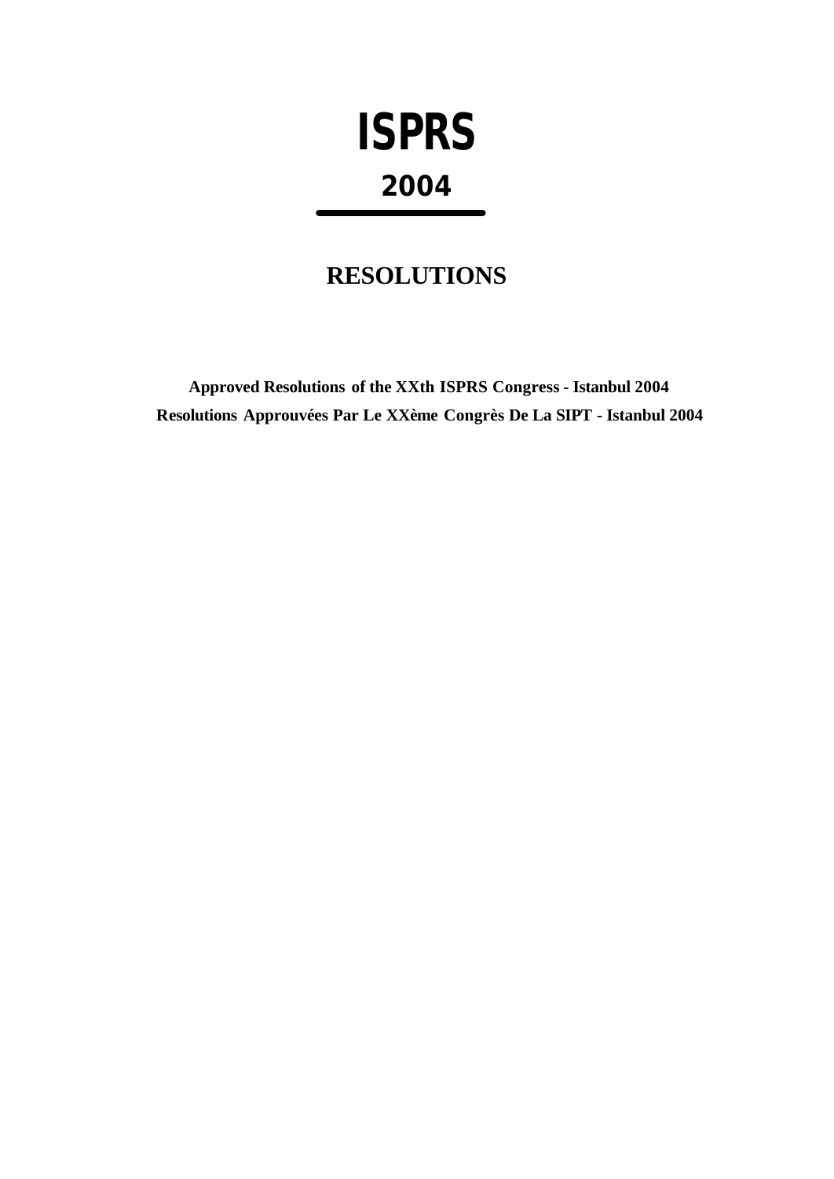# ISPRS

## 2004

---

# RESOLUTIONS

**Approved Resolutions of the XXth ISPRS Congress - Istanbul 2004**

**Resolutions Approuvées Par Le XXème Congrès De La SIPT - Istanbul 2004**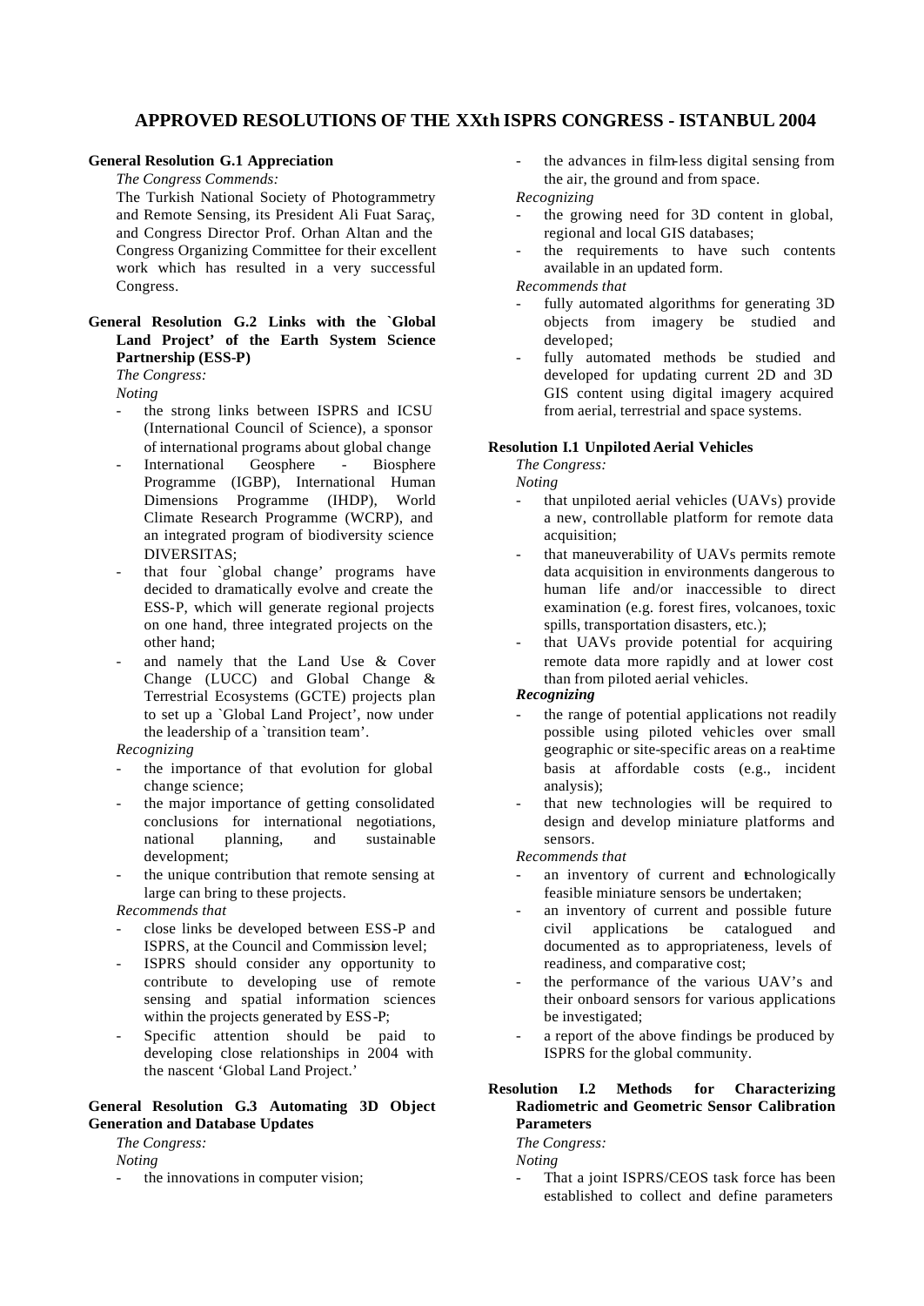# APPROVED RESOLUTIONS OF THE XXth ISPRS CONGRESS - ISTANBUL 2004

**General Resolution G.1 Appreciation**

*The Congress Commends:*

The Turkish National Society of Photogrammetry and Remote Sensing, its President Ali Fuat Saraç, and Congress Director Prof. Orhan Altan and the Congress Organizing Committee for their excellent work which has resulted in a very successful Congress.

**General Resolution G.2 Links with the `Global Land Project' of the Earth System Science Partnership (ESS-P)**

*The Congress:*

*Noting*

- the strong links between ISPRS and ICSU (International Council of Science), a sponsor of international programs about global change
- International Geosphere - Biosphere Programme (IGBP), International Human Dimensions Programme (IHDP), World Climate Research Programme (WCRP), and an integrated program of biodiversity science DIVERSITAS;
- that four `global change' programs have decided to dramatically evolve and create the ESS-P, which will generate regional projects on one hand, three integrated projects on the other hand;
- and namely that the Land Use & Cover Change (LUCC) and Global Change & Terrestrial Ecosystems (GCTE) projects plan to set up a `Global Land Project', now under the leadership of a `transition team'.

*Recognizing*

- the importance of that evolution for global change science;
- the major importance of getting consolidated conclusions for international negotiations, national planning, and sustainable development;
- the unique contribution that remote sensing at large can bring to these projects.

*Recommends that*

- close links be developed between ESS-P and ISPRS, at the Council and Commission level;
- ISPRS should consider any opportunity to contribute to developing use of remote sensing and spatial information sciences within the projects generated by ESS-P;
- Specific attention should be paid to developing close relationships in 2004 with the nascent 'Global Land Project.'

**General Resolution G.3 Automating 3D Object Generation and Database Updates**

*The Congress:*

*Noting*

- the innovations in computer vision;
- the advances in film-less digital sensing from the air, the ground and from space.

*Recognizing*

- the growing need for 3D content in global, regional and local GIS databases;
- the requirements to have such contents available in an updated form.

*Recommends that*

- fully automated algorithms for generating 3D objects from imagery be studied and developed;
- fully automated methods be studied and developed for updating current 2D and 3D GIS content using digital imagery acquired from aerial, terrestrial and space systems.

**Resolution I.1 Unpiloted Aerial Vehicles**

*The Congress:*

*Noting*

- that unpiloted aerial vehicles (UAVs) provide a new, controllable platform for remote data acquisition;
- that maneuverability of UAVs permits remote data acquisition in environments dangerous to human life and/or inaccessible to direct examination (e.g. forest fires, volcanoes, toxic spills, transportation disasters, etc.);
- that UAVs provide potential for acquiring remote data more rapidly and at lower cost than from piloted aerial vehicles.

***Recognizing***

- the range of potential applications not readily possible using piloted vehicles over small geographic or site-specific areas on a real-time basis at affordable costs (e.g., incident analysis);
- that new technologies will be required to design and develop miniature platforms and sensors.

*Recommends that*

- an inventory of current and technologically feasible miniature sensors be undertaken;
- an inventory of current and possible future civil applications be catalogued and documented as to appropriateness, levels of readiness, and comparative cost;
- the performance of the various UAV's and their onboard sensors for various applications be investigated;
- a report of the above findings be produced by ISPRS for the global community.

**Resolution I.2 Methods for Characterizing Radiometric and Geometric Sensor Calibration Parameters**

*The Congress:*

*Noting*

- That a joint ISPRS/CEOS task force has been established to collect and define parameters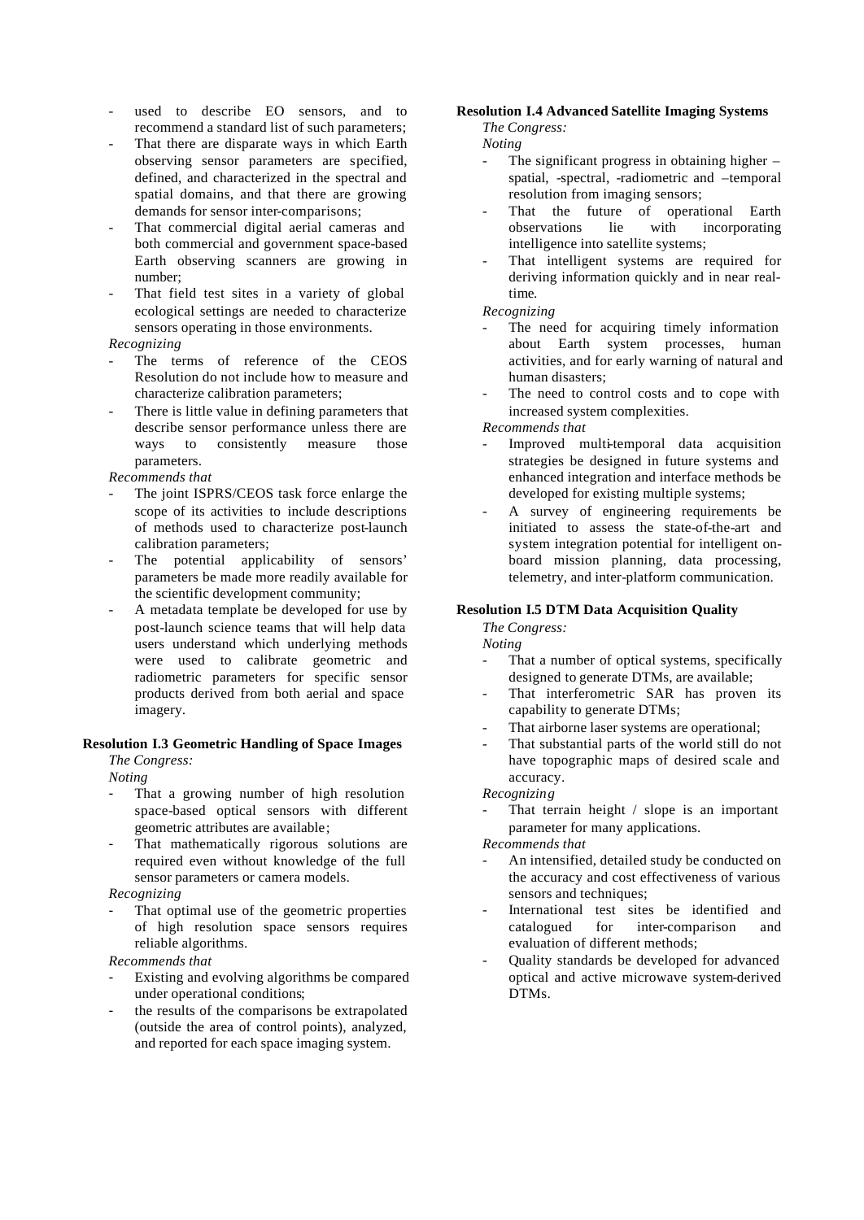- used to describe EO sensors, and to recommend a standard list of such parameters;
- That there are disparate ways in which Earth observing sensor parameters are specified, defined, and characterized in the spectral and spatial domains, and that there are growing demands for sensor inter-comparisons;
- That commercial digital aerial cameras and both commercial and government space-based Earth observing scanners are growing in number;
- That field test sites in a variety of global ecological settings are needed to characterize sensors operating in those environments.

*Recognizing*

- The terms of reference of the CEOS Resolution do not include how to measure and characterize calibration parameters;
- There is little value in defining parameters that describe sensor performance unless there are ways to consistently measure those parameters.

*Recommends that*

- The joint ISPRS/CEOS task force enlarge the scope of its activities to include descriptions of methods used to characterize post-launch calibration parameters;
- The potential applicability of sensors' parameters be made more readily available for the scientific development community;
- A metadata template be developed for use by post-launch science teams that will help data users understand which underlying methods were used to calibrate geometric and radiometric parameters for specific sensor products derived from both aerial and space imagery.

**Resolution I.3 Geometric Handling of Space Images**

*The Congress:*

*Noting*

- That a growing number of high resolution space-based optical sensors with different geometric attributes are available;
- That mathematically rigorous solutions are required even without knowledge of the full sensor parameters or camera models.

*Recognizing*

- That optimal use of the geometric properties of high resolution space sensors requires reliable algorithms.

*Recommends that*

- Existing and evolving algorithms be compared under operational conditions;
- the results of the comparisons be extrapolated (outside the area of control points), analyzed, and reported for each space imaging system.

**Resolution I.4 Advanced Satellite Imaging Systems**

*The Congress:*

*Noting*

- The significant progress in obtaining higher – spatial, -spectral, -radiometric and –temporal resolution from imaging sensors;
- That the future of operational Earth observations lie with incorporating intelligence into satellite systems;
- That intelligent systems are required for deriving information quickly and in near real-time.

*Recognizing*

- The need for acquiring timely information about Earth system processes, human activities, and for early warning of natural and human disasters;
- The need to control costs and to cope with increased system complexities.

*Recommends that*

- Improved multi-temporal data acquisition strategies be designed in future systems and enhanced integration and interface methods be developed for existing multiple systems;
- A survey of engineering requirements be initiated to assess the state-of-the-art and system integration potential for intelligent on-board mission planning, data processing, telemetry, and inter-platform communication.

**Resolution I.5 DTM Data Acquisition Quality**

*The Congress:*

*Noting*

- That a number of optical systems, specifically designed to generate DTMs, are available;
- That interferometric SAR has proven its capability to generate DTMs;
- That airborne laser systems are operational;
- That substantial parts of the world still do not have topographic maps of desired scale and accuracy.

*Recognizing*

- That terrain height / slope is an important parameter for many applications.

*Recommends that*

- An intensified, detailed study be conducted on the accuracy and cost effectiveness of various sensors and techniques;
- International test sites be identified and catalogued for inter-comparison and evaluation of different methods;
- Quality standards be developed for advanced optical and active microwave system-derived DTMs.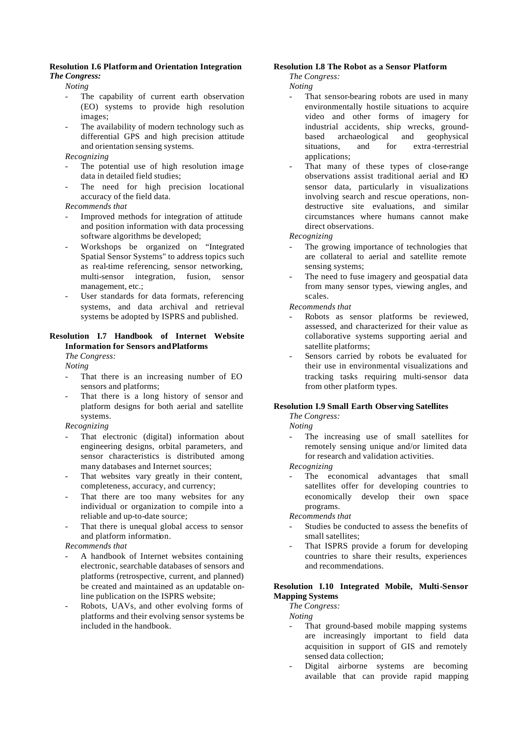**Resolution I.6 Platform and Orientation Integration**

***The Congress:***

*Noting*

- The capability of current earth observation (EO) systems to provide high resolution images;
- The availability of modern technology such as differential GPS and high precision attitude and orientation sensing systems.

*Recognizing*

- The potential use of high resolution image data in detailed field studies;
- The need for high precision locational accuracy of the field data.

*Recommends that*

- Improved methods for integration of attitude and position information with data processing software algorithms be developed;
- Workshops be organized on "Integrated Spatial Sensor Systems" to address topics such as real-time referencing, sensor networking, multi-sensor integration, fusion, sensor management, etc.;
- User standards for data formats, referencing systems, and data archival and retrieval systems be adopted by ISPRS and published.

**Resolution I.7 Handbook of Internet Website Information for Sensors and Platforms**

*The Congress:*

*Noting*

- That there is an increasing number of EO sensors and platforms;
- That there is a long history of sensor and platform designs for both aerial and satellite systems.

*Recognizing*

- That electronic (digital) information about engineering designs, orbital parameters, and sensor characteristics is distributed among many databases and Internet sources;
- That websites vary greatly in their content, completeness, accuracy, and currency;
- That there are too many websites for any individual or organization to compile into a reliable and up-to-date source;
- That there is unequal global access to sensor and platform information.

*Recommends that*

- A handbook of Internet websites containing electronic, searchable databases of sensors and platforms (retrospective, current, and planned) be created and maintained as an updatable on-line publication on the ISPRS website;
- Robots, UAVs, and other evolving forms of platforms and their evolving sensor systems be included in the handbook.

**Resolution I.8 The Robot as a Sensor Platform**

*The Congress:*

*Noting*

- That sensor-bearing robots are used in many environmentally hostile situations to acquire video and other forms of imagery for industrial accidents, ship wrecks, ground-based archaeological and geophysical situations, and for extra-terrestrial applications;
- That many of these types of close-range observations assist traditional aerial and EO sensor data, particularly in visualizations involving search and rescue operations, non-destructive site evaluations, and similar circumstances where humans cannot make direct observations.

*Recognizing*

- The growing importance of technologies that are collateral to aerial and satellite remote sensing systems;
- The need to fuse imagery and geospatial data from many sensor types, viewing angles, and scales.

*Recommends that*

- Robots as sensor platforms be reviewed, assessed, and characterized for their value as collaborative systems supporting aerial and satellite platforms;
- Sensors carried by robots be evaluated for their use in environmental visualizations and tracking tasks requiring multi-sensor data from other platform types.

**Resolution I.9 Small Earth Observing Satellites**

*The Congress:*

*Noting*

- The increasing use of small satellites for remotely sensing unique and/or limited data for research and validation activities.

*Recognizing*

- The economical advantages that small satellites offer for developing countries to economically develop their own space programs.

*Recommends that*

- Studies be conducted to assess the benefits of small satellites;
- That ISPRS provide a forum for developing countries to share their results, experiences and recommendations.

**Resolution I.10 Integrated Mobile, Multi-Sensor Mapping Systems**

*The Congress:*

*Noting*

- That ground-based mobile mapping systems are increasingly important to field data acquisition in support of GIS and remotely sensed data collection;
- Digital airborne systems are becoming available that can provide rapid mapping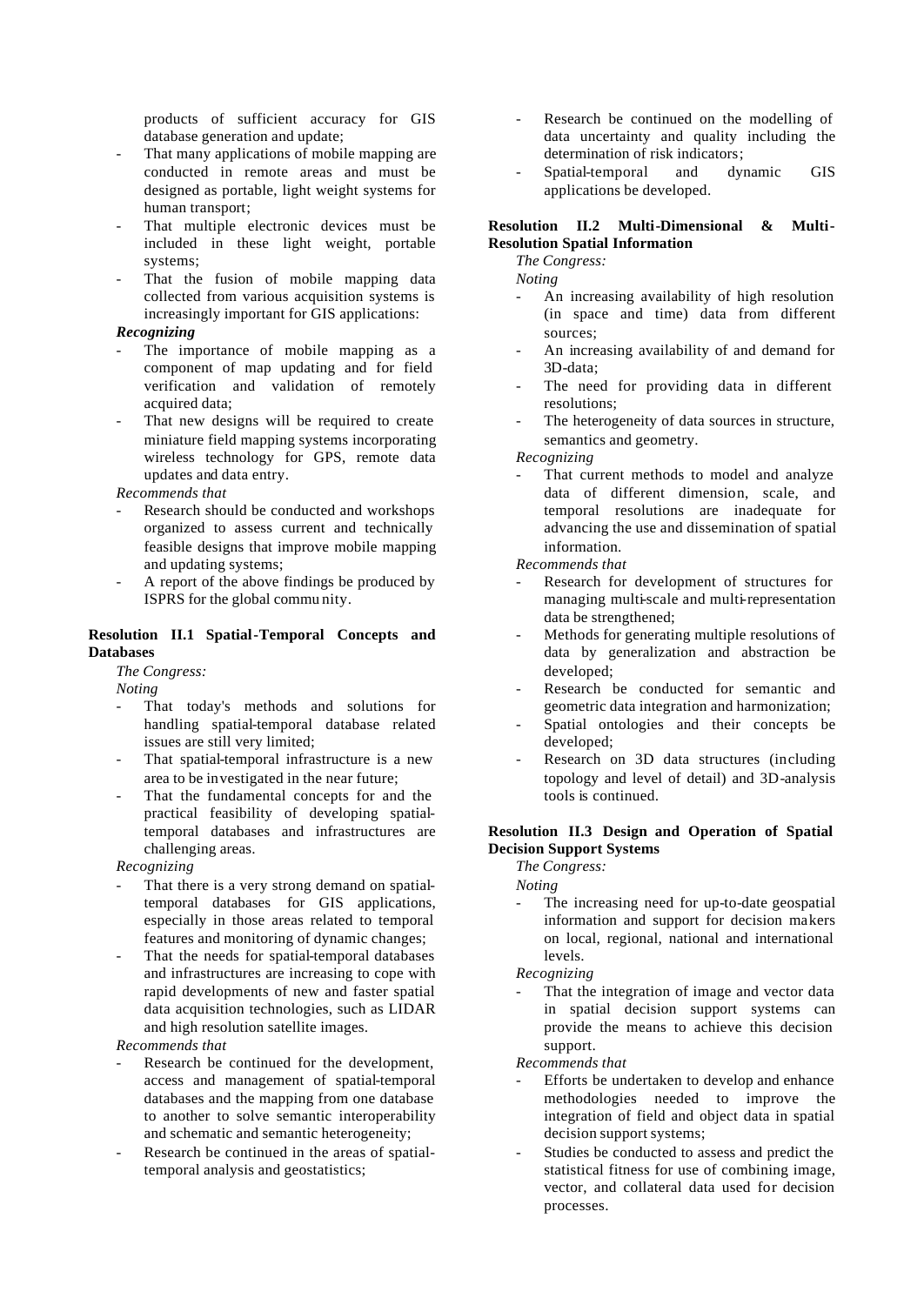products of sufficient accuracy for GIS database generation and update;
- That many applications of mobile mapping are conducted in remote areas and must be designed as portable, light weight systems for human transport;
- That multiple electronic devices must be included in these light weight, portable systems;
- That the fusion of mobile mapping data collected from various acquisition systems is increasingly important for GIS applications:

***Recognizing***

- The importance of mobile mapping as a component of map updating and for field verification and validation of remotely acquired data;
- That new designs will be required to create miniature field mapping systems incorporating wireless technology for GPS, remote data updates and data entry.

*Recommends that*

- Research should be conducted and workshops organized to assess current and technically feasible designs that improve mobile mapping and updating systems;
- A report of the above findings be produced by ISPRS for the global community.

**Resolution II.1 Spatial-Temporal Concepts and Databases**

*The Congress:*

*Noting*

- That today's methods and solutions for handling spatial-temporal database related issues are still very limited;
- That spatial-temporal infrastructure is a new area to be investigated in the near future;
- That the fundamental concepts for and the practical feasibility of developing spatial-temporal databases and infrastructures are challenging areas.

*Recognizing*

- That there is a very strong demand on spatial-temporal databases for GIS applications, especially in those areas related to temporal features and monitoring of dynamic changes;
- That the needs for spatial-temporal databases and infrastructures are increasing to cope with rapid developments of new and faster spatial data acquisition technologies, such as LIDAR and high resolution satellite images.

*Recommends that*

- Research be continued for the development, access and management of spatial-temporal databases and the mapping from one database to another to solve semantic interoperability and schematic and semantic heterogeneity;
- Research be continued in the areas of spatial-temporal analysis and geostatistics;
- Research be continued on the modelling of data uncertainty and quality including the determination of risk indicators;
- Spatial-temporal and dynamic GIS applications be developed.

**Resolution II.2 Multi-Dimensional & Multi-Resolution Spatial Information**

*The Congress:*

*Noting*

- An increasing availability of high resolution (in space and time) data from different sources;
- An increasing availability of and demand for 3D-data;
- The need for providing data in different resolutions;
- The heterogeneity of data sources in structure, semantics and geometry.

*Recognizing*

- That current methods to model and analyze data of different dimension, scale, and temporal resolutions are inadequate for advancing the use and dissemination of spatial information.

*Recommends that*

- Research for development of structures for managing multi-scale and multi-representation data be strengthened;
- Methods for generating multiple resolutions of data by generalization and abstraction be developed;
- Research be conducted for semantic and geometric data integration and harmonization;
- Spatial ontologies and their concepts be developed;
- Research on 3D data structures (including topology and level of detail) and 3D-analysis tools is continued.

**Resolution II.3 Design and Operation of Spatial Decision Support Systems**

*The Congress:*

*Noting*

- The increasing need for up-to-date geospatial information and support for decision makers on local, regional, national and international levels.

*Recognizing*

- That the integration of image and vector data in spatial decision support systems can provide the means to achieve this decision support.

*Recommends that*

- Efforts be undertaken to develop and enhance methodologies needed to improve the integration of field and object data in spatial decision support systems;
- Studies be conducted to assess and predict the statistical fitness for use of combining image, vector, and collateral data used for decision processes.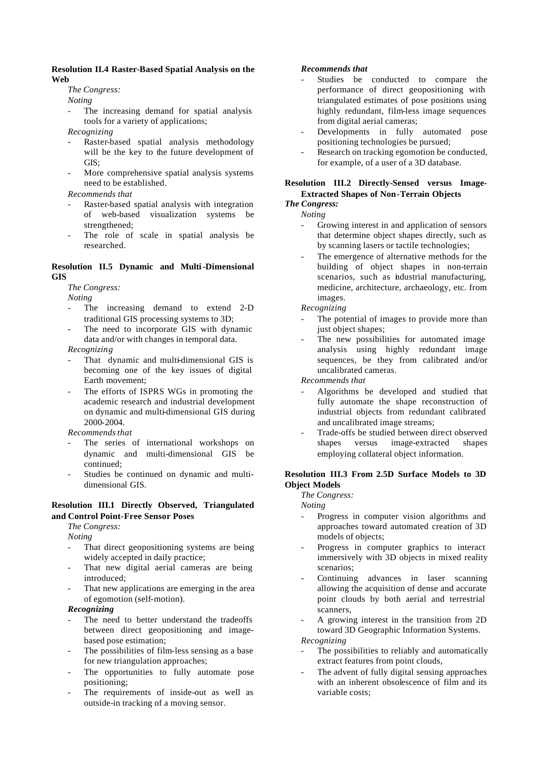### Resolution II.4 Raster-Based Spatial Analysis on the Web

*The Congress:*

*Noting*

- The increasing demand for spatial analysis tools for a variety of applications;

*Recognizing*

- Raster-based spatial analysis methodology will be the key to the future development of GIS;
- More comprehensive spatial analysis systems need to be established.

*Recommends that*

- Raster-based spatial analysis with integration of web-based visualization systems be strengthened;
- The role of scale in spatial analysis be researched.

### Resolution II.5 Dynamic and Multi-Dimensional GIS

*The Congress:*

*Noting*

- The increasing demand to extend 2-D traditional GIS processing systems to 3D;
- The need to incorporate GIS with dynamic data and/or with changes in temporal data.

*Recognizing*

- That dynamic and multi-dimensional GIS is becoming one of the key issues of digital Earth movement;
- The efforts of ISPRS WGs in promoting the academic research and industrial development on dynamic and multi-dimensional GIS during 2000-2004.

*Recommends that*

- The series of international workshops on dynamic and multi-dimensional GIS be continued;
- Studies be continued on dynamic and multi-dimensional GIS.

### Resolution III.1 Directly Observed, Triangulated and Control Point-Free Sensor Poses

*The Congress:*

*Noting*

- That direct geopositioning systems are being widely accepted in daily practice;
- That new digital aerial cameras are being introduced;
- That new applications are emerging in the area of egomotion (self-motion).

***Recognizing***

- The need to better understand the tradeoffs between direct geopositioning and image-based pose estimation;
- The possibilities of film-less sensing as a base for new triangulation approaches;
- The opportunities to fully automate pose positioning;
- The requirements of inside-out as well as outside-in tracking of a moving sensor.

***Recommends that***

- Studies be conducted to compare the performance of direct geopositioning with triangulated estimates of pose positions using highly redundant, film-less image sequences from digital aerial cameras;
- Developments in fully automated pose positioning technologies be pursued;
- Research on tracking egomotion be conducted, for example, of a user of a 3D database.

### Resolution III.2 Directly-Sensed versus Image-Extracted Shapes of Non-Terrain Objects

***The Congress:***

*Noting*

- Growing interest in and application of sensors that determine object shapes directly, such as by scanning lasers or tactile technologies;
- The emergence of alternative methods for the building of object shapes in non-terrain scenarios, such as industrial manufacturing, medicine, architecture, archaeology, etc. from images.

*Recognizing*

- The potential of images to provide more than just object shapes;
- The new possibilities for automated image analysis using highly redundant image sequences, be they from calibrated and/or uncalibrated cameras.

*Recommends that*

- Algorithms be developed and studied that fully automate the shape reconstruction of industrial objects from redundant calibrated and uncalibrated image streams;
- Trade-offs be studied between direct observed shapes versus image-extracted shapes employing collateral object information.

### Resolution III.3 From 2.5D Surface Models to 3D Object Models

*The Congress:*

*Noting*

- Progress in computer vision algorithms and approaches toward automated creation of 3D models of objects;
- Progress in computer graphics to interact immersively with 3D objects in mixed reality scenarios;
- Continuing advances in laser scanning allowing the acquisition of dense and accurate point clouds by both aerial and terrestrial scanners,
- A growing interest in the transition from 2D toward 3D Geographic Information Systems.

*Recognizing*

- The possibilities to reliably and automatically extract features from point clouds,
- The advent of fully digital sensing approaches with an inherent obsolescence of film and its variable costs;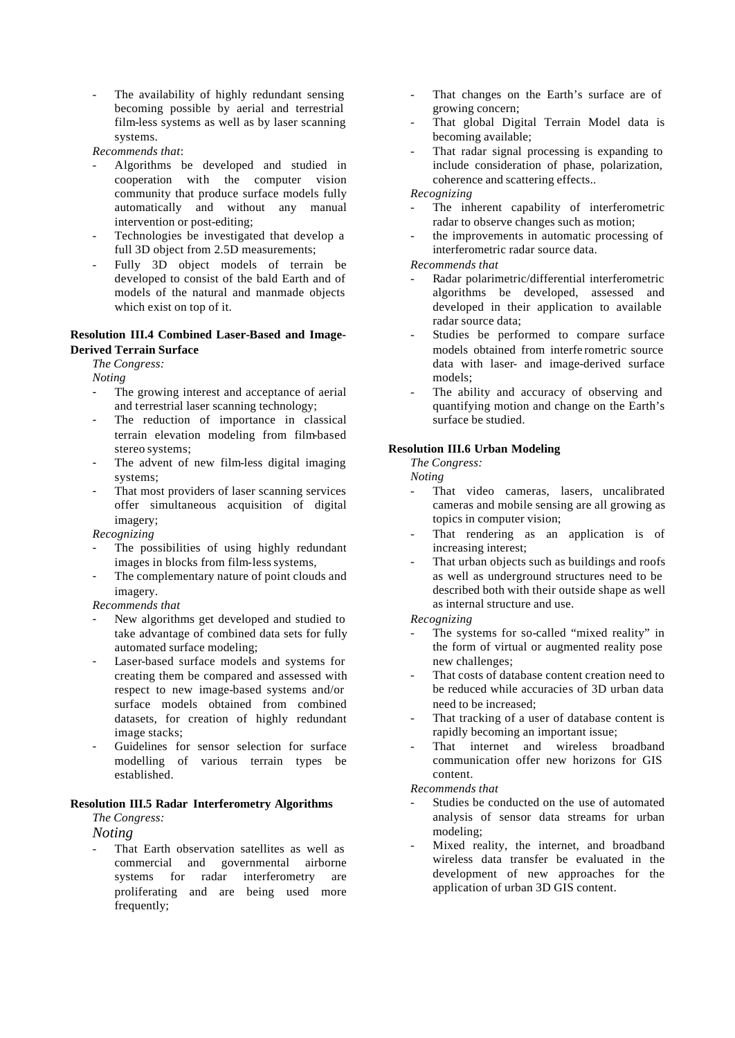- The availability of highly redundant sensing becoming possible by aerial and terrestrial film-less systems as well as by laser scanning systems.

*Recommends that*:

- Algorithms be developed and studied in cooperation with the computer vision community that produce surface models fully automatically and without any manual intervention or post-editing;
- Technologies be investigated that develop a full 3D object from 2.5D measurements;
- Fully 3D object models of terrain be developed to consist of the bald Earth and of models of the natural and manmade objects which exist on top of it.

**Resolution III.4 Combined Laser-Based and Image-Derived Terrain Surface**

*The Congress:*

*Noting*

- The growing interest and acceptance of aerial and terrestrial laser scanning technology;
- The reduction of importance in classical terrain elevation modeling from film-based stereo systems;
- The advent of new film-less digital imaging systems;
- That most providers of laser scanning services offer simultaneous acquisition of digital imagery;

*Recognizing*

- The possibilities of using highly redundant images in blocks from film-less systems,
- The complementary nature of point clouds and imagery.

*Recommends that*

- New algorithms get developed and studied to take advantage of combined data sets for fully automated surface modeling;
- Laser-based surface models and systems for creating them be compared and assessed with respect to new image-based systems and/or surface models obtained from combined datasets, for creation of highly redundant image stacks;
- Guidelines for sensor selection for surface modelling of various terrain types be established.

**Resolution III.5 Radar Interferometry Algorithms**

*The Congress:*

*Noting*

- That Earth observation satellites as well as commercial and governmental airborne systems for radar interferometry are proliferating and are being used more frequently;
- That changes on the Earth's surface are of growing concern;
- That global Digital Terrain Model data is becoming available;
- That radar signal processing is expanding to include consideration of phase, polarization, coherence and scattering effects..

*Recognizing*

- The inherent capability of interferometric radar to observe changes such as motion;
- the improvements in automatic processing of interferometric radar source data.

*Recommends that*

- Radar polarimetric/differential interferometric algorithms be developed, assessed and developed in their application to available radar source data;
- Studies be performed to compare surface models obtained from interferometric source data with laser- and image-derived surface models;
- The ability and accuracy of observing and quantifying motion and change on the Earth's surface be studied.

**Resolution III.6 Urban Modeling**

*The Congress:*

*Noting*

- That video cameras, lasers, uncalibrated cameras and mobile sensing are all growing as topics in computer vision;
- That rendering as an application is of increasing interest;
- That urban objects such as buildings and roofs as well as underground structures need to be described both with their outside shape as well as internal structure and use.

*Recognizing*

- The systems for so-called "mixed reality" in the form of virtual or augmented reality pose new challenges;
- That costs of database content creation need to be reduced while accuracies of 3D urban data need to be increased;
- That tracking of a user of database content is rapidly becoming an important issue;
- That internet and wireless broadband communication offer new horizons for GIS content.

*Recommends that*

- Studies be conducted on the use of automated analysis of sensor data streams for urban modeling;
- Mixed reality, the internet, and broadband wireless data transfer be evaluated in the development of new approaches for the application of urban 3D GIS content.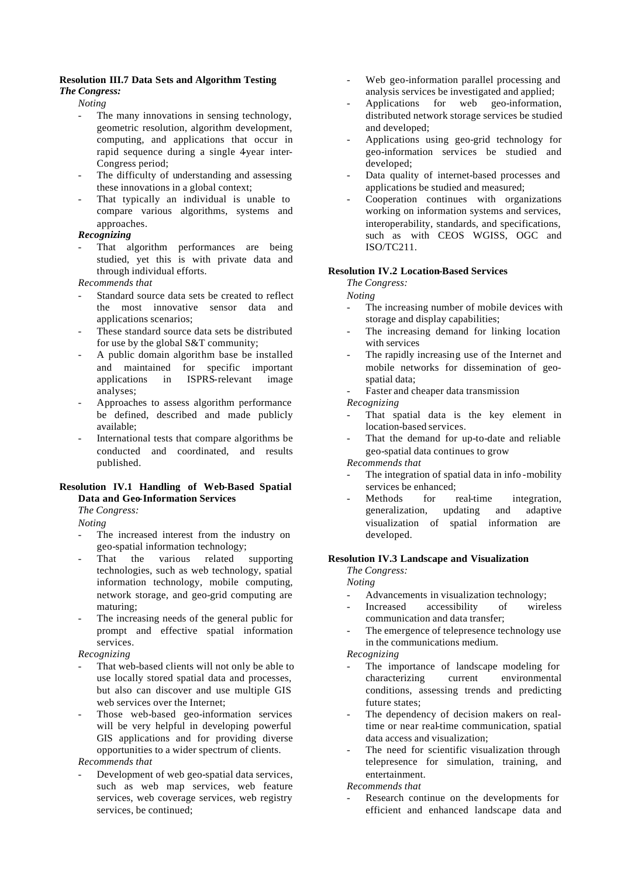### Resolution III.7 Data Sets and Algorithm Testing

***The Congress:***

*Noting*

- The many innovations in sensing technology, geometric resolution, algorithm development, computing, and applications that occur in rapid sequence during a single 4-year inter-Congress period;
- The difficulty of understanding and assessing these innovations in a global context;
- That typically an individual is unable to compare various algorithms, systems and approaches.

***Recognizing***

- That algorithm performances are being studied, yet this is with private data and through individual efforts.

*Recommends that*

- Standard source data sets be created to reflect the most innovative sensor data and applications scenarios;
- These standard source data sets be distributed for use by the global S&T community;
- A public domain algorithm base be installed and maintained for specific important applications in ISPRS-relevant image analyses;
- Approaches to assess algorithm performance be defined, described and made publicly available;
- International tests that compare algorithms be conducted and coordinated, and results published.

### Resolution IV.1 Handling of Web-Based Spatial Data and Geo-Information Services

*The Congress:*

*Noting*

- The increased interest from the industry on geo-spatial information technology;
- That the various related supporting technologies, such as web technology, spatial information technology, mobile computing, network storage, and geo-grid computing are maturing;
- The increasing needs of the general public for prompt and effective spatial information services.

*Recognizing*

- That web-based clients will not only be able to use locally stored spatial data and processes, but also can discover and use multiple GIS web services over the Internet;
- Those web-based geo-information services will be very helpful in developing powerful GIS applications and for providing diverse opportunities to a wider spectrum of clients.

*Recommends that*

- Development of web geo-spatial data services, such as web map services, web feature services, web coverage services, web registry services, be continued;
- Web geo-information parallel processing and analysis services be investigated and applied;
- Applications for web geo-information, distributed network storage services be studied and developed;
- Applications using geo-grid technology for geo-information services be studied and developed;
- Data quality of internet-based processes and applications be studied and measured;
- Cooperation continues with organizations working on information systems and services, interoperability, standards, and specifications, such as with CEOS WGISS, OGC and ISO/TC211.

### Resolution IV.2 Location-Based Services

*The Congress:*

*Noting*

- The increasing number of mobile devices with storage and display capabilities;
- The increasing demand for linking location with services
- The rapidly increasing use of the Internet and mobile networks for dissemination of geo-spatial data;
- Faster and cheaper data transmission

*Recognizing*

- That spatial data is the key element in location-based services.
- That the demand for up-to-date and reliable geo-spatial data continues to grow

*Recommends that*

- The integration of spatial data in info-mobility services be enhanced;
- Methods for real-time integration, generalization, updating and adaptive visualization of spatial information are developed.

### Resolution IV.3 Landscape and Visualization

*The Congress:*

*Noting*

- Advancements in visualization technology;
- Increased accessibility of wireless communication and data transfer;
- The emergence of telepresence technology use in the communications medium.

*Recognizing*

- The importance of landscape modeling for characterizing current environmental conditions, assessing trends and predicting future states;
- The dependency of decision makers on real-time or near real-time communication, spatial data access and visualization;
- The need for scientific visualization through telepresence for simulation, training, and entertainment.

*Recommends that*

- Research continue on the developments for efficient and enhanced landscape data and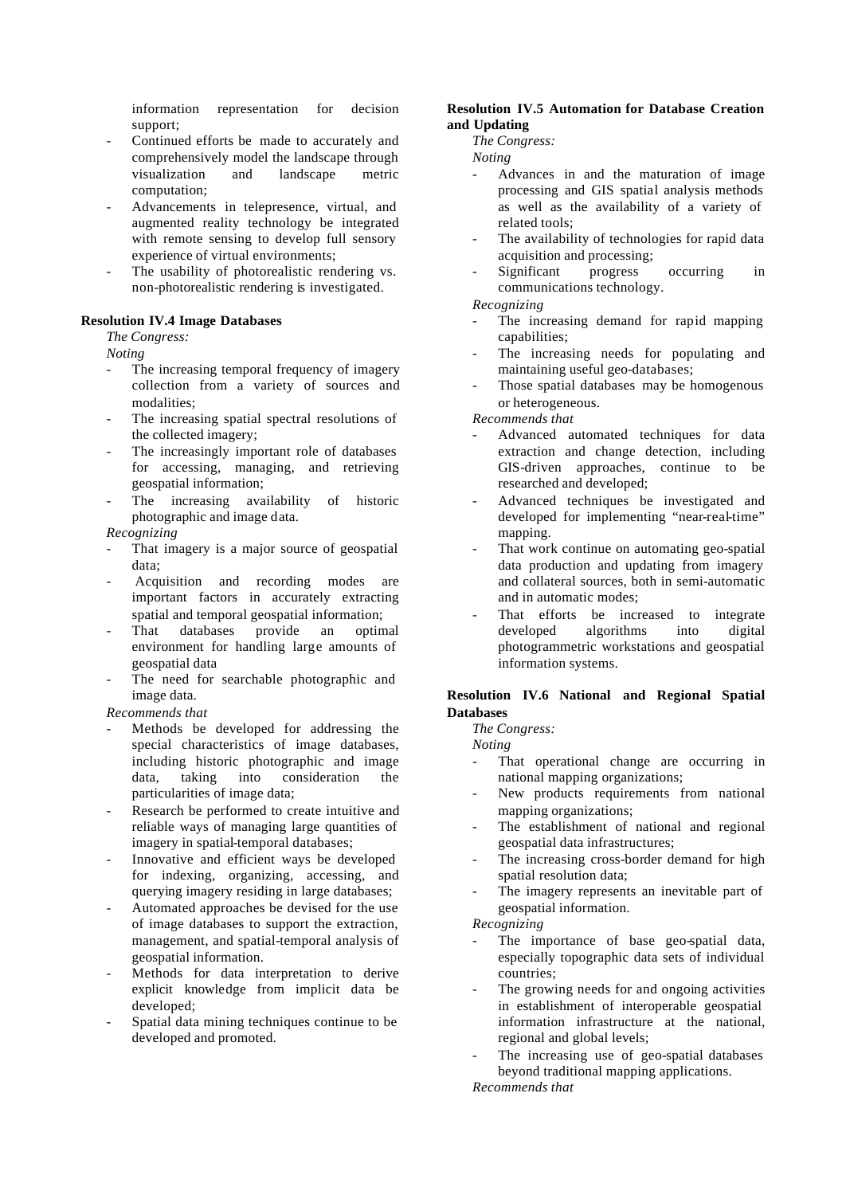information representation for decision support;

- Continued efforts be made to accurately and comprehensively model the landscape through visualization and landscape metric computation;
- Advancements in telepresence, virtual, and augmented reality technology be integrated with remote sensing to develop full sensory experience of virtual environments;
- The usability of photorealistic rendering vs. non-photorealistic rendering is investigated.

**Resolution IV.4 Image Databases**

*The Congress:*

*Noting*

- The increasing temporal frequency of imagery collection from a variety of sources and modalities;
- The increasing spatial spectral resolutions of the collected imagery;
- The increasingly important role of databases for accessing, managing, and retrieving geospatial information;
- The increasing availability of historic photographic and image data.

*Recognizing*

- That imagery is a major source of geospatial data;
- Acquisition and recording modes are important factors in accurately extracting spatial and temporal geospatial information;
- That databases provide an optimal environment for handling large amounts of geospatial data
- The need for searchable photographic and image data.

*Recommends that*

- Methods be developed for addressing the special characteristics of image databases, including historic photographic and image data, taking into consideration the particularities of image data;
- Research be performed to create intuitive and reliable ways of managing large quantities of imagery in spatial-temporal databases;
- Innovative and efficient ways be developed for indexing, organizing, accessing, and querying imagery residing in large databases;
- Automated approaches be devised for the use of image databases to support the extraction, management, and spatial-temporal analysis of geospatial information.
- Methods for data interpretation to derive explicit knowledge from implicit data be developed;
- Spatial data mining techniques continue to be developed and promoted.

**Resolution IV.5 Automation for Database Creation and Updating**

*The Congress:*

*Noting*

- Advances in and the maturation of image processing and GIS spatial analysis methods as well as the availability of a variety of related tools;
- The availability of technologies for rapid data acquisition and processing;
- Significant progress occurring in communications technology.

*Recognizing*

- The increasing demand for rapid mapping capabilities;
- The increasing needs for populating and maintaining useful geo-databases;
- Those spatial databases may be homogenous or heterogeneous.

*Recommends that*

- Advanced automated techniques for data extraction and change detection, including GIS-driven approaches, continue to be researched and developed;
- Advanced techniques be investigated and developed for implementing "near-real-time" mapping.
- That work continue on automating geo-spatial data production and updating from imagery and collateral sources, both in semi-automatic and in automatic modes;
- That efforts be increased to integrate developed algorithms into digital photogrammetric workstations and geospatial information systems.

**Resolution IV.6 National and Regional Spatial Databases**

*The Congress:*

*Noting*

- That operational change are occurring in national mapping organizations;
- New products requirements from national mapping organizations;
- The establishment of national and regional geospatial data infrastructures;
- The increasing cross-border demand for high spatial resolution data;
- The imagery represents an inevitable part of geospatial information.

*Recognizing*

- The importance of base geo-spatial data, especially topographic data sets of individual countries;
- The growing needs for and ongoing activities in establishment of interoperable geospatial information infrastructure at the national, regional and global levels;
- The increasing use of geo-spatial databases beyond traditional mapping applications.

*Recommends that*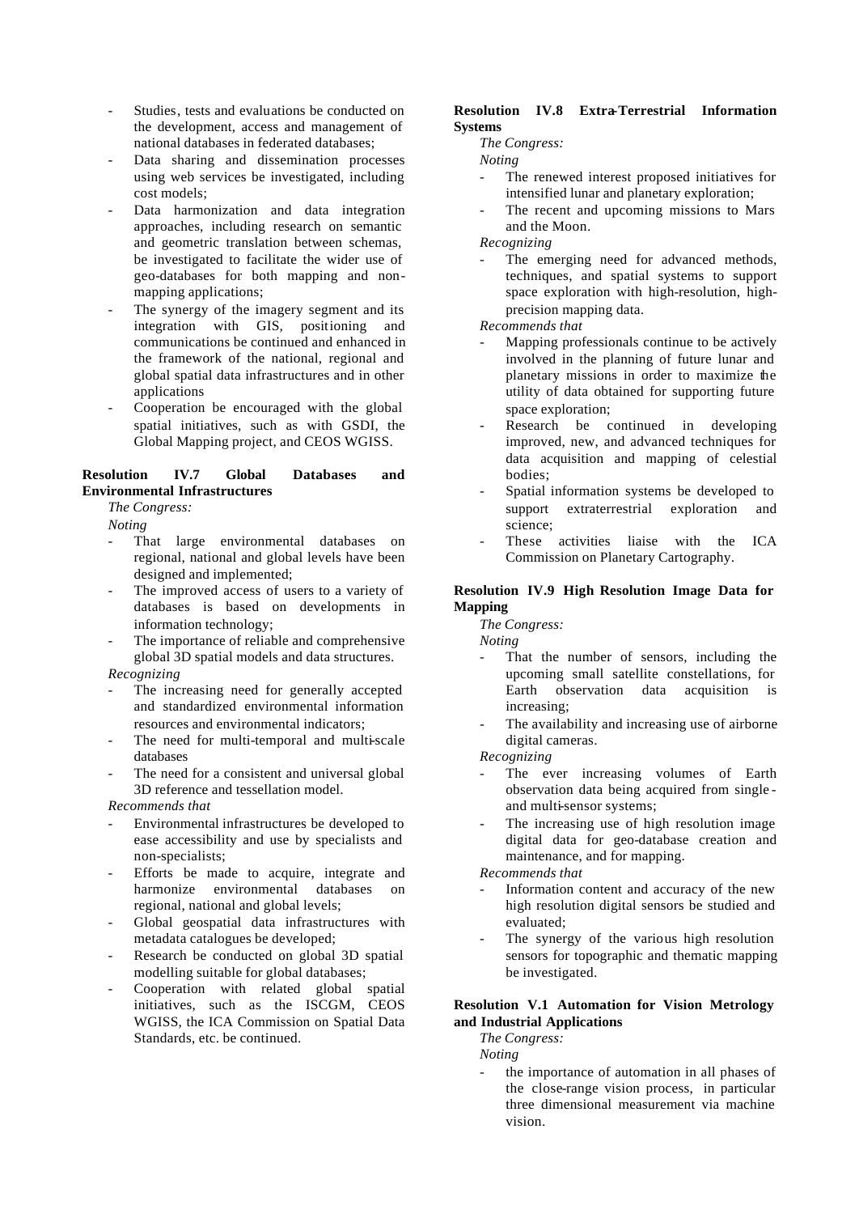- Studies, tests and evaluations be conducted on the development, access and management of national databases in federated databases;
- Data sharing and dissemination processes using web services be investigated, including cost models;
- Data harmonization and data integration approaches, including research on semantic and geometric translation between schemas, be investigated to facilitate the wider use of geo-databases for both mapping and non-mapping applications;
- The synergy of the imagery segment and its integration with GIS, positioning and communications be continued and enhanced in the framework of the national, regional and global spatial data infrastructures and in other applications
- Cooperation be encouraged with the global spatial initiatives, such as with GSDI, the Global Mapping project, and CEOS WGISS.

**Resolution IV.7 Global Databases and Environmental Infrastructures**

*The Congress:*

*Noting*

- That large environmental databases on regional, national and global levels have been designed and implemented;
- The improved access of users to a variety of databases is based on developments in information technology;
- The importance of reliable and comprehensive global 3D spatial models and data structures.

*Recognizing*

- The increasing need for generally accepted and standardized environmental information resources and environmental indicators;
- The need for multi-temporal and multi-scale databases
- The need for a consistent and universal global 3D reference and tessellation model.

*Recommends that*

- Environmental infrastructures be developed to ease accessibility and use by specialists and non-specialists;
- Efforts be made to acquire, integrate and harmonize environmental databases on regional, national and global levels;
- Global geospatial data infrastructures with metadata catalogues be developed;
- Research be conducted on global 3D spatial modelling suitable for global databases;
- Cooperation with related global spatial initiatives, such as the ISCGM, CEOS WGISS, the ICA Commission on Spatial Data Standards, etc. be continued.

**Resolution IV.8 Extra-Terrestrial Information Systems**

*The Congress:*

*Noting*

- The renewed interest proposed initiatives for intensified lunar and planetary exploration;
- The recent and upcoming missions to Mars and the Moon.

*Recognizing*

- The emerging need for advanced methods, techniques, and spatial systems to support space exploration with high-resolution, high-precision mapping data.

*Recommends that*

- Mapping professionals continue to be actively involved in the planning of future lunar and planetary missions in order to maximize the utility of data obtained for supporting future space exploration;
- Research be continued in developing improved, new, and advanced techniques for data acquisition and mapping of celestial bodies;
- Spatial information systems be developed to support extraterrestrial exploration and science;
- These activities liaise with the ICA Commission on Planetary Cartography.

**Resolution IV.9 High Resolution Image Data for Mapping**

*The Congress:*

*Noting*

- That the number of sensors, including the upcoming small satellite constellations, for Earth observation data acquisition is increasing;
- The availability and increasing use of airborne digital cameras.

*Recognizing*

- The ever increasing volumes of Earth observation data being acquired from single- and multi-sensor systems;
- The increasing use of high resolution image digital data for geo-database creation and maintenance, and for mapping.

*Recommends that*

- Information content and accuracy of the new high resolution digital sensors be studied and evaluated;
- The synergy of the various high resolution sensors for topographic and thematic mapping be investigated.

**Resolution V.1 Automation for Vision Metrology and Industrial Applications**

*The Congress:*

*Noting*

- the importance of automation in all phases of the close-range vision process, in particular three dimensional measurement via machine vision.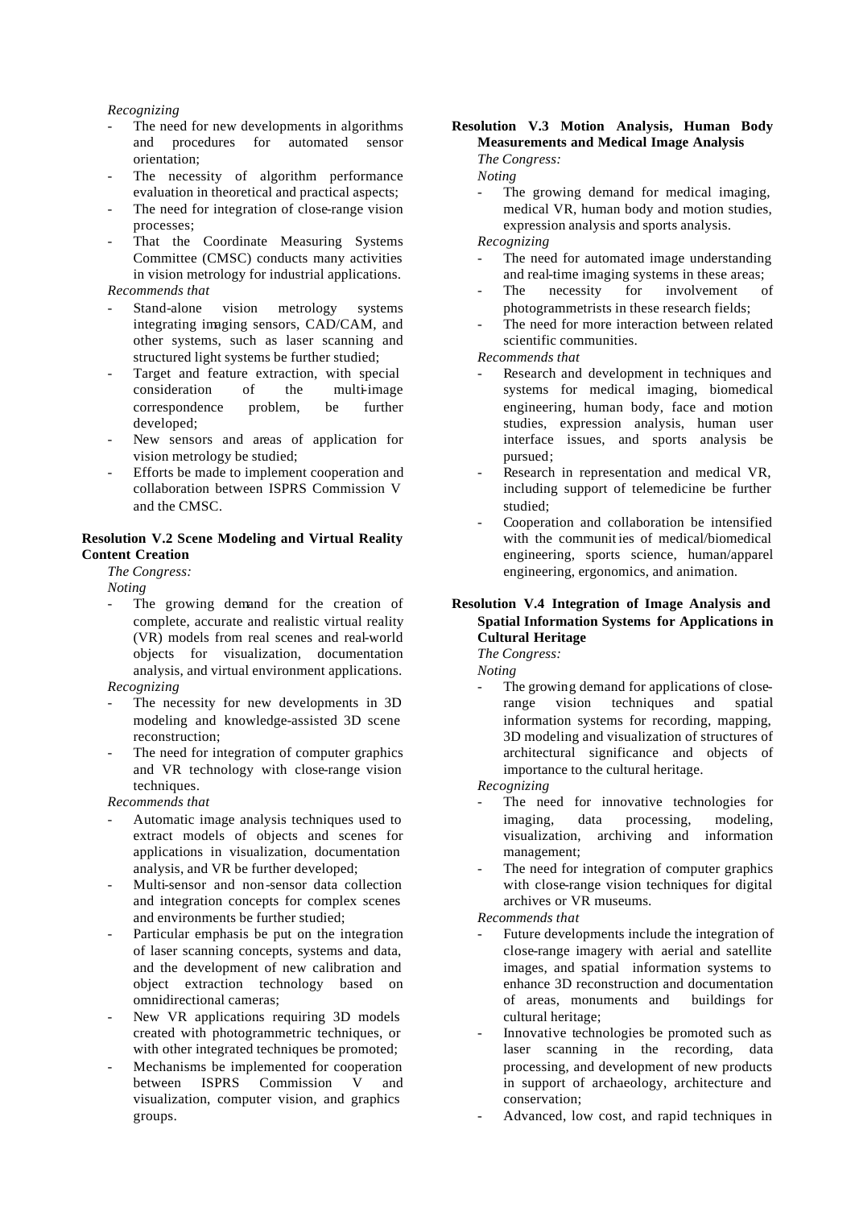*Recognizing*

- The need for new developments in algorithms and procedures for automated sensor orientation;
- The necessity of algorithm performance evaluation in theoretical and practical aspects;
- The need for integration of close-range vision processes;
- That the Coordinate Measuring Systems Committee (CMSC) conducts many activities in vision metrology for industrial applications.

*Recommends that*

- Stand-alone vision metrology systems integrating imaging sensors, CAD/CAM, and other systems, such as laser scanning and structured light systems be further studied;
- Target and feature extraction, with special consideration of the multi-image correspondence problem, be further developed;
- New sensors and areas of application for vision metrology be studied;
- Efforts be made to implement cooperation and collaboration between ISPRS Commission V and the CMSC.

**Resolution V.2 Scene Modeling and Virtual Reality Content Creation**

*The Congress:*

*Noting*

- The growing demand for the creation of complete, accurate and realistic virtual reality (VR) models from real scenes and real-world objects for visualization, documentation analysis, and virtual environment applications.

*Recognizing*

- The necessity for new developments in 3D modeling and knowledge-assisted 3D scene reconstruction;
- The need for integration of computer graphics and VR technology with close-range vision techniques.

*Recommends that*

- Automatic image analysis techniques used to extract models of objects and scenes for applications in visualization, documentation analysis, and VR be further developed;
- Multi-sensor and non-sensor data collection and integration concepts for complex scenes and environments be further studied;
- Particular emphasis be put on the integration of laser scanning concepts, systems and data, and the development of new calibration and object extraction technology based on omnidirectional cameras;
- New VR applications requiring 3D models created with photogrammetric techniques, or with other integrated techniques be promoted;
- Mechanisms be implemented for cooperation between ISPRS Commission V and visualization, computer vision, and graphics groups.

**Resolution V.3 Motion Analysis, Human Body Measurements and Medical Image Analysis**

*The Congress:*

*Noting*

- The growing demand for medical imaging, medical VR, human body and motion studies, expression analysis and sports analysis.

*Recognizing*

- The need for automated image understanding and real-time imaging systems in these areas;
- The necessity for involvement of photogrammetrists in these research fields;
- The need for more interaction between related scientific communities.

*Recommends that*

- Research and development in techniques and systems for medical imaging, biomedical engineering, human body, face and motion studies, expression analysis, human user interface issues, and sports analysis be pursued;
- Research in representation and medical VR, including support of telemedicine be further studied;
- Cooperation and collaboration be intensified with the communities of medical/biomedical engineering, sports science, human/apparel engineering, ergonomics, and animation.

**Resolution V.4 Integration of Image Analysis and Spatial Information Systems for Applications in Cultural Heritage**

*The Congress:*

*Noting*

- The growing demand for applications of close-range vision techniques and spatial information systems for recording, mapping, 3D modeling and visualization of structures of architectural significance and objects of importance to the cultural heritage.

*Recognizing*

- The need for innovative technologies for imaging, data processing, modeling, visualization, archiving and information management;
- The need for integration of computer graphics with close-range vision techniques for digital archives or VR museums.

*Recommends that*

- Future developments include the integration of close-range imagery with aerial and satellite images, and spatial information systems to enhance 3D reconstruction and documentation of areas, monuments and buildings for cultural heritage;
- Innovative technologies be promoted such as laser scanning in the recording, data processing, and development of new products in support of archaeology, architecture and conservation;
- Advanced, low cost, and rapid techniques in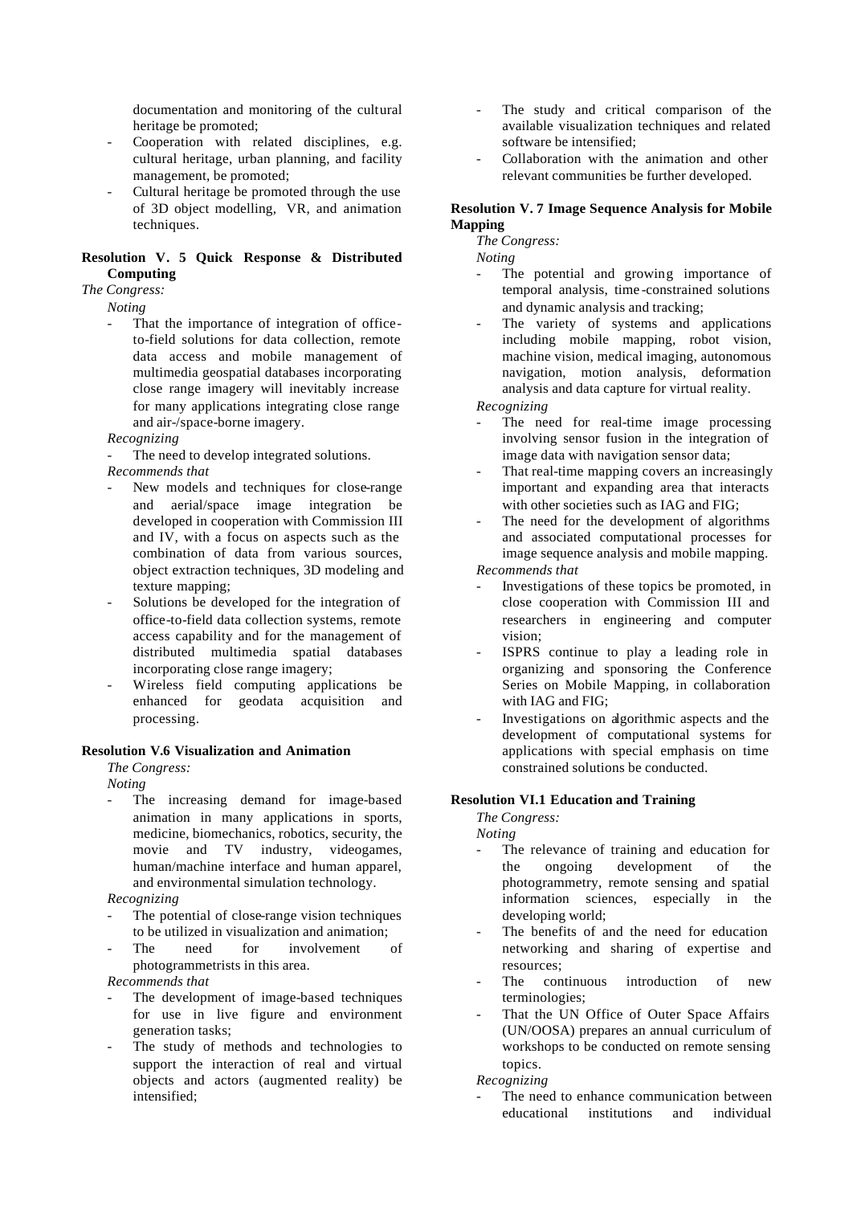documentation and monitoring of the cultural heritage be promoted;
- Cooperation with related disciplines, e.g. cultural heritage, urban planning, and facility management, be promoted;
- Cultural heritage be promoted through the use of 3D object modelling, VR, and animation techniques.

**Resolution V. 5 Quick Response & Distributed Computing**

*The Congress:*

*Noting*

- That the importance of integration of office-to-field solutions for data collection, remote data access and mobile management of multimedia geospatial databases incorporating close range imagery will inevitably increase for many applications integrating close range and air-/space-borne imagery.

*Recognizing*

- The need to develop integrated solutions.

*Recommends that*

- New models and techniques for close-range and aerial/space image integration be developed in cooperation with Commission III and IV, with a focus on aspects such as the combination of data from various sources, object extraction techniques, 3D modeling and texture mapping;
- Solutions be developed for the integration of office-to-field data collection systems, remote access capability and for the management of distributed multimedia spatial databases incorporating close range imagery;
- Wireless field computing applications be enhanced for geodata acquisition and processing.

**Resolution V.6 Visualization and Animation**

*The Congress:*

*Noting*

- The increasing demand for image-based animation in many applications in sports, medicine, biomechanics, robotics, security, the movie and TV industry, videogames, human/machine interface and human apparel, and environmental simulation technology.

*Recognizing*

- The potential of close-range vision techniques to be utilized in visualization and animation;
- The need for involvement of photogrammetrists in this area.

*Recommends that*

- The development of image-based techniques for use in live figure and environment generation tasks;
- The study of methods and technologies to support the interaction of real and virtual objects and actors (augmented reality) be intensified;
- The study and critical comparison of the available visualization techniques and related software be intensified;
- Collaboration with the animation and other relevant communities be further developed.

**Resolution V. 7 Image Sequence Analysis for Mobile Mapping**

*The Congress:*

*Noting*

- The potential and growing importance of temporal analysis, time-constrained solutions and dynamic analysis and tracking;
- The variety of systems and applications including mobile mapping, robot vision, machine vision, medical imaging, autonomous navigation, motion analysis, deformation analysis and data capture for virtual reality.

*Recognizing*

- The need for real-time image processing involving sensor fusion in the integration of image data with navigation sensor data;
- That real-time mapping covers an increasingly important and expanding area that interacts with other societies such as IAG and FIG;
- The need for the development of algorithms and associated computational processes for image sequence analysis and mobile mapping.

*Recommends that*

- Investigations of these topics be promoted, in close cooperation with Commission III and researchers in engineering and computer vision;
- ISPRS continue to play a leading role in organizing and sponsoring the Conference Series on Mobile Mapping, in collaboration with IAG and FIG;
- Investigations on algorithmic aspects and the development of computational systems for applications with special emphasis on time constrained solutions be conducted.

**Resolution VI.1 Education and Training**

*The Congress:*

*Noting*

- The relevance of training and education for the ongoing development of the photogrammetry, remote sensing and spatial information sciences, especially in the developing world;
- The benefits of and the need for education networking and sharing of expertise and resources;
- The continuous introduction of new terminologies;
- That the UN Office of Outer Space Affairs (UN/OOSA) prepares an annual curriculum of workshops to be conducted on remote sensing topics.

*Recognizing*

- The need to enhance communication between educational institutions and individual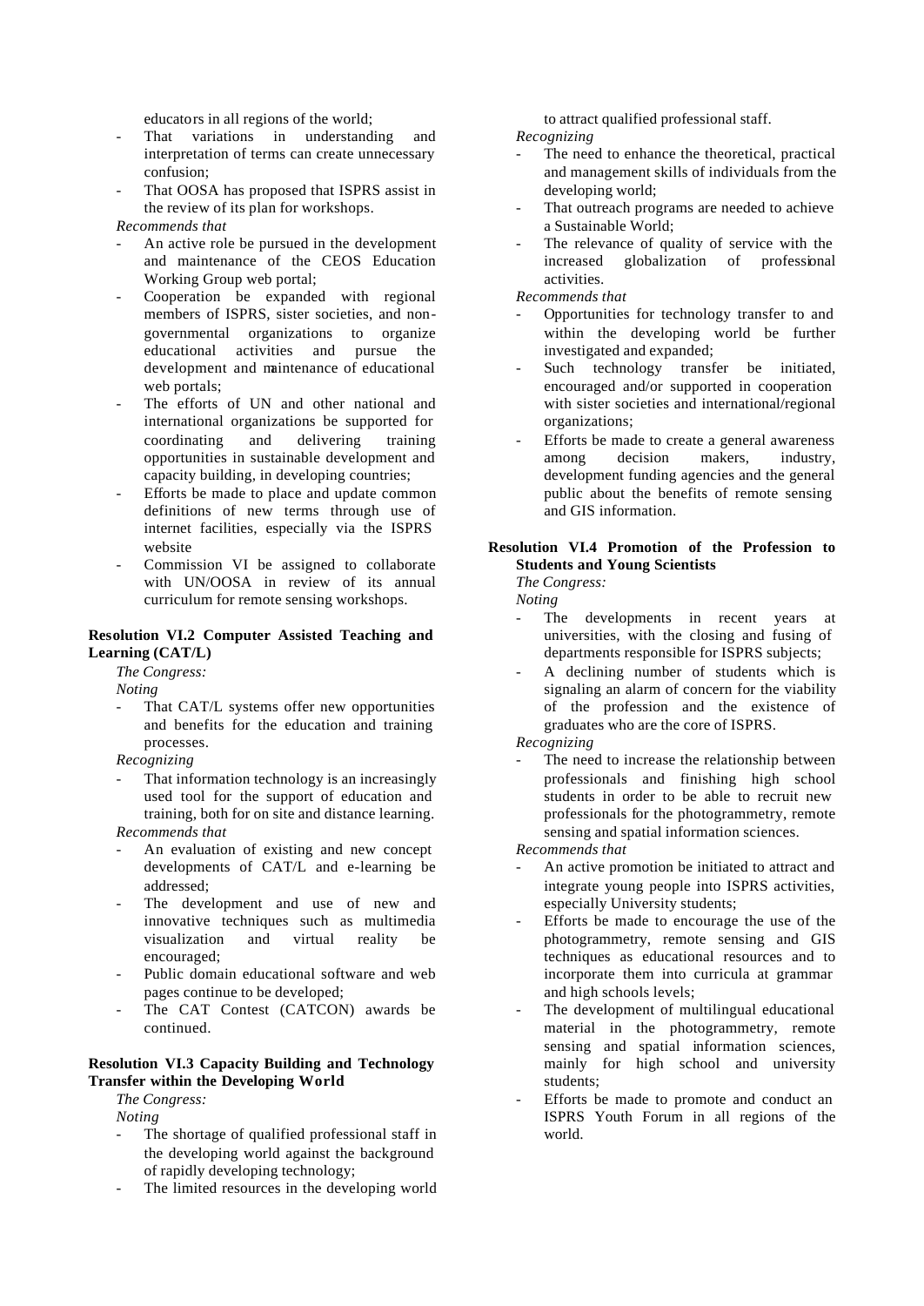educators in all regions of the world;

- That variations in understanding and interpretation of terms can create unnecessary confusion;
- That OOSA has proposed that ISPRS assist in the review of its plan for workshops.

*Recommends that*

- An active role be pursued in the development and maintenance of the CEOS Education Working Group web portal;
- Cooperation be expanded with regional members of ISPRS, sister societies, and non-governmental organizations to organize educational activities and pursue the development and maintenance of educational web portals;
- The efforts of UN and other national and international organizations be supported for coordinating and delivering training opportunities in sustainable development and capacity building, in developing countries;
- Efforts be made to place and update common definitions of new terms through use of internet facilities, especially via the ISPRS website
- Commission VI be assigned to collaborate with UN/OOSA in review of its annual curriculum for remote sensing workshops.

**Resolution VI.2 Computer Assisted Teaching and Learning (CAT/L)**

*The Congress:*

*Noting*

- That CAT/L systems offer new opportunities and benefits for the education and training processes.

*Recognizing*

- That information technology is an increasingly used tool for the support of education and training, both for on site and distance learning.

*Recommends that*

- An evaluation of existing and new concept developments of CAT/L and e-learning be addressed;
- The development and use of new and innovative techniques such as multimedia visualization and virtual reality be encouraged;
- Public domain educational software and web pages continue to be developed;
- The CAT Contest (CATCON) awards be continued.

**Resolution VI.3 Capacity Building and Technology Transfer within the Developing World**

*The Congress:*

*Noting*

- The shortage of qualified professional staff in the developing world against the background of rapidly developing technology;
- The limited resources in the developing world to attract qualified professional staff.

*Recognizing*

- The need to enhance the theoretical, practical and management skills of individuals from the developing world;
- That outreach programs are needed to achieve a Sustainable World;
- The relevance of quality of service with the increased globalization of professional activities.

*Recommends that*

- Opportunities for technology transfer to and within the developing world be further investigated and expanded;
- Such technology transfer be initiated, encouraged and/or supported in cooperation with sister societies and international/regional organizations;
- Efforts be made to create a general awareness among decision makers, industry, development funding agencies and the general public about the benefits of remote sensing and GIS information.

**Resolution VI.4 Promotion of the Profession to Students and Young Scientists**

*The Congress:*

*Noting*

- The developments in recent years at universities, with the closing and fusing of departments responsible for ISPRS subjects;
- A declining number of students which is signaling an alarm of concern for the viability of the profession and the existence of graduates who are the core of ISPRS.

*Recognizing*

- The need to increase the relationship between professionals and finishing high school students in order to be able to recruit new professionals for the photogrammetry, remote sensing and spatial information sciences.

*Recommends that*

- An active promotion be initiated to attract and integrate young people into ISPRS activities, especially University students;
- Efforts be made to encourage the use of the photogrammetry, remote sensing and GIS techniques as educational resources and to incorporate them into curricula at grammar and high schools levels;
- The development of multilingual educational material in the photogrammetry, remote sensing and spatial information sciences, mainly for high school and university students;
- Efforts be made to promote and conduct an ISPRS Youth Forum in all regions of the world.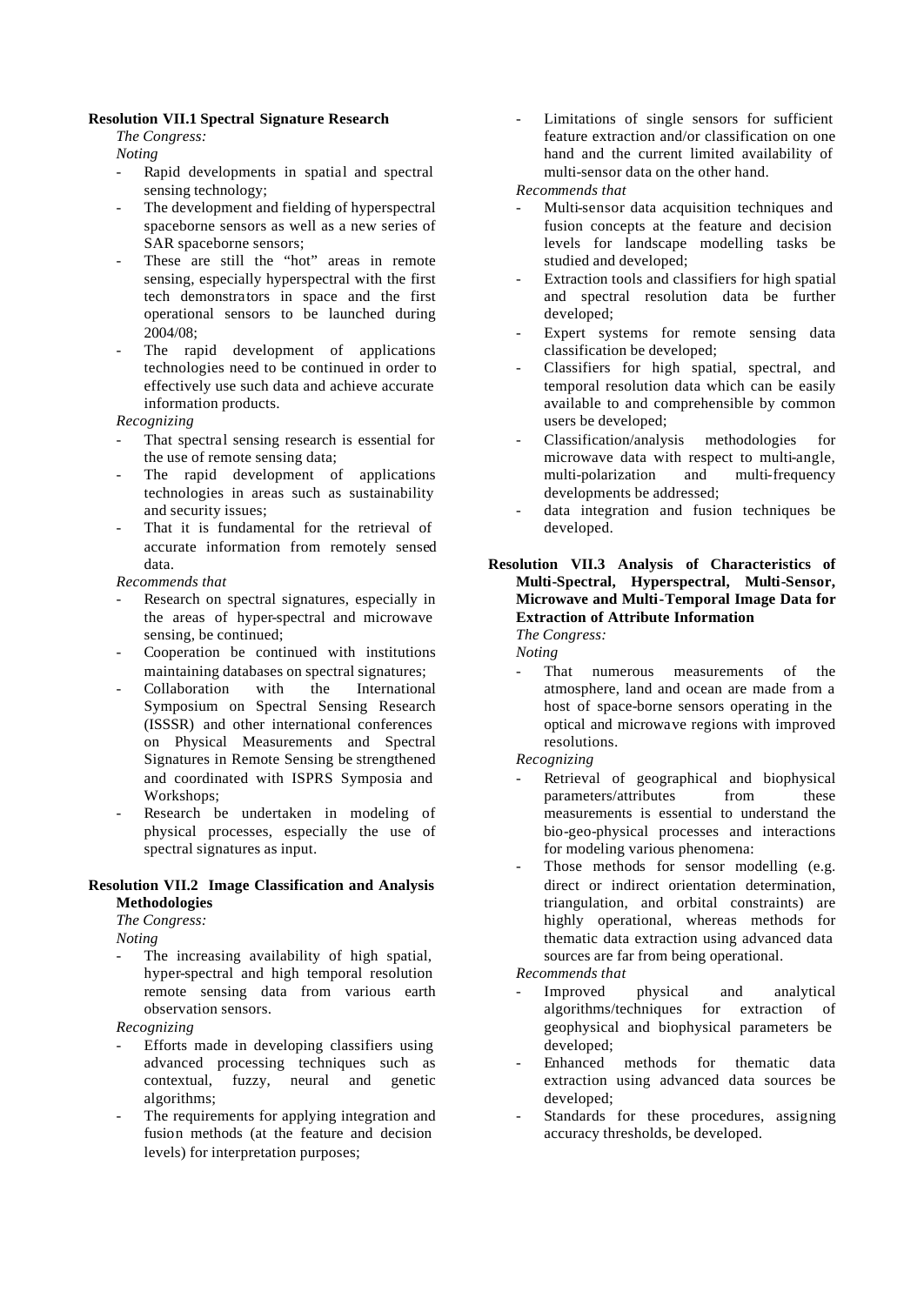**Resolution VII.1 Spectral Signature Research**

*The Congress:*

*Noting*

- Rapid developments in spatial and spectral sensing technology;
- The development and fielding of hyperspectral spaceborne sensors as well as a new series of SAR spaceborne sensors;
- These are still the "hot" areas in remote sensing, especially hyperspectral with the first tech demonstrators in space and the first operational sensors to be launched during 2004/08;
- The rapid development of applications technologies need to be continued in order to effectively use such data and achieve accurate information products.

*Recognizing*

- That spectral sensing research is essential for the use of remote sensing data;
- The rapid development of applications technologies in areas such as sustainability and security issues;
- That it is fundamental for the retrieval of accurate information from remotely sensed data.

*Recommends that*

- Research on spectral signatures, especially in the areas of hyper-spectral and microwave sensing, be continued;
- Cooperation be continued with institutions maintaining databases on spectral signatures;
- Collaboration with the International Symposium on Spectral Sensing Research (ISSSR) and other international conferences on Physical Measurements and Spectral Signatures in Remote Sensing be strengthened and coordinated with ISPRS Symposia and Workshops;
- Research be undertaken in modeling of physical processes, especially the use of spectral signatures as input.

**Resolution VII.2 Image Classification and Analysis Methodologies**

*The Congress:*

*Noting*

- The increasing availability of high spatial, hyper-spectral and high temporal resolution remote sensing data from various earth observation sensors.

*Recognizing*

- Efforts made in developing classifiers using advanced processing techniques such as contextual, fuzzy, neural and genetic algorithms;
- The requirements for applying integration and fusion methods (at the feature and decision levels) for interpretation purposes;
- Limitations of single sensors for sufficient feature extraction and/or classification on one hand and the current limited availability of multi-sensor data on the other hand.

*Recommends that*

- Multi-sensor data acquisition techniques and fusion concepts at the feature and decision levels for landscape modelling tasks be studied and developed;
- Extraction tools and classifiers for high spatial and spectral resolution data be further developed;
- Expert systems for remote sensing data classification be developed;
- Classifiers for high spatial, spectral, and temporal resolution data which can be easily available to and comprehensible by common users be developed;
- Classification/analysis methodologies for microwave data with respect to multi-angle, multi-polarization and multi-frequency developments be addressed;
- data integration and fusion techniques be developed.

**Resolution VII.3 Analysis of Characteristics of Multi-Spectral, Hyperspectral, Multi-Sensor, Microwave and Multi-Temporal Image Data for Extraction of Attribute Information**

*The Congress:*

*Noting*

- That numerous measurements of the atmosphere, land and ocean are made from a host of space-borne sensors operating in the optical and microwave regions with improved resolutions.

*Recognizing*

- Retrieval of geographical and biophysical parameters/attributes from these measurements is essential to understand the bio-geo-physical processes and interactions for modeling various phenomena:
- Those methods for sensor modelling (e.g. direct or indirect orientation determination, triangulation, and orbital constraints) are highly operational, whereas methods for thematic data extraction using advanced data sources are far from being operational.

*Recommends that*

- Improved physical and analytical algorithms/techniques for extraction of geophysical and biophysical parameters be developed;
- Enhanced methods for thematic data extraction using advanced data sources be developed;
- Standards for these procedures, assigning accuracy thresholds, be developed.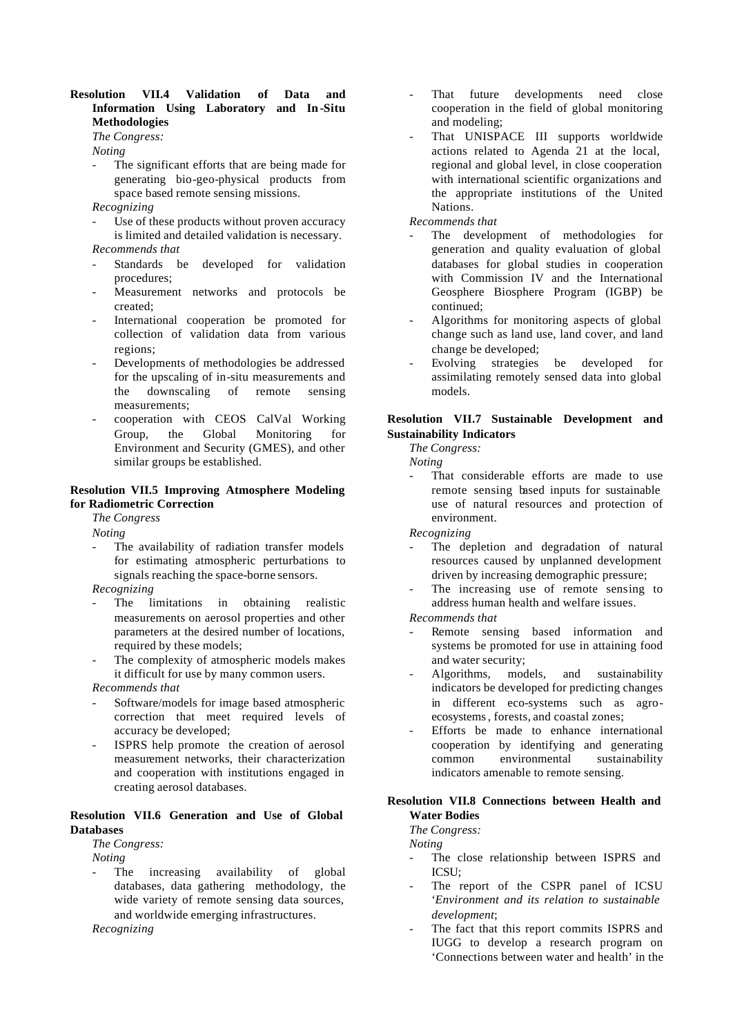**Resolution VII.4 Validation of Data and Information Using Laboratory and In-Situ Methodologies**

*The Congress:*

*Noting*

- The significant efforts that are being made for generating bio-geo-physical products from space based remote sensing missions.

*Recognizing*

- Use of these products without proven accuracy is limited and detailed validation is necessary.

*Recommends that*

- Standards be developed for validation procedures;
- Measurement networks and protocols be created;
- International cooperation be promoted for collection of validation data from various regions;
- Developments of methodologies be addressed for the upscaling of in-situ measurements and the downscaling of remote sensing measurements;
- cooperation with CEOS CalVal Working Group, the Global Monitoring for Environment and Security (GMES), and other similar groups be established.

**Resolution VII.5 Improving Atmosphere Modeling for Radiometric Correction**

*The Congress*

*Noting*

- The availability of radiation transfer models for estimating atmospheric perturbations to signals reaching the space-borne sensors.

*Recognizing*

- The limitations in obtaining realistic measurements on aerosol properties and other parameters at the desired number of locations, required by these models;
- The complexity of atmospheric models makes it difficult for use by many common users.

*Recommends that*

- Software/models for image based atmospheric correction that meet required levels of accuracy be developed;
- ISPRS help promote the creation of aerosol measurement networks, their characterization and cooperation with institutions engaged in creating aerosol databases.

**Resolution VII.6 Generation and Use of Global Databases**

*The Congress:*

*Noting*

- The increasing availability of global databases, data gathering methodology, the wide variety of remote sensing data sources, and worldwide emerging infrastructures.

*Recognizing*

- That future developments need close cooperation in the field of global monitoring and modeling;
- That UNISPACE III supports worldwide actions related to Agenda 21 at the local, regional and global level, in close cooperation with international scientific organizations and the appropriate institutions of the United Nations.

*Recommends that*

- The development of methodologies for generation and quality evaluation of global databases for global studies in cooperation with Commission IV and the International Geosphere Biosphere Program (IGBP) be continued;
- Algorithms for monitoring aspects of global change such as land use, land cover, and land change be developed;
- Evolving strategies be developed for assimilating remotely sensed data into global models.

**Resolution VII.7 Sustainable Development and Sustainability Indicators**

*The Congress:*

*Noting*

- That considerable efforts are made to use remote sensing based inputs for sustainable use of natural resources and protection of environment.

*Recognizing*

- The depletion and degradation of natural resources caused by unplanned development driven by increasing demographic pressure;
- The increasing use of remote sensing to address human health and welfare issues.

*Recommends that*

- Remote sensing based information and systems be promoted for use in attaining food and water security;
- Algorithms, models, and sustainability indicators be developed for predicting changes in different eco-systems such as agro-ecosystems, forests, and coastal zones;
- Efforts be made to enhance international cooperation by identifying and generating common environmental sustainability indicators amenable to remote sensing.

**Resolution VII.8 Connections between Health and Water Bodies**

*The Congress:*

*Noting*

- The close relationship between ISPRS and ICSU;
- The report of the CSPR panel of ICSU '*Environment and its relation to sustainable development*';
- The fact that this report commits ISPRS and IUGG to develop a research program on 'Connections between water and health' in the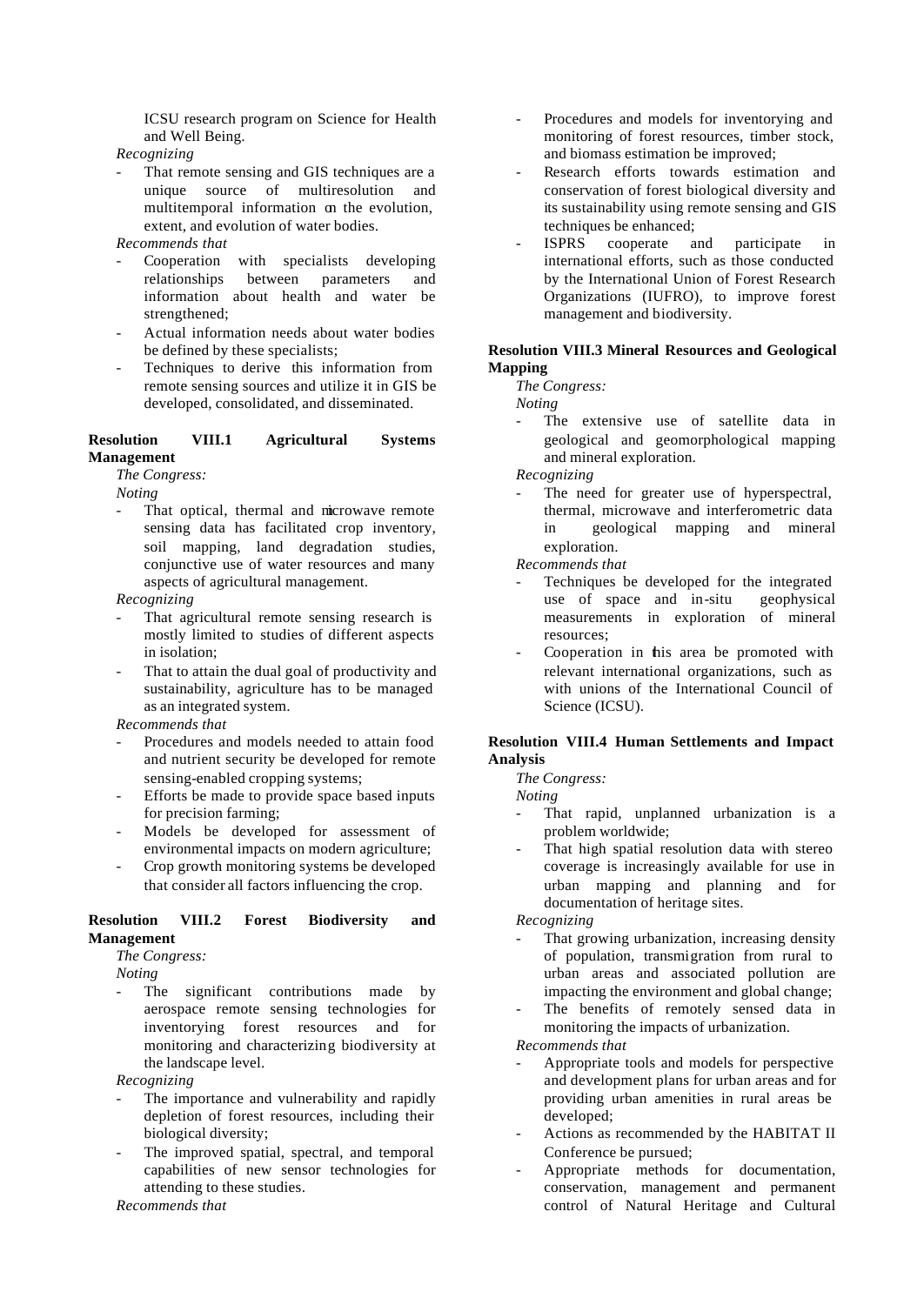ICSU research program on Science for Health and Well Being.

*Recognizing*

- That remote sensing and GIS techniques are a unique source of multiresolution and multitemporal information on the evolution, extent, and evolution of water bodies.

*Recommends that*

- Cooperation with specialists developing relationships between parameters and information about health and water be strengthened;
- Actual information needs about water bodies be defined by these specialists;
- Techniques to derive this information from remote sensing sources and utilize it in GIS be developed, consolidated, and disseminated.

**Resolution VIII.1 Agricultural Systems Management**

*The Congress:*

*Noting*

- That optical, thermal and microwave remote sensing data has facilitated crop inventory, soil mapping, land degradation studies, conjunctive use of water resources and many aspects of agricultural management.

*Recognizing*

- That agricultural remote sensing research is mostly limited to studies of different aspects in isolation;
- That to attain the dual goal of productivity and sustainability, agriculture has to be managed as an integrated system.

*Recommends that*

- Procedures and models needed to attain food and nutrient security be developed for remote sensing-enabled cropping systems;
- Efforts be made to provide space based inputs for precision farming;
- Models be developed for assessment of environmental impacts on modern agriculture;
- Crop growth monitoring systems be developed that consider all factors influencing the crop.

**Resolution VIII.2 Forest Biodiversity and Management**

*The Congress:*

*Noting*

- The significant contributions made by aerospace remote sensing technologies for inventorying forest resources and for monitoring and characterizing biodiversity at the landscape level.

*Recognizing*

- The importance and vulnerability and rapidly depletion of forest resources, including their biological diversity;
- The improved spatial, spectral, and temporal capabilities of new sensor technologies for attending to these studies.

*Recommends that*

- Procedures and models for inventorying and monitoring of forest resources, timber stock, and biomass estimation be improved;
- Research efforts towards estimation and conservation of forest biological diversity and its sustainability using remote sensing and GIS techniques be enhanced;
- ISPRS cooperate and participate in international efforts, such as those conducted by the International Union of Forest Research Organizations (IUFRO), to improve forest management and biodiversity.

**Resolution VIII.3 Mineral Resources and Geological Mapping**

*The Congress:*

*Noting*

- The extensive use of satellite data in geological and geomorphological mapping and mineral exploration.

*Recognizing*

- The need for greater use of hyperspectral, thermal, microwave and interferometric data in geological mapping and mineral exploration.

*Recommends that*

- Techniques be developed for the integrated use of space and in-situ geophysical measurements in exploration of mineral resources;
- Cooperation in this area be promoted with relevant international organizations, such as with unions of the International Council of Science (ICSU).

**Resolution VIII.4 Human Settlements and Impact Analysis**

*The Congress:*

*Noting*

- That rapid, unplanned urbanization is a problem worldwide;
- That high spatial resolution data with stereo coverage is increasingly available for use in urban mapping and planning and for documentation of heritage sites.

*Recognizing*

- That growing urbanization, increasing density of population, transmigration from rural to urban areas and associated pollution are impacting the environment and global change;
- The benefits of remotely sensed data in monitoring the impacts of urbanization.

*Recommends that*

- Appropriate tools and models for perspective and development plans for urban areas and for providing urban amenities in rural areas be developed;
- Actions as recommended by the HABITAT II Conference be pursued;
- Appropriate methods for documentation, conservation, management and permanent control of Natural Heritage and Cultural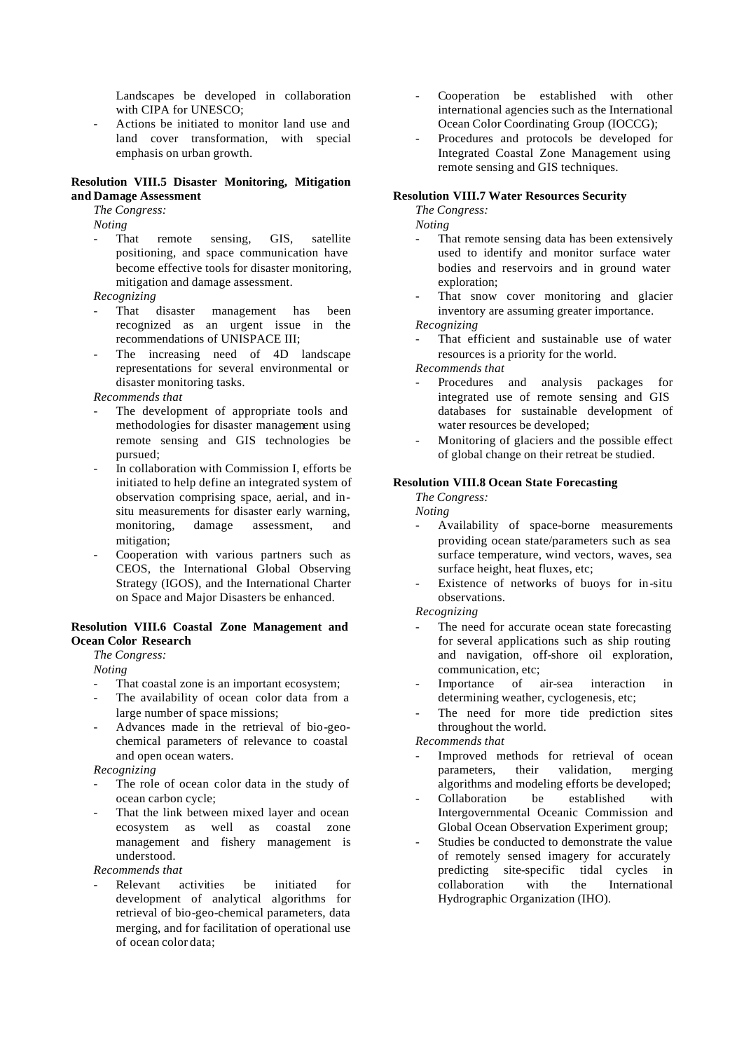Landscapes be developed in collaboration with CIPA for UNESCO;
- Actions be initiated to monitor land use and land cover transformation, with special emphasis on urban growth.

**Resolution VIII.5 Disaster Monitoring, Mitigation and Damage Assessment**

*The Congress:*

*Noting*

- That remote sensing, GIS, satellite positioning, and space communication have become effective tools for disaster monitoring, mitigation and damage assessment.

*Recognizing*

- That disaster management has been recognized as an urgent issue in the recommendations of UNISPACE III;
- The increasing need of 4D landscape representations for several environmental or disaster monitoring tasks.

*Recommends that*

- The development of appropriate tools and methodologies for disaster management using remote sensing and GIS technologies be pursued;
- In collaboration with Commission I, efforts be initiated to help define an integrated system of observation comprising space, aerial, and in-situ measurements for disaster early warning, monitoring, damage assessment, and mitigation;
- Cooperation with various partners such as CEOS, the International Global Observing Strategy (IGOS), and the International Charter on Space and Major Disasters be enhanced.

**Resolution VIII.6 Coastal Zone Management and Ocean Color Research**

*The Congress:*

*Noting*

- That coastal zone is an important ecosystem;
- The availability of ocean color data from a large number of space missions;
- Advances made in the retrieval of bio-geo-chemical parameters of relevance to coastal and open ocean waters.

*Recognizing*

- The role of ocean color data in the study of ocean carbon cycle;
- That the link between mixed layer and ocean ecosystem as well as coastal zone management and fishery management is understood.

*Recommends that*

- Relevant activities be initiated for development of analytical algorithms for retrieval of bio-geo-chemical parameters, data merging, and for facilitation of operational use of ocean color data;
- Cooperation be established with other international agencies such as the International Ocean Color Coordinating Group (IOCCG);
- Procedures and protocols be developed for Integrated Coastal Zone Management using remote sensing and GIS techniques.

**Resolution VIII.7 Water Resources Security**

*The Congress:*

*Noting*

- That remote sensing data has been extensively used to identify and monitor surface water bodies and reservoirs and in ground water exploration;
- That snow cover monitoring and glacier inventory are assuming greater importance.

*Recognizing*

- That efficient and sustainable use of water resources is a priority for the world.

*Recommends that*

- Procedures and analysis packages for integrated use of remote sensing and GIS databases for sustainable development of water resources be developed;
- Monitoring of glaciers and the possible effect of global change on their retreat be studied.

**Resolution VIII.8 Ocean State Forecasting**

*The Congress:*

*Noting*

- Availability of space-borne measurements providing ocean state/parameters such as sea surface temperature, wind vectors, waves, sea surface height, heat fluxes, etc;
- Existence of networks of buoys for in-situ observations.

*Recognizing*

- The need for accurate ocean state forecasting for several applications such as ship routing and navigation, off-shore oil exploration, communication, etc;
- Importance of air-sea interaction in determining weather, cyclogenesis, etc;
- The need for more tide prediction sites throughout the world.

*Recommends that*

- Improved methods for retrieval of ocean parameters, their validation, merging algorithms and modeling efforts be developed;
- Collaboration be established with Intergovernmental Oceanic Commission and Global Ocean Observation Experiment group;
- Studies be conducted to demonstrate the value of remotely sensed imagery for accurately predicting site-specific tidal cycles in collaboration with the International Hydrographic Organization (IHO).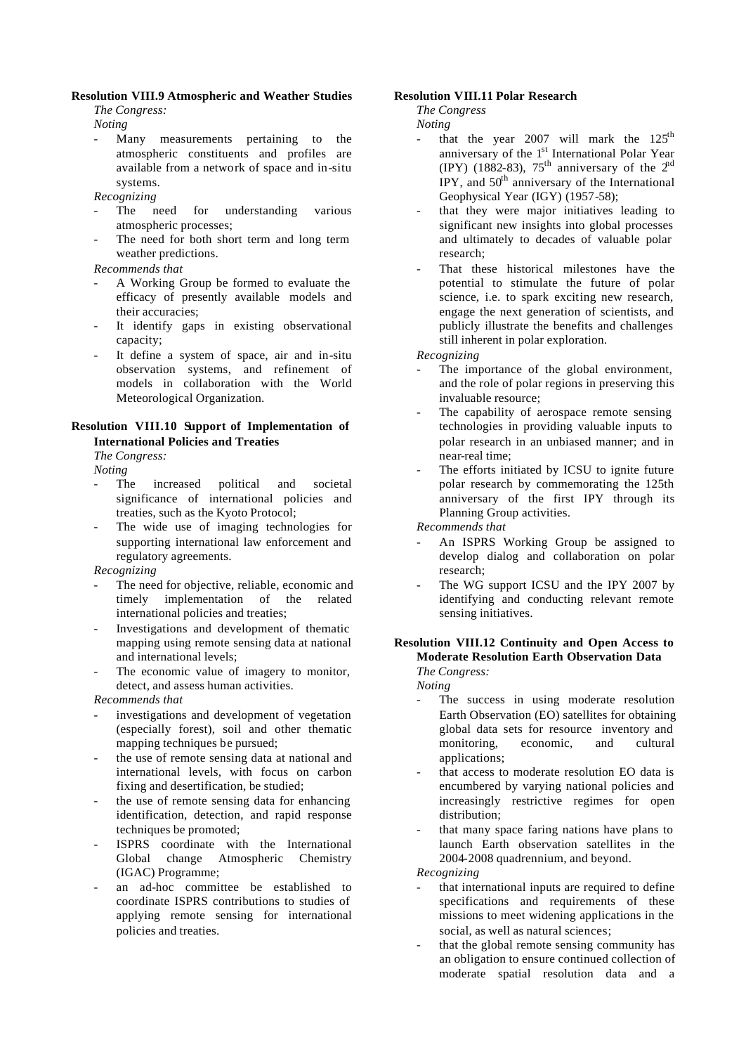**Resolution VIII.9 Atmospheric and Weather Studies**

*The Congress:*

*Noting*

- Many measurements pertaining to the atmospheric constituents and profiles are available from a network of space and in-situ systems.

*Recognizing*

- The need for understanding various atmospheric processes;
- The need for both short term and long term weather predictions.

*Recommends that*

- A Working Group be formed to evaluate the efficacy of presently available models and their accuracies;
- It identify gaps in existing observational capacity;
- It define a system of space, air and in-situ observation systems, and refinement of models in collaboration with the World Meteorological Organization.

**Resolution VIII.10 Support of Implementation of International Policies and Treaties**

*The Congress:*

*Noting*

- The increased political and societal significance of international policies and treaties, such as the Kyoto Protocol;
- The wide use of imaging technologies for supporting international law enforcement and regulatory agreements.

*Recognizing*

- The need for objective, reliable, economic and timely implementation of the related international policies and treaties;
- Investigations and development of thematic mapping using remote sensing data at national and international levels;
- The economic value of imagery to monitor, detect, and assess human activities.

*Recommends that*

- investigations and development of vegetation (especially forest), soil and other thematic mapping techniques be pursued;
- the use of remote sensing data at national and international levels, with focus on carbon fixing and desertification, be studied;
- the use of remote sensing data for enhancing identification, detection, and rapid response techniques be promoted;
- ISPRS coordinate with the International Global change Atmospheric Chemistry (IGAC) Programme;
- an ad-hoc committee be established to coordinate ISPRS contributions to studies of applying remote sensing for international policies and treaties.

**Resolution VIII.11 Polar Research**

*The Congress*

*Noting*

- that the year 2007 will mark the 125th anniversary of the 1st International Polar Year (IPY) (1882-83), 75th anniversary of the 2nd IPY, and 50th anniversary of the International Geophysical Year (IGY) (1957-58);
- that they were major initiatives leading to significant new insights into global processes and ultimately to decades of valuable polar research;
- That these historical milestones have the potential to stimulate the future of polar science, i.e. to spark exciting new research, engage the next generation of scientists, and publicly illustrate the benefits and challenges still inherent in polar exploration.

*Recognizing*

- The importance of the global environment, and the role of polar regions in preserving this invaluable resource;
- The capability of aerospace remote sensing technologies in providing valuable inputs to polar research in an unbiased manner; and in near-real time;
- The efforts initiated by ICSU to ignite future polar research by commemorating the 125th anniversary of the first IPY through its Planning Group activities.

*Recommends that*

- An ISPRS Working Group be assigned to develop dialog and collaboration on polar research;
- The WG support ICSU and the IPY 2007 by identifying and conducting relevant remote sensing initiatives.

**Resolution VIII.12 Continuity and Open Access to Moderate Resolution Earth Observation Data**

*The Congress:*

*Noting*

- The success in using moderate resolution Earth Observation (EO) satellites for obtaining global data sets for resource inventory and monitoring, economic, and cultural applications;
- that access to moderate resolution EO data is encumbered by varying national policies and increasingly restrictive regimes for open distribution;
- that many space faring nations have plans to launch Earth observation satellites in the 2004-2008 quadrennium, and beyond.

*Recognizing*

- that international inputs are required to define specifications and requirements of these missions to meet widening applications in the social, as well as natural sciences;
- that the global remote sensing community has an obligation to ensure continued collection of moderate spatial resolution data and a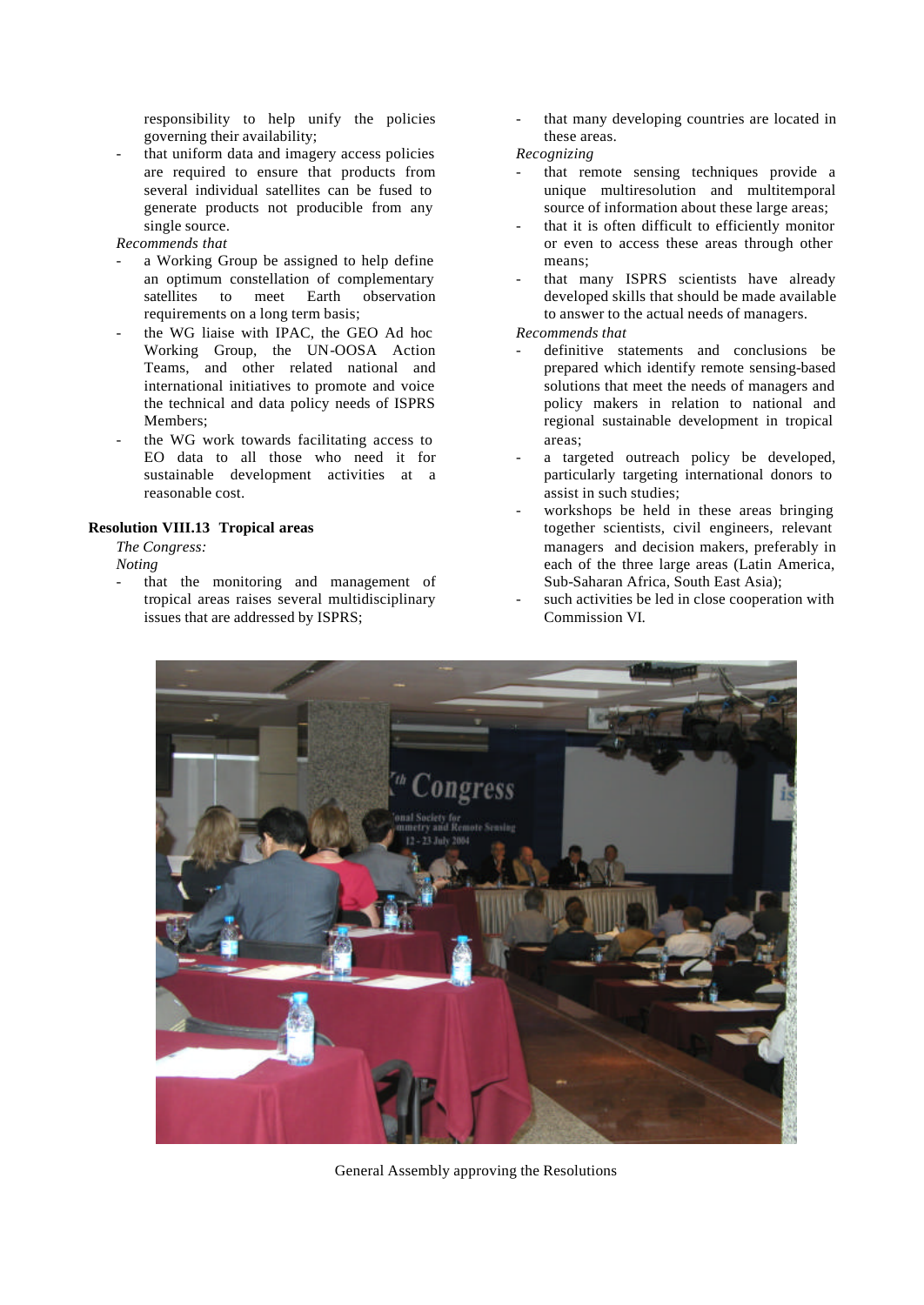responsibility to help unify the policies governing their availability;

- that uniform data and imagery access policies are required to ensure that products from several individual satellites can be fused to generate products not producible from any single source.

*Recommends that*

- a Working Group be assigned to help define an optimum constellation of complementary satellites to meet Earth observation requirements on a long term basis;
- the WG liaise with IPAC, the GEO Ad hoc Working Group, the UN-OOSA Action Teams, and other related national and international initiatives to promote and voice the technical and data policy needs of ISPRS Members;
- the WG work towards facilitating access to EO data to all those who need it for sustainable development activities at a reasonable cost.

**Resolution VIII.13 Tropical areas**

*The Congress:*

*Noting*

- that the monitoring and management of tropical areas raises several multidisciplinary issues that are addressed by ISPRS;
- that many developing countries are located in these areas.

*Recognizing*

- that remote sensing techniques provide a unique multiresolution and multitemporal source of information about these large areas;
- that it is often difficult to efficiently monitor or even to access these areas through other means;
- that many ISPRS scientists have already developed skills that should be made available to answer to the actual needs of managers.

*Recommends that*

- definitive statements and conclusions be prepared which identify remote sensing-based solutions that meet the needs of managers and policy makers in relation to national and regional sustainable development in tropical areas;
- a targeted outreach policy be developed, particularly targeting international donors to assist in such studies;
- workshops be held in these areas bringing together scientists, civil engineers, relevant managers and decision makers, preferably in each of the three large areas (Latin America, Sub-Saharan Africa, South East Asia);
- such activities be led in close cooperation with Commission VI.

General Assembly approving the Resolutions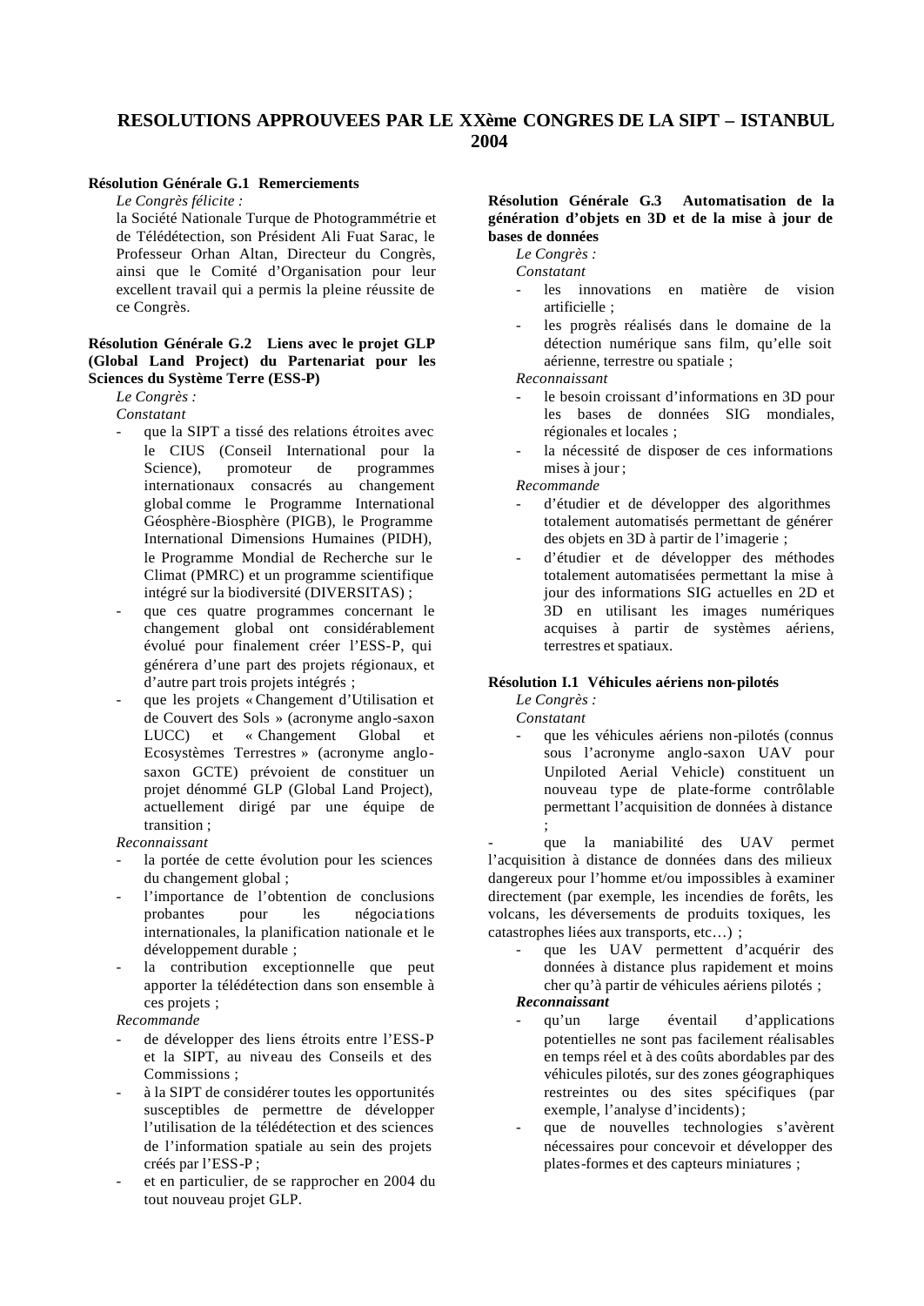# RESOLUTIONS APPROUVEES PAR LE XXème CONGRES DE LA SIPT – ISTANBUL 2004

**Résolution Générale G.1 Remerciements**

*Le Congrès félicite :*

la Société Nationale Turque de Photogrammétrie et de Télédétection, son Président Ali Fuat Sarac, le Professeur Orhan Altan, Directeur du Congrès, ainsi que le Comité d'Organisation pour leur excellent travail qui a permis la pleine réussite de ce Congrès.

**Résolution Générale G.2 Liens avec le projet GLP (Global Land Project) du Partenariat pour les Sciences du Système Terre (ESS-P)**

*Le Congrès :*

*Constatant*

- que la SIPT a tissé des relations étroites avec le CIUS (Conseil International pour la Science), promoteur de programmes internationaux consacrés au changement global comme le Programme International Géosphère-Biosphère (PIGB), le Programme International Dimensions Humaines (PIDH), le Programme Mondial de Recherche sur le Climat (PMRC) et un programme scientifique intégré sur la biodiversité (DIVERSITAS) ;
- que ces quatre programmes concernant le changement global ont considérablement évolué pour finalement créer l'ESS-P, qui générera d'une part des projets régionaux, et d'autre part trois projets intégrés ;
- que les projets « Changement d'Utilisation et de Couvert des Sols » (acronyme anglo-saxon LUCC) et « Changement Global et Ecosystèmes Terrestres » (acronyme anglo-saxon GCTE) prévoient de constituer un projet dénommé GLP (Global Land Project), actuellement dirigé par une équipe de transition ;

*Reconnaissant*

- la portée de cette évolution pour les sciences du changement global ;
- l'importance de l'obtention de conclusions probantes pour les négociations internationales, la planification nationale et le développement durable ;
- la contribution exceptionnelle que peut apporter la télédétection dans son ensemble à ces projets ;

*Recommande*

- de développer des liens étroits entre l'ESS-P et la SIPT, au niveau des Conseils et des Commissions ;
- à la SIPT de considérer toutes les opportunités susceptibles de permettre de développer l'utilisation de la télédétection et des sciences de l'information spatiale au sein des projets créés par l'ESS-P ;
- et en particulier, de se rapprocher en 2004 du tout nouveau projet GLP.

**Résolution Générale G.3 Automatisation de la génération d'objets en 3D et de la mise à jour de bases de données**

*Le Congrès :*

*Constatant*

- les innovations en matière de vision artificielle ;
- les progrès réalisés dans le domaine de la détection numérique sans film, qu'elle soit aérienne, terrestre ou spatiale ;

*Reconnaissant*

- le besoin croissant d'informations en 3D pour les bases de données SIG mondiales, régionales et locales ;
- la nécessité de disposer de ces informations mises à jour ;

*Recommande*

- d'étudier et de développer des algorithmes totalement automatisés permettant de générer des objets en 3D à partir de l'imagerie ;
- d'étudier et de développer des méthodes totalement automatisées permettant la mise à jour des informations SIG actuelles en 2D et 3D en utilisant les images numériques acquises à partir de systèmes aériens, terrestres et spatiaux.

**Résolution I.1 Véhicules aériens non-pilotés**

*Le Congrès :*

*Constatant*

- que les véhicules aériens non-pilotés (connus sous l'acronyme anglo-saxon UAV pour Unpiloted Aerial Vehicle) constituent un nouveau type de plate-forme contrôlable permettant l'acquisition de données à distance ;
- que la maniabilité des UAV permet l'acquisition à distance de données dans des milieux dangereux pour l'homme et/ou impossibles à examiner directement (par exemple, les incendies de forêts, les volcans, les déversements de produits toxiques, les catastrophes liées aux transports, etc…) ;
- que les UAV permettent d'acquérir des données à distance plus rapidement et moins cher qu'à partir de véhicules aériens pilotés ;

***Reconnaissant***

- qu'un large éventail d'applications potentielles ne sont pas facilement réalisables en temps réel et à des coûts abordables par des véhicules pilotés, sur des zones géographiques restreintes ou des sites spécifiques (par exemple, l'analyse d'incidents) ;
- que de nouvelles technologies s'avèrent nécessaires pour concevoir et développer des plates-formes et des capteurs miniatures ;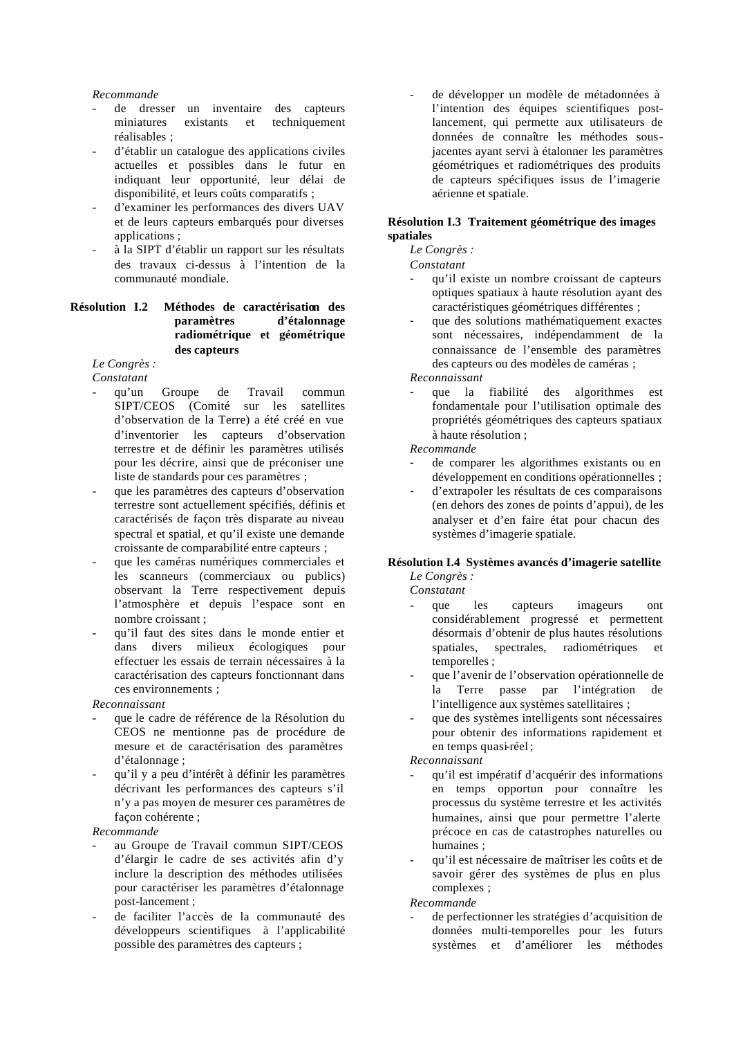*Recommande*

- de dresser un inventaire des capteurs miniatures existants et techniquement réalisables ;
- d'établir un catalogue des applications civiles actuelles et possibles dans le futur en indiquant leur opportunité, leur délai de disponibilité, et leurs coûts comparatifs ;
- d'examiner les performances des divers UAV et de leurs capteurs embarqués pour diverses applications ;
- à la SIPT d'établir un rapport sur les résultats des travaux ci-dessus à l'intention de la communauté mondiale.

**Résolution I.2 Méthodes de caractérisation des paramètres d'étalonnage radiométrique et géométrique des capteurs**

*Le Congrès :*

*Constatant*

- qu'un Groupe de Travail commun SIPT/CEOS (Comité sur les satellites d'observation de la Terre) a été créé en vue d'inventorier les capteurs d'observation terrestre et de définir les paramètres utilisés pour les décrire, ainsi que de préconiser une liste de standards pour ces paramètres ;
- que les paramètres des capteurs d'observation terrestre sont actuellement spécifiés, définis et caractérisés de façon très disparate au niveau spectral et spatial, et qu'il existe une demande croissante de comparabilité entre capteurs ;
- que les caméras numériques commerciales et les scanneurs (commerciaux ou publics) observant la Terre respectivement depuis l'atmosphère et depuis l'espace sont en nombre croissant ;
- qu'il faut des sites dans le monde entier et dans divers milieux écologiques pour effectuer les essais de terrain nécessaires à la caractérisation des capteurs fonctionnant dans ces environnements ;

*Reconnaissant*

- que le cadre de référence de la Résolution du CEOS ne mentionne pas de procédure de mesure et de caractérisation des paramètres d'étalonnage ;
- qu'il y a peu d'intérêt à définir les paramètres décrivant les performances des capteurs s'il n'y a pas moyen de mesurer ces paramètres de façon cohérente ;

*Recommande*

- au Groupe de Travail commun SIPT/CEOS d'élargir le cadre de ses activités afin d'y inclure la description des méthodes utilisées pour caractériser les paramètres d'étalonnage post-lancement ;
- de faciliter l'accès de la communauté des développeurs scientifiques à l'applicabilité possible des paramètres des capteurs ;
- de développer un modèle de métadonnées à l'intention des équipes scientifiques post-lancement, qui permette aux utilisateurs de données de connaître les méthodes sous-jacentes ayant servi à étalonner les paramètres géométriques et radiométriques des produits de capteurs spécifiques issus de l'imagerie aérienne et spatiale.

**Résolution I.3 Traitement géométrique des images spatiales**

*Le Congrès :*

*Constatant*

- qu'il existe un nombre croissant de capteurs optiques spatiaux à haute résolution ayant des caractéristiques géométriques différentes ;
- que des solutions mathématiquement exactes sont nécessaires, indépendamment de la connaissance de l'ensemble des paramètres des capteurs ou des modèles de caméras ;

*Reconnaissant*

- que la fiabilité des algorithmes est fondamentale pour l'utilisation optimale des propriétés géométriques des capteurs spatiaux à haute résolution ;

*Recommande*

- de comparer les algorithmes existants ou en développement en conditions opérationnelles ;
- d'extrapoler les résultats de ces comparaisons (en dehors des zones de points d'appui), de les analyser et d'en faire état pour chacun des systèmes d'imagerie spatiale.

**Résolution I.4 Systèmes avancés d'imagerie satellite**

*Le Congrès :*

*Constatant*

- que les capteurs imageurs ont considérablement progressé et permettent désormais d'obtenir de plus hautes résolutions spatiales, spectrales, radiométriques et temporelles ;
- que l'avenir de l'observation opérationnelle de la Terre passe par l'intégration de l'intelligence aux systèmes satellitaires ;
- que des systèmes intelligents sont nécessaires pour obtenir des informations rapidement et en temps quasi-réel ;

*Reconnaissant*

- qu'il est impératif d'acquérir des informations en temps opportun pour connaître les processus du système terrestre et les activités humaines, ainsi que pour permettre l'alerte précoce en cas de catastrophes naturelles ou humaines ;
- qu'il est nécessaire de maîtriser les coûts et de savoir gérer des systèmes de plus en plus complexes ;

*Recommande*

- de perfectionner les stratégies d'acquisition de données multi-temporelles pour les futurs systèmes et d'améliorer les méthodes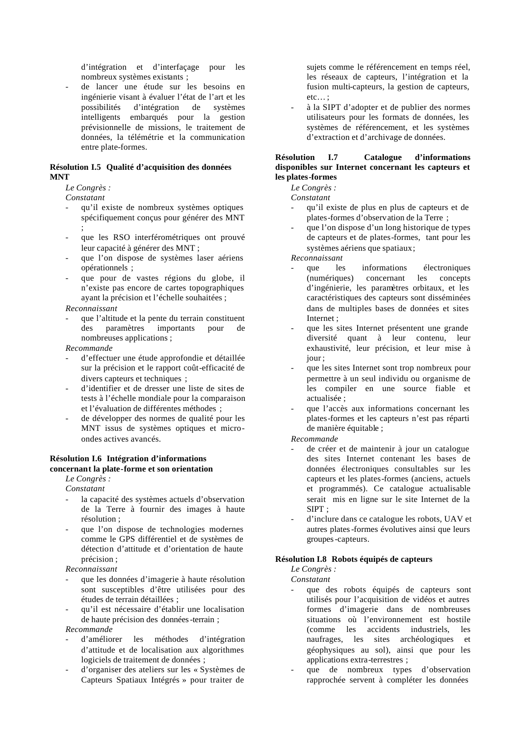d'intégration et d'interfaçage pour les nombreux systèmes existants ;

- de lancer une étude sur les besoins en ingénierie visant à évaluer l'état de l'art et les possibilités d'intégration de systèmes intelligents embarqués pour la gestion prévisionnelle de missions, le traitement de données, la télémétrie et la communication entre plate-formes.

**Résolution I.5 Qualité d'acquisition des données MNT**

*Le Congrès :*

*Constatant*

- qu'il existe de nombreux systèmes optiques spécifiquement conçus pour générer des MNT ;
- que les RSO interférométriques ont prouvé leur capacité à générer des MNT ;
- que l'on dispose de systèmes laser aériens opérationnels ;
- que pour de vastes régions du globe, il n'existe pas encore de cartes topographiques ayant la précision et l'échelle souhaitées ;

*Reconnaissant*

- que l'altitude et la pente du terrain constituent des paramètres importants pour de nombreuses applications ;

*Recommande*

- d'effectuer une étude approfondie et détaillée sur la précision et le rapport coût-efficacité de divers capteurs et techniques ;
- d'identifier et de dresser une liste de sites de tests à l'échelle mondiale pour la comparaison et l'évaluation de différentes méthodes ;
- de développer des normes de qualité pour les MNT issus de systèmes optiques et micro-ondes actives avancés.

**Résolution I.6 Intégration d'informations concernant la plate-forme et son orientation**

*Le Congrès :*

*Constatant*

- la capacité des systèmes actuels d'observation de la Terre à fournir des images à haute résolution ;
- que l'on dispose de technologies modernes comme le GPS différentiel et de systèmes de détection d'attitude et d'orientation de haute précision ;

*Reconnaissant*

- que les données d'imagerie à haute résolution sont susceptibles d'être utilisées pour des études de terrain détaillées ;
- qu'il est nécessaire d'établir une localisation de haute précision des données-terrain ;

*Recommande*

- d'améliorer les méthodes d'intégration d'attitude et de localisation aux algorithmes logiciels de traitement de données ;
- d'organiser des ateliers sur les « Systèmes de Capteurs Spatiaux Intégrés » pour traiter de sujets comme le référencement en temps réel, les réseaux de capteurs, l'intégration et la fusion multi-capteurs, la gestion de capteurs, etc… ;
- à la SIPT d'adopter et de publier des normes utilisateurs pour les formats de données, les systèmes de référencement, et les systèmes d'extraction et d'archivage de données.

**Résolution I.7 Catalogue d'informations disponibles sur Internet concernant les capteurs et les plates-formes**

*Le Congrès :*

*Constatant*

- qu'il existe de plus en plus de capteurs et de plates-formes d'observation de la Terre ;
- que l'on dispose d'un long historique de types de capteurs et de plates-formes, tant pour les systèmes aériens que spatiaux ;

*Reconnaissant*

- que les informations électroniques (numériques) concernant les concepts d'ingénierie, les paramètres orbitaux, et les caractéristiques des capteurs sont disséminées dans de multiples bases de données et sites Internet ;
- que les sites Internet présentent une grande diversité quant à leur contenu, leur exhaustivité, leur précision, et leur mise à jour ;
- que les sites Internet sont trop nombreux pour permettre à un seul individu ou organisme de les compiler en une source fiable et actualisée ;
- que l'accès aux informations concernant les plates-formes et les capteurs n'est pas réparti de manière équitable ;

*Recommande*

- de créer et de maintenir à jour un catalogue des sites Internet contenant les bases de données électroniques consultables sur les capteurs et les plates-formes (anciens, actuels et programmés). Ce catalogue actualisable serait mis en ligne sur le site Internet de la SIPT ;
- d'inclure dans ce catalogue les robots, UAV et autres plates-formes évolutives ainsi que leurs groupes-capteurs.

**Résolution I.8 Robots équipés de capteurs**

*Le Congrès :*

*Constatant*

- que des robots équipés de capteurs sont utilisés pour l'acquisition de vidéos et autres formes d'imagerie dans de nombreuses situations où l'environnement est hostile (comme les accidents industriels, les naufrages, les sites archéologiques et géophysiques au sol), ainsi que pour les applications extra-terrestres ;
- que de nombreux types d'observation rapprochée servent à compléter les données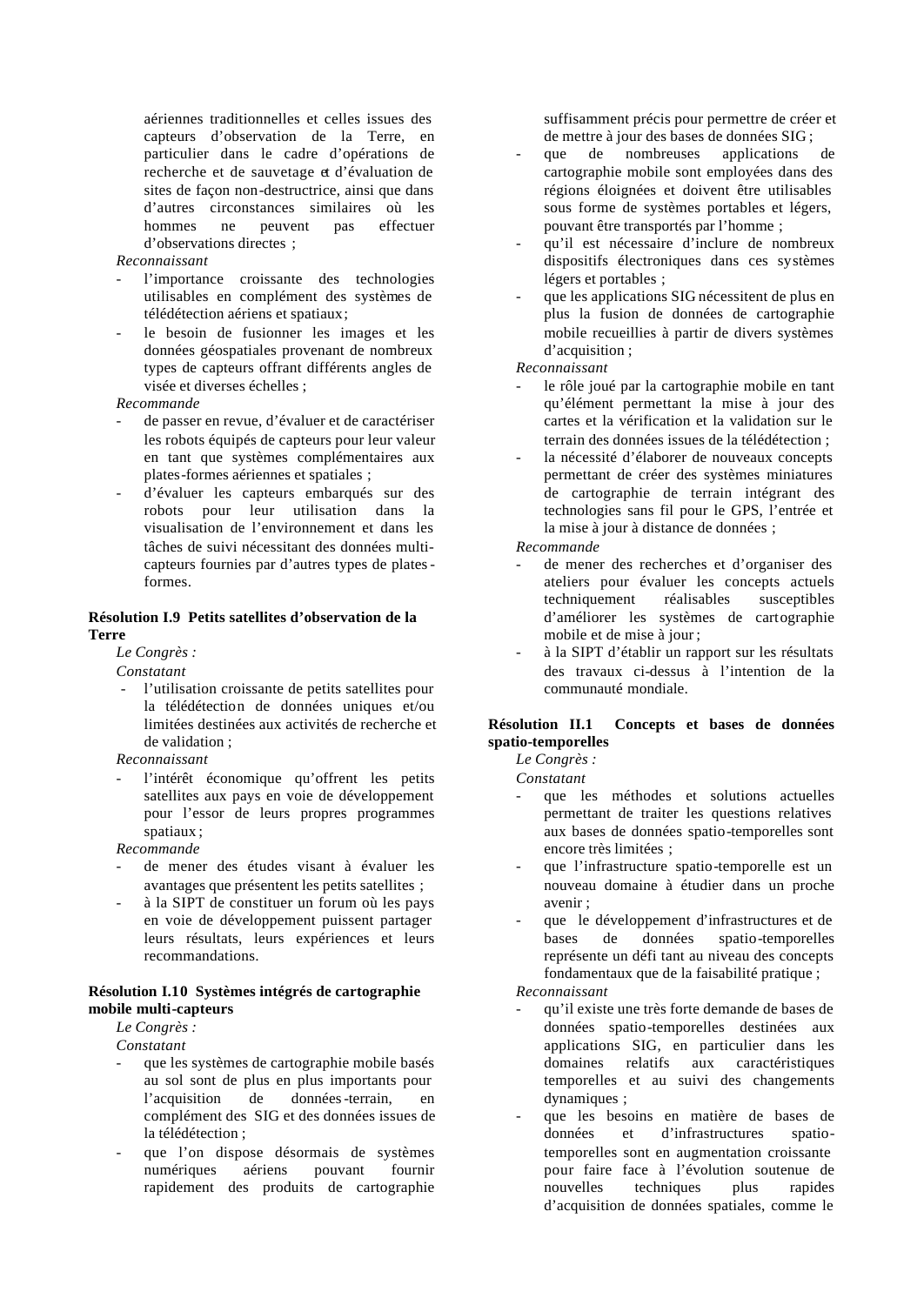aériennes traditionnelles et celles issues des capteurs d'observation de la Terre, en particulier dans le cadre d'opérations de recherche et de sauvetage et d'évaluation de sites de façon non-destructrice, ainsi que dans d'autres circonstances similaires où les hommes ne peuvent pas effectuer d'observations directes ;

*Reconnaissant*

- l'importance croissante des technologies utilisables en complément des systèmes de télédétection aériens et spatiaux;
- le besoin de fusionner les images et les données géospatiales provenant de nombreux types de capteurs offrant différents angles de visée et diverses échelles ;

*Recommande*

- de passer en revue, d'évaluer et de caractériser les robots équipés de capteurs pour leur valeur en tant que systèmes complémentaires aux plates-formes aériennes et spatiales ;
- d'évaluer les capteurs embarqués sur des robots pour leur utilisation dans la visualisation de l'environnement et dans les tâches de suivi nécessitant des données multi-capteurs fournies par d'autres types de plates-formes.

**Résolution I.9 Petits satellites d'observation de la Terre**

*Le Congrès :*

*Constatant*

- l'utilisation croissante de petits satellites pour la télédétection de données uniques et/ou limitées destinées aux activités de recherche et de validation ;

*Reconnaissant*

- l'intérêt économique qu'offrent les petits satellites aux pays en voie de développement pour l'essor de leurs propres programmes spatiaux;

*Recommande*

- de mener des études visant à évaluer les avantages que présentent les petits satellites ;
- à la SIPT de constituer un forum où les pays en voie de développement puissent partager leurs résultats, leurs expériences et leurs recommandations.

**Résolution I.10 Systèmes intégrés de cartographie mobile multi-capteurs**

*Le Congrès :*

*Constatant*

- que les systèmes de cartographie mobile basés au sol sont de plus en plus importants pour l'acquisition de données-terrain, en complément des SIG et des données issues de la télédétection ;
- que l'on dispose désormais de systèmes numériques aériens pouvant fournir rapidement des produits de cartographie suffisamment précis pour permettre de créer et de mettre à jour des bases de données SIG;
- que de nombreuses applications de cartographie mobile sont employées dans des régions éloignées et doivent être utilisables sous forme de systèmes portables et légers, pouvant être transportés par l'homme ;
- qu'il est nécessaire d'inclure de nombreux dispositifs électroniques dans ces systèmes légers et portables ;
- que les applications SIG nécessitent de plus en plus la fusion de données de cartographie mobile recueillies à partir de divers systèmes d'acquisition ;

*Reconnaissant*

- le rôle joué par la cartographie mobile en tant qu'élément permettant la mise à jour des cartes et la vérification et la validation sur le terrain des données issues de la télédétection ;
- la nécessité d'élaborer de nouveaux concepts permettant de créer des systèmes miniatures de cartographie de terrain intégrant des technologies sans fil pour le GPS, l'entrée et la mise à jour à distance de données ;

*Recommande*

- de mener des recherches et d'organiser des ateliers pour évaluer les concepts actuels techniquement réalisables susceptibles d'améliorer les systèmes de cartographie mobile et de mise à jour;
- à la SIPT d'établir un rapport sur les résultats des travaux ci-dessus à l'intention de la communauté mondiale.

**Résolution II.1 Concepts et bases de données spatio-temporelles**

*Le Congrès :*

*Constatant*

- que les méthodes et solutions actuelles permettant de traiter les questions relatives aux bases de données spatio-temporelles sont encore très limitées ;
- que l'infrastructure spatio-temporelle est un nouveau domaine à étudier dans un proche avenir ;
- que le développement d'infrastructures et de bases de données spatio-temporelles représente un défi tant au niveau des concepts fondamentaux que de la faisabilité pratique ;

*Reconnaissant*

- qu'il existe une très forte demande de bases de données spatio-temporelles destinées aux applications SIG, en particulier dans les domaines relatifs aux caractéristiques temporelles et au suivi des changements dynamiques ;
- que les besoins en matière de bases de données et d'infrastructures spatio-temporelles sont en augmentation croissante pour faire face à l'évolution soutenue de nouvelles techniques plus rapides d'acquisition de données spatiales, comme le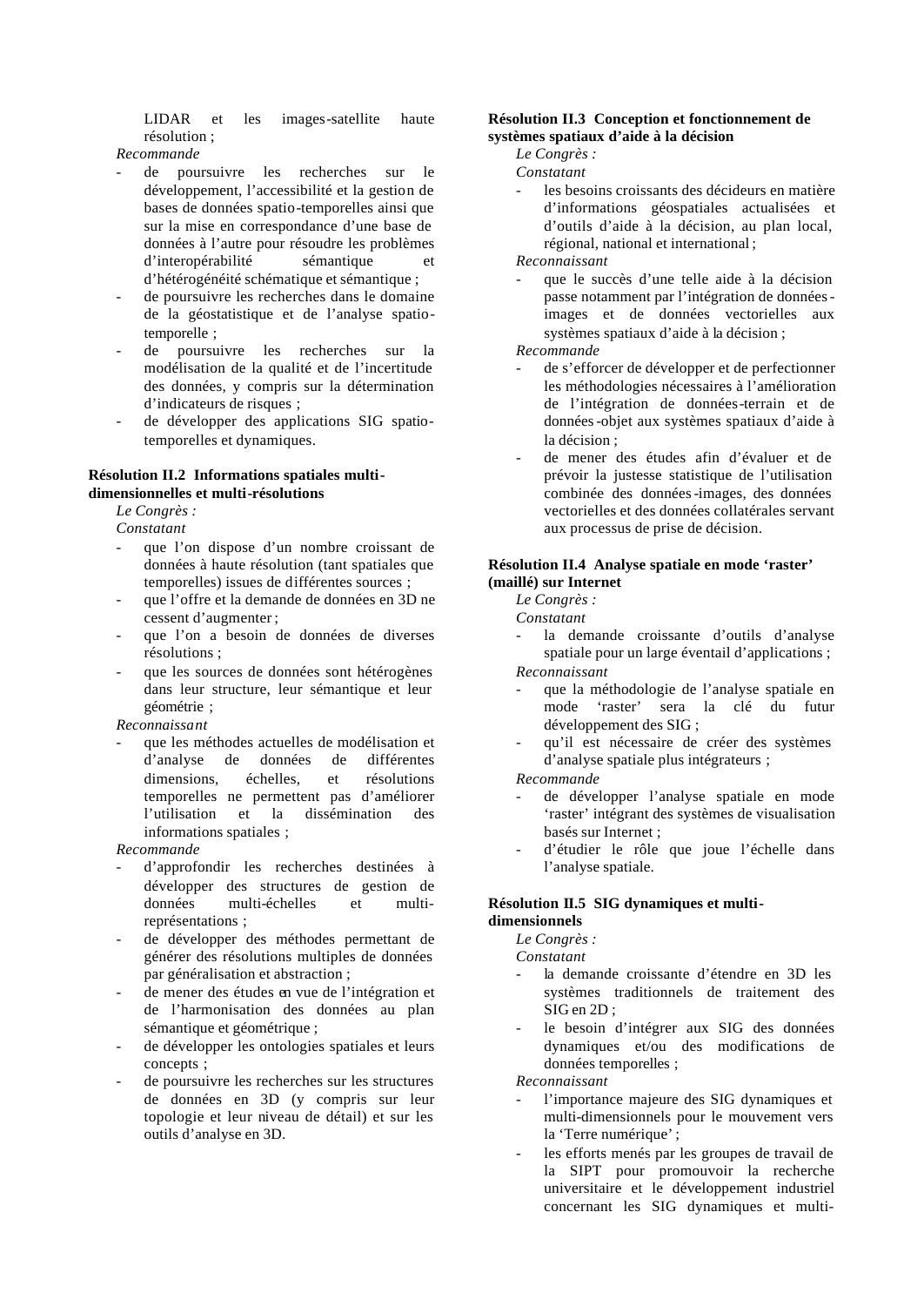LIDAR et les images-satellite haute résolution ;

*Recommande*

- de poursuivre les recherches sur le développement, l'accessibilité et la gestion de bases de données spatio-temporelles ainsi que sur la mise en correspondance d'une base de données à l'autre pour résoudre les problèmes d'interopérabilité sémantique et d'hétérogénéité schématique et sémantique ;
- de poursuivre les recherches dans le domaine de la géostatistique et de l'analyse spatio-temporelle ;
- de poursuivre les recherches sur la modélisation de la qualité et de l'incertitude des données, y compris sur la détermination d'indicateurs de risques ;
- de développer des applications SIG spatio-temporelles et dynamiques.

**Résolution II.2 Informations spatiales multi-dimensionnelles et multi-résolutions**

*Le Congrès :*

*Constatant*

- que l'on dispose d'un nombre croissant de données à haute résolution (tant spatiales que temporelles) issues de différentes sources ;
- que l'offre et la demande de données en 3D ne cessent d'augmenter ;
- que l'on a besoin de données de diverses résolutions ;
- que les sources de données sont hétérogènes dans leur structure, leur sémantique et leur géométrie ;

*Reconnaissant*

- que les méthodes actuelles de modélisation et d'analyse de données de différentes dimensions, échelles, et résolutions temporelles ne permettent pas d'améliorer l'utilisation et la dissémination des informations spatiales ;

*Recommande*

- d'approfondir les recherches destinées à développer des structures de gestion de données multi-échelles et multi-représentations ;
- de développer des méthodes permettant de générer des résolutions multiples de données par généralisation et abstraction ;
- de mener des études en vue de l'intégration et de l'harmonisation des données au plan sémantique et géométrique ;
- de développer les ontologies spatiales et leurs concepts ;
- de poursuivre les recherches sur les structures de données en 3D (y compris sur leur topologie et leur niveau de détail) et sur les outils d'analyse en 3D.

**Résolution II.3 Conception et fonctionnement de systèmes spatiaux d'aide à la décision**

*Le Congrès :*

*Constatant*

- les besoins croissants des décideurs en matière d'informations géospatiales actualisées et d'outils d'aide à la décision, au plan local, régional, national et international ;

*Reconnaissant*

- que le succès d'une telle aide à la décision passe notamment par l'intégration de données-images et de données vectorielles aux systèmes spatiaux d'aide à la décision ;

*Recommande*

- de s'efforcer de développer et de perfectionner les méthodologies nécessaires à l'amélioration de l'intégration de données-terrain et de données-objet aux systèmes spatiaux d'aide à la décision ;
- de mener des études afin d'évaluer et de prévoir la justesse statistique de l'utilisation combinée des données-images, des données vectorielles et des données collatérales servant aux processus de prise de décision.

**Résolution II.4 Analyse spatiale en mode 'raster' (maillé) sur Internet**

*Le Congrès :*

*Constatant*

- la demande croissante d'outils d'analyse spatiale pour un large éventail d'applications ;

*Reconnaissant*

- que la méthodologie de l'analyse spatiale en mode 'raster' sera la clé du futur développement des SIG ;
- qu'il est nécessaire de créer des systèmes d'analyse spatiale plus intégrateurs ;

*Recommande*

- de développer l'analyse spatiale en mode 'raster' intégrant des systèmes de visualisation basés sur Internet ;
- d'étudier le rôle que joue l'échelle dans l'analyse spatiale.

**Résolution II.5 SIG dynamiques et multi-dimensionnels**

*Le Congrès :*

*Constatant*

- la demande croissante d'étendre en 3D les systèmes traditionnels de traitement des SIG en 2D ;
- le besoin d'intégrer aux SIG des données dynamiques et/ou des modifications de données temporelles ;

*Reconnaissant*

- l'importance majeure des SIG dynamiques et multi-dimensionnels pour le mouvement vers la 'Terre numérique' ;
- les efforts menés par les groupes de travail de la SIPT pour promouvoir la recherche universitaire et le développement industriel concernant les SIG dynamiques et multi-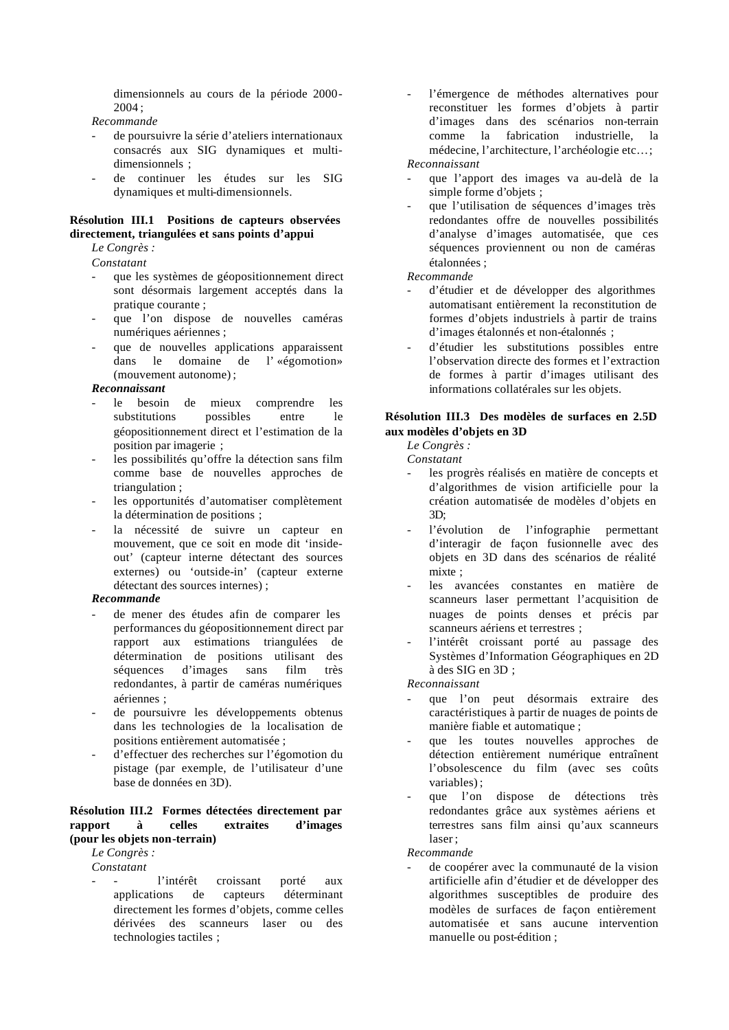dimensionnels au cours de la période 2000-2004 ;

*Recommande*

- de poursuivre la série d'ateliers internationaux consacrés aux SIG dynamiques et multi-dimensionnels ;
- de continuer les études sur les SIG dynamiques et multi-dimensionnels.

**Résolution III.1 Positions de capteurs observées directement, triangulées et sans points d'appui**

*Le Congrès :*

*Constatant*

- que les systèmes de géopositionnement direct sont désormais largement acceptés dans la pratique courante ;
- que l'on dispose de nouvelles caméras numériques aériennes ;
- que de nouvelles applications apparaissent dans le domaine de l' «égomotion» (mouvement autonome) ;

***Reconnaissant***

- le besoin de mieux comprendre les substitutions possibles entre le géopositionnement direct et l'estimation de la position par imagerie ;
- les possibilités qu'offre la détection sans film comme base de nouvelles approches de triangulation ;
- les opportunités d'automatiser complètement la détermination de positions ;
- la nécessité de suivre un capteur en mouvement, que ce soit en mode dit 'inside-out' (capteur interne détectant des sources externes) ou 'outside-in' (capteur externe détectant des sources internes) ;

***Recommande***

- de mener des études afin de comparer les performances du géopositionnement direct par rapport aux estimations triangulées de détermination de positions utilisant des séquences d'images sans film très redondantes, à partir de caméras numériques aériennes ;
- de poursuivre les développements obtenus dans les technologies de la localisation de positions entièrement automatisée ;
- d'effectuer des recherches sur l'égomotion du pistage (par exemple, de l'utilisateur d'une base de données en 3D).

**Résolution III.2 Formes détectées directement par rapport à celles extraites d'images (pour les objets non-terrain)**

*Le Congrès :*

*Constatant*

- \- l'intérêt croissant porté aux applications de capteurs déterminant directement les formes d'objets, comme celles dérivées des scanneurs laser ou des technologies tactiles ;
- l'émergence de méthodes alternatives pour reconstituer les formes d'objets à partir d'images dans des scénarios non-terrain comme la fabrication industrielle, la médecine, l'architecture, l'archéologie etc… ;

*Reconnaissant*

- que l'apport des images va au-delà de la simple forme d'objets ;
- que l'utilisation de séquences d'images très redondantes offre de nouvelles possibilités d'analyse d'images automatisée, que ces séquences proviennent ou non de caméras étalonnées ;

*Recommande*

- d'étudier et de développer des algorithmes automatisant entièrement la reconstitution de formes d'objets industriels à partir de trains d'images étalonnés et non-étalonnés ;
- d'étudier les substitutions possibles entre l'observation directe des formes et l'extraction de formes à partir d'images utilisant des informations collatérales sur les objets.

**Résolution III.3 Des modèles de surfaces en 2.5D aux modèles d'objets en 3D**

*Le Congrès :*

*Constatant*

- les progrès réalisés en matière de concepts et d'algorithmes de vision artificielle pour la création automatisée de modèles d'objets en 3D;
- l'évolution de l'infographie permettant d'interagir de façon fusionnelle avec des objets en 3D dans des scénarios de réalité mixte ;
- les avancées constantes en matière de scanneurs laser permettant l'acquisition de nuages de points denses et précis par scanneurs aériens et terrestres ;
- l'intérêt croissant porté au passage des Systèmes d'Information Géographiques en 2D à des SIG en 3D ;

*Reconnaissant*

- que l'on peut désormais extraire des caractéristiques à partir de nuages de points de manière fiable et automatique ;
- que les toutes nouvelles approches de détection entièrement numérique entraînent l'obsolescence du film (avec ses coûts variables) ;
- que l'on dispose de détections très redondantes grâce aux systèmes aériens et terrestres sans film ainsi qu'aux scanneurs laser ;

*Recommande*

- de coopérer avec la communauté de la vision artificielle afin d'étudier et de développer des algorithmes susceptibles de produire des modèles de surfaces de façon entièrement automatisée et sans aucune intervention manuelle ou post-édition ;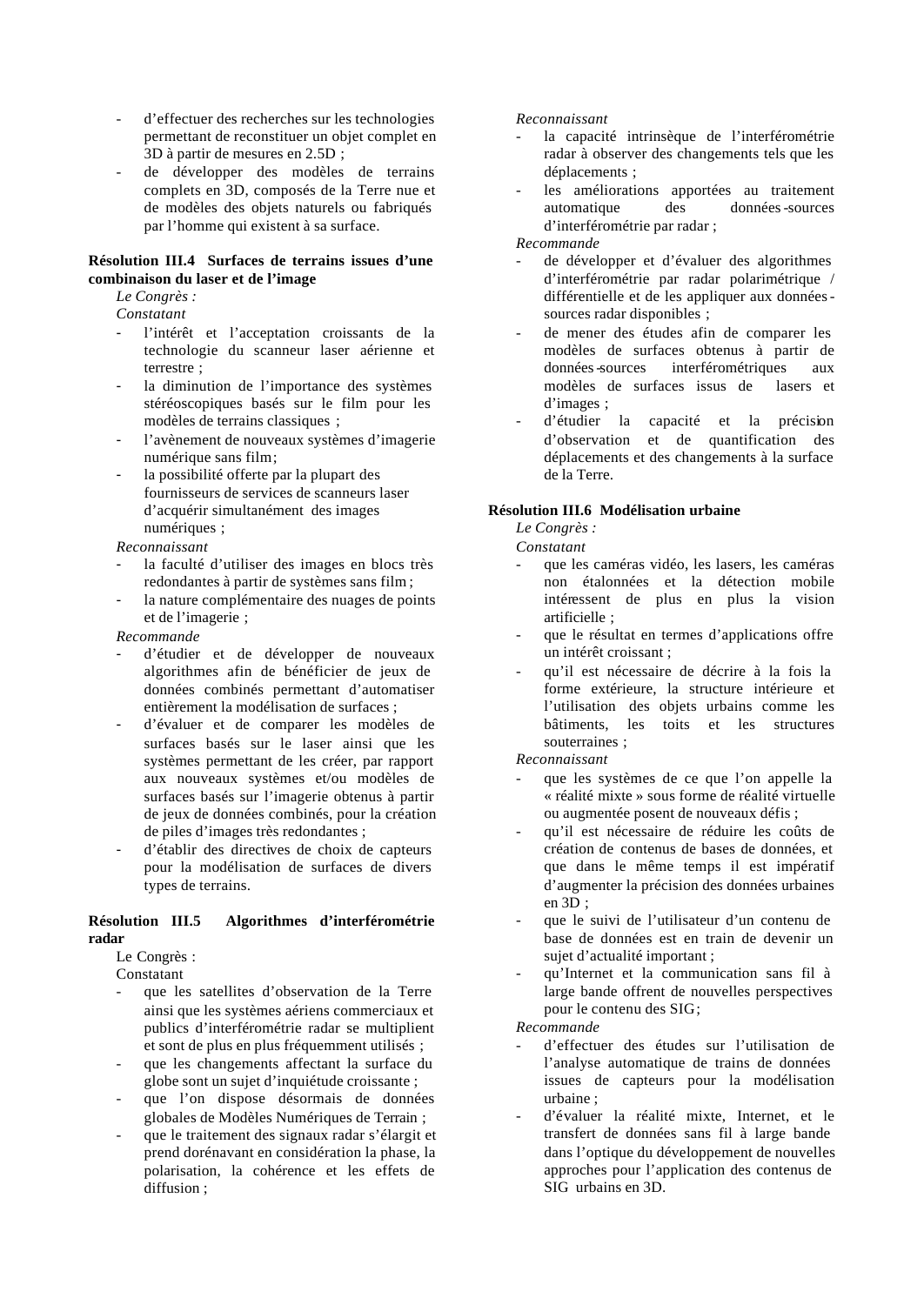- d'effectuer des recherches sur les technologies permettant de reconstituer un objet complet en 3D à partir de mesures en 2.5D ;
- de développer des modèles de terrains complets en 3D, composés de la Terre nue et de modèles des objets naturels ou fabriqués par l'homme qui existent à sa surface.

**Résolution III.4 Surfaces de terrains issues d'une combinaison du laser et de l'image**

*Le Congrès :*

*Constatant*

- l'intérêt et l'acceptation croissants de la technologie du scanneur laser aérienne et terrestre ;
- la diminution de l'importance des systèmes stéréoscopiques basés sur le film pour les modèles de terrains classiques ;
- l'avènement de nouveaux systèmes d'imagerie numérique sans film ;
- la possibilité offerte par la plupart des fournisseurs de services de scanneurs laser d'acquérir simultanément des images numériques ;

*Reconnaissant*

- la faculté d'utiliser des images en blocs très redondantes à partir de systèmes sans film ;
- la nature complémentaire des nuages de points et de l'imagerie ;

*Recommande*

- d'étudier et de développer de nouveaux algorithmes afin de bénéficier de jeux de données combinés permettant d'automatiser entièrement la modélisation de surfaces ;
- d'évaluer et de comparer les modèles de surfaces basés sur le laser ainsi que les systèmes permettant de les créer, par rapport aux nouveaux systèmes et/ou modèles de surfaces basés sur l'imagerie obtenus à partir de jeux de données combinés, pour la création de piles d'images très redondantes ;
- d'établir des directives de choix de capteurs pour la modélisation de surfaces de divers types de terrains.

**Résolution III.5 Algorithmes d'interférométrie radar**

Le Congrès :

Constatant

- que les satellites d'observation de la Terre ainsi que les systèmes aériens commerciaux et publics d'interférométrie radar se multiplient et sont de plus en plus fréquemment utilisés ;
- que les changements affectant la surface du globe sont un sujet d'inquiétude croissante ;
- que l'on dispose désormais de données globales de Modèles Numériques de Terrain ;
- que le traitement des signaux radar s'élargit et prend dorénavant en considération la phase, la polarisation, la cohérence et les effets de diffusion ;

*Reconnaissant*

- la capacité intrinsèque de l'interférométrie radar à observer des changements tels que les déplacements ;
- les améliorations apportées au traitement automatique des données-sources d'interférométrie par radar ;

*Recommande*

- de développer et d'évaluer des algorithmes d'interférométrie par radar polarimétrique / différentielle et de les appliquer aux données-sources radar disponibles ;
- de mener des études afin de comparer les modèles de surfaces obtenus à partir de données-sources interférométriques aux modèles de surfaces issus de lasers et d'images ;
- d'étudier la capacité et la précision d'observation et de quantification des déplacements et des changements à la surface de la Terre.

**Résolution III.6 Modélisation urbaine**

*Le Congrès :*

*Constatant*

- que les caméras vidéo, les lasers, les caméras non étalonnées et la détection mobile intéressent de plus en plus la vision artificielle ;
- que le résultat en termes d'applications offre un intérêt croissant ;
- qu'il est nécessaire de décrire à la fois la forme extérieure, la structure intérieure et l'utilisation des objets urbains comme les bâtiments, les toits et les structures souterraines ;

*Reconnaissant*

- que les systèmes de ce que l'on appelle la « réalité mixte » sous forme de réalité virtuelle ou augmentée posent de nouveaux défis ;
- qu'il est nécessaire de réduire les coûts de création de contenus de bases de données, et que dans le même temps il est impératif d'augmenter la précision des données urbaines en 3D ;
- que le suivi de l'utilisateur d'un contenu de base de données est en train de devenir un sujet d'actualité important ;
- qu'Internet et la communication sans fil à large bande offrent de nouvelles perspectives pour le contenu des SIG ;

*Recommande*

- d'effectuer des études sur l'utilisation de l'analyse automatique de trains de données issues de capteurs pour la modélisation urbaine ;
- d'évaluer la réalité mixte, Internet, et le transfert de données sans fil à large bande dans l'optique du développement de nouvelles approches pour l'application des contenus de SIG urbains en 3D.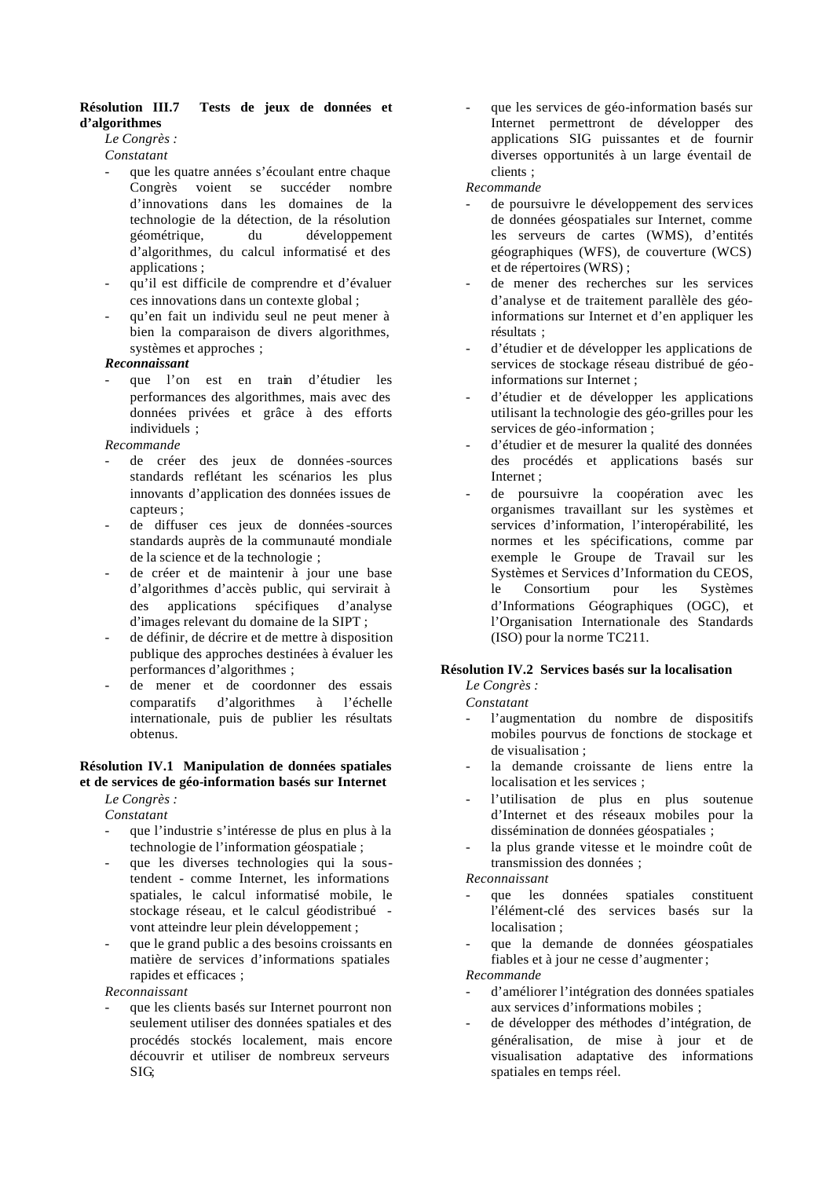**Résolution III.7 Tests de jeux de données et d'algorithmes**

*Le Congrès :*

*Constatant*

- que les quatre années s'écoulant entre chaque Congrès voient se succéder nombre d'innovations dans les domaines de la technologie de la détection, de la résolution géométrique, du développement d'algorithmes, du calcul informatisé et des applications ;
- qu'il est difficile de comprendre et d'évaluer ces innovations dans un contexte global ;
- qu'en fait un individu seul ne peut mener à bien la comparaison de divers algorithmes, systèmes et approches ;

***Reconnaissant***

- que l'on est en train d'étudier les performances des algorithmes, mais avec des données privées et grâce à des efforts individuels ;

*Recommande*

- de créer des jeux de données-sources standards reflétant les scénarios les plus innovants d'application des données issues de capteurs ;
- de diffuser ces jeux de données-sources standards auprès de la communauté mondiale de la science et de la technologie ;
- de créer et de maintenir à jour une base d'algorithmes d'accès public, qui servirait à des applications spécifiques d'analyse d'images relevant du domaine de la SIPT ;
- de définir, de décrire et de mettre à disposition publique des approches destinées à évaluer les performances d'algorithmes ;
- de mener et de coordonner des essais comparatifs d'algorithmes à l'échelle internationale, puis de publier les résultats obtenus.

**Résolution IV.1 Manipulation de données spatiales et de services de géo-information basés sur Internet**

*Le Congrès :*

*Constatant*

- que l'industrie s'intéresse de plus en plus à la technologie de l'information géospatiale ;
- que les diverses technologies qui la sous-tendent - comme Internet, les informations spatiales, le calcul informatisé mobile, le stockage réseau, et le calcul géodistribué - vont atteindre leur plein développement ;
- que le grand public a des besoins croissants en matière de services d'informations spatiales rapides et efficaces ;

*Reconnaissant*

- que les clients basés sur Internet pourront non seulement utiliser des données spatiales et des procédés stockés localement, mais encore découvrir et utiliser de nombreux serveurs SIG;
- que les services de géo-information basés sur Internet permettront de développer des applications SIG puissantes et de fournir diverses opportunités à un large éventail de clients ;

*Recommande*

- de poursuivre le développement des services de données géospatiales sur Internet, comme les serveurs de cartes (WMS), d'entités géographiques (WFS), de couverture (WCS) et de répertoires (WRS) ;
- de mener des recherches sur les services d'analyse et de traitement parallèle des géo-informations sur Internet et d'en appliquer les résultats ;
- d'étudier et de développer les applications de services de stockage réseau distribué de géo-informations sur Internet ;
- d'étudier et de développer les applications utilisant la technologie des géo-grilles pour les services de géo-information ;
- d'étudier et de mesurer la qualité des données des procédés et applications basés sur Internet ;
- de poursuivre la coopération avec les organismes travaillant sur les systèmes et services d'information, l'interopérabilité, les normes et les spécifications, comme par exemple le Groupe de Travail sur les Systèmes et Services d'Information du CEOS, le Consortium pour les Systèmes d'Informations Géographiques (OGC), et l'Organisation Internationale des Standards (ISO) pour la norme TC211.

**Résolution IV.2 Services basés sur la localisation**

*Le Congrès :*

*Constatant*

- l'augmentation du nombre de dispositifs mobiles pourvus de fonctions de stockage et de visualisation ;
- la demande croissante de liens entre la localisation et les services ;
- l'utilisation de plus en plus soutenue d'Internet et des réseaux mobiles pour la dissémination de données géospatiales ;
- la plus grande vitesse et le moindre coût de transmission des données ;

*Reconnaissant*

- que les données spatiales constituent l'élément-clé des services basés sur la localisation ;
- que la demande de données géospatiales fiables et à jour ne cesse d'augmenter ;

*Recommande*

- d'améliorer l'intégration des données spatiales aux services d'informations mobiles ;
- de développer des méthodes d'intégration, de généralisation, de mise à jour et de visualisation adaptative des informations spatiales en temps réel.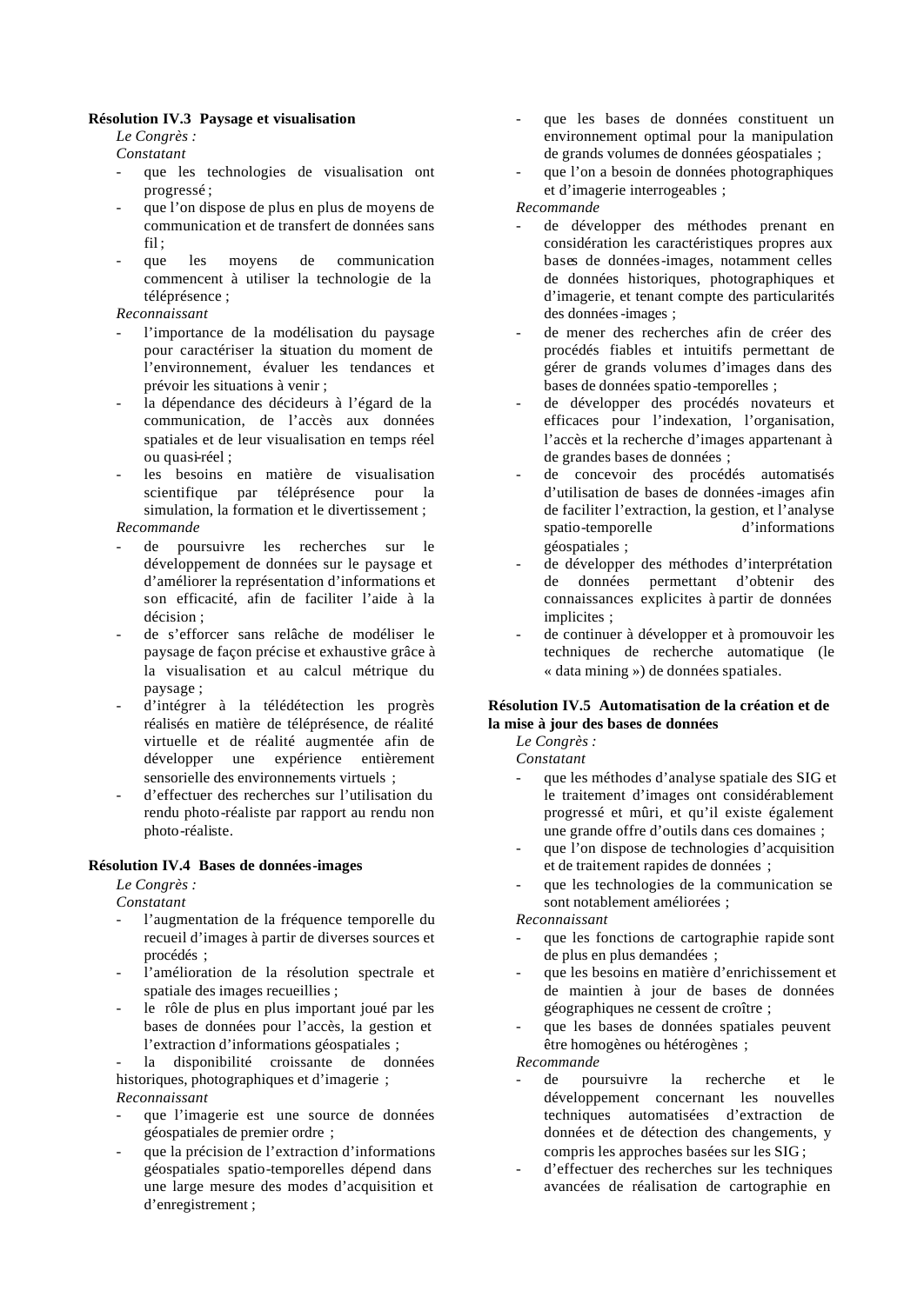**Résolution IV.3 Paysage et visualisation**

*Le Congrès :*

*Constatant*

- que les technologies de visualisation ont progressé ;
- que l'on dispose de plus en plus de moyens de communication et de transfert de données sans fil ;
- que les moyens de communication commencent à utiliser la technologie de la téléprésence ;

*Reconnaissant*

- l'importance de la modélisation du paysage pour caractériser la situation du moment de l'environnement, évaluer les tendances et prévoir les situations à venir ;
- la dépendance des décideurs à l'égard de la communication, de l'accès aux données spatiales et de leur visualisation en temps réel ou quasi-réel ;
- les besoins en matière de visualisation scientifique par téléprésence pour la simulation, la formation et le divertissement ;

*Recommande*

- de poursuivre les recherches sur le développement de données sur le paysage et d'améliorer la représentation d'informations et son efficacité, afin de faciliter l'aide à la décision ;
- de s'efforcer sans relâche de modéliser le paysage de façon précise et exhaustive grâce à la visualisation et au calcul métrique du paysage ;
- d'intégrer à la télédétection les progrès réalisés en matière de téléprésence, de réalité virtuelle et de réalité augmentée afin de développer une expérience entièrement sensorielle des environnements virtuels ;
- d'effectuer des recherches sur l'utilisation du rendu photo-réaliste par rapport au rendu non photo-réaliste.

**Résolution IV.4 Bases de données-images**

*Le Congrès :*

*Constatant*

- l'augmentation de la fréquence temporelle du recueil d'images à partir de diverses sources et procédés ;
- l'amélioration de la résolution spectrale et spatiale des images recueillies ;
- le rôle de plus en plus important joué par les bases de données pour l'accès, la gestion et l'extraction d'informations géospatiales ;
- la disponibilité croissante de données historiques, photographiques et d'imagerie ;

*Reconnaissant*

- que l'imagerie est une source de données géospatiales de premier ordre ;
- que la précision de l'extraction d'informations géospatiales spatio-temporelles dépend dans une large mesure des modes d'acquisition et d'enregistrement ;
- que les bases de données constituent un environnement optimal pour la manipulation de grands volumes de données géospatiales ;
- que l'on a besoin de données photographiques et d'imagerie interrogeables ;

*Recommande*

- de développer des méthodes prenant en considération les caractéristiques propres aux bases de données-images, notamment celles de données historiques, photographiques et d'imagerie, et tenant compte des particularités des données-images ;
- de mener des recherches afin de créer des procédés fiables et intuitifs permettant de gérer de grands volumes d'images dans des bases de données spatio-temporelles ;
- de développer des procédés novateurs et efficaces pour l'indexation, l'organisation, l'accès et la recherche d'images appartenant à de grandes bases de données ;
- de concevoir des procédés automatisés d'utilisation de bases de données-images afin de faciliter l'extraction, la gestion, et l'analyse spatio-temporelle d'informations géospatiales ;
- de développer des méthodes d'interprétation de données permettant d'obtenir des connaissances explicites à partir de données implicites ;
- de continuer à développer et à promouvoir les techniques de recherche automatique (le « data mining ») de données spatiales.

**Résolution IV.5 Automatisation de la création et de la mise à jour des bases de données**

*Le Congrès :*

*Constatant*

- que les méthodes d'analyse spatiale des SIG et le traitement d'images ont considérablement progressé et mûri, et qu'il existe également une grande offre d'outils dans ces domaines ;
- que l'on dispose de technologies d'acquisition et de traitement rapides de données ;
- que les technologies de la communication se sont notablement améliorées ;

*Reconnaissant*

- que les fonctions de cartographie rapide sont de plus en plus demandées ;
- que les besoins en matière d'enrichissement et de maintien à jour de bases de données géographiques ne cessent de croître ;
- que les bases de données spatiales peuvent être homogènes ou hétérogènes ;

*Recommande*

- de poursuivre la recherche et le développement concernant les nouvelles techniques automatisées d'extraction de données et de détection des changements, y compris les approches basées sur les SIG ;
- d'effectuer des recherches sur les techniques avancées de réalisation de cartographie en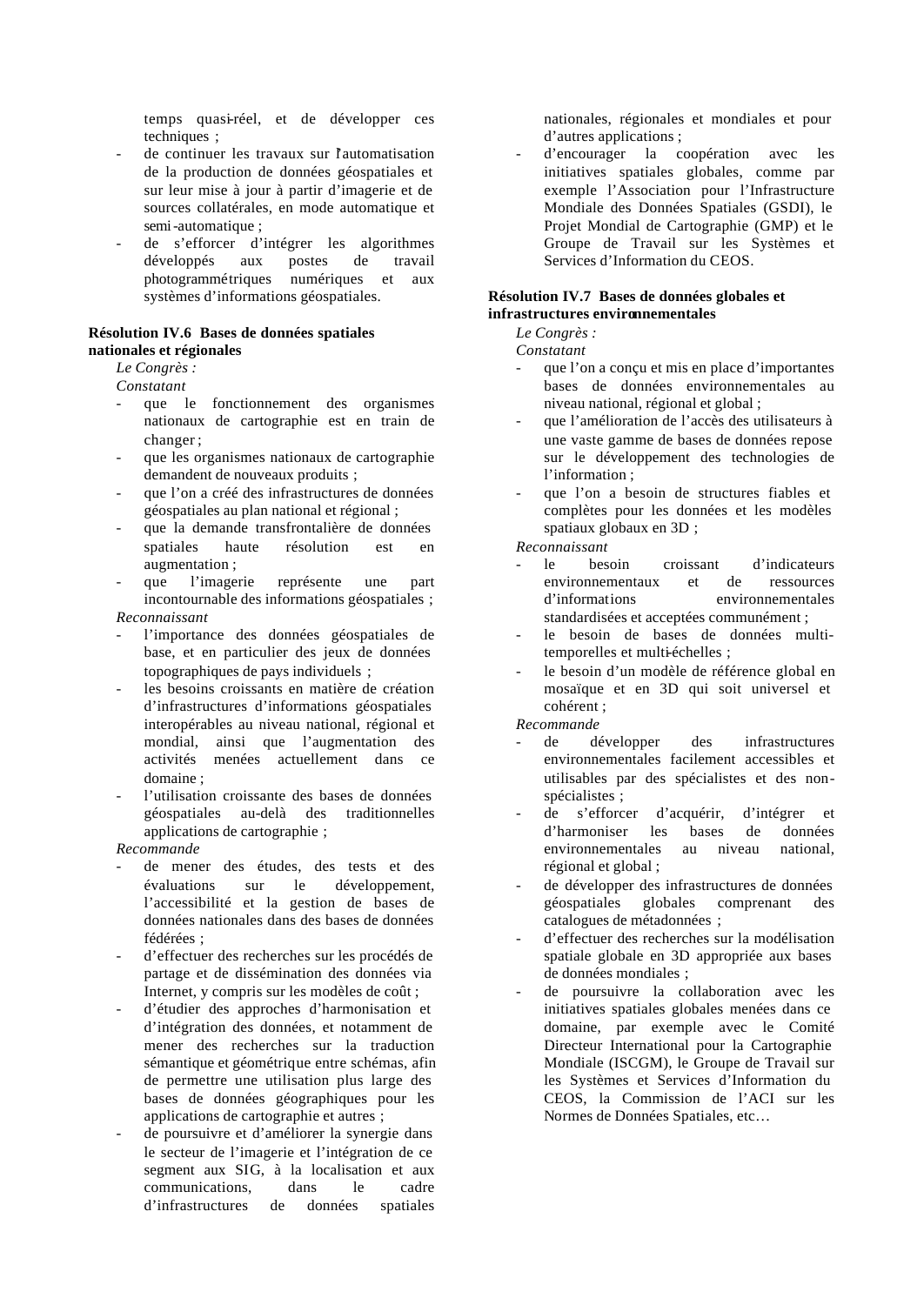temps quasi-réel, et de développer ces techniques ;

- de continuer les travaux sur l'automatisation de la production de données géospatiales et sur leur mise à jour à partir d'imagerie et de sources collatérales, en mode automatique et semi-automatique ;
- de s'efforcer d'intégrer les algorithmes développés aux postes de travail photogrammétriques numériques et aux systèmes d'informations géospatiales.

**Résolution IV.6 Bases de données spatiales nationales et régionales**

*Le Congrès :*

*Constatant*

- que le fonctionnement des organismes nationaux de cartographie est en train de changer ;
- que les organismes nationaux de cartographie demandent de nouveaux produits ;
- que l'on a créé des infrastructures de données géospatiales au plan national et régional ;
- que la demande transfrontalière de données spatiales haute résolution est en augmentation ;
- que l'imagerie représente une part incontournable des informations géospatiales ;

*Reconnaissant*

- l'importance des données géospatiales de base, et en particulier des jeux de données topographiques de pays individuels ;
- les besoins croissants en matière de création d'infrastructures d'informations géospatiales interopérables au niveau national, régional et mondial, ainsi que l'augmentation des activités menées actuellement dans ce domaine ;
- l'utilisation croissante des bases de données géospatiales au-delà des traditionnelles applications de cartographie ;

*Recommande*

- de mener des études, des tests et des évaluations sur le développement, l'accessibilité et la gestion de bases de données nationales dans des bases de données fédérées ;
- d'effectuer des recherches sur les procédés de partage et de dissémination des données via Internet, y compris sur les modèles de coût ;
- d'étudier des approches d'harmonisation et d'intégration des données, et notamment de mener des recherches sur la traduction sémantique et géométrique entre schémas, afin de permettre une utilisation plus large des bases de données géographiques pour les applications de cartographie et autres ;
- de poursuivre et d'améliorer la synergie dans le secteur de l'imagerie et l'intégration de ce segment aux SIG, à la localisation et aux communications, dans le cadre d'infrastructures de données spatiales nationales, régionales et mondiales et pour d'autres applications ;
- d'encourager la coopération avec les initiatives spatiales globales, comme par exemple l'Association pour l'Infrastructure Mondiale des Données Spatiales (GSDI), le Projet Mondial de Cartographie (GMP) et le Groupe de Travail sur les Systèmes et Services d'Information du CEOS.

**Résolution IV.7 Bases de données globales et infrastructures environnementales**

*Le Congrès :*

*Constatant*

- que l'on a conçu et mis en place d'importantes bases de données environnementales au niveau national, régional et global ;
- que l'amélioration de l'accès des utilisateurs à une vaste gamme de bases de données repose sur le développement des technologies de l'information ;
- que l'on a besoin de structures fiables et complètes pour les données et les modèles spatiaux globaux en 3D ;

*Reconnaissant*

- le besoin croissant d'indicateurs environnementaux et de ressources d'informations environnementales standardisées et acceptées communément ;
- le besoin de bases de données multi-temporelles et multi-échelles ;
- le besoin d'un modèle de référence global en mosaïque et en 3D qui soit universel et cohérent ;

*Recommande*

- de développer des infrastructures environnementales facilement accessibles et utilisables par des spécialistes et des non-spécialistes ;
- de s'efforcer d'acquérir, d'intégrer et d'harmoniser les bases de données environnementales au niveau national, régional et global ;
- de développer des infrastructures de données géospatiales globales comprenant des catalogues de métadonnées ;
- d'effectuer des recherches sur la modélisation spatiale globale en 3D appropriée aux bases de données mondiales ;
- de poursuivre la collaboration avec les initiatives spatiales globales menées dans ce domaine, par exemple avec le Comité Directeur International pour la Cartographie Mondiale (ISCGM), le Groupe de Travail sur les Systèmes et Services d'Information du CEOS, la Commission de l'ACI sur les Normes de Données Spatiales, etc…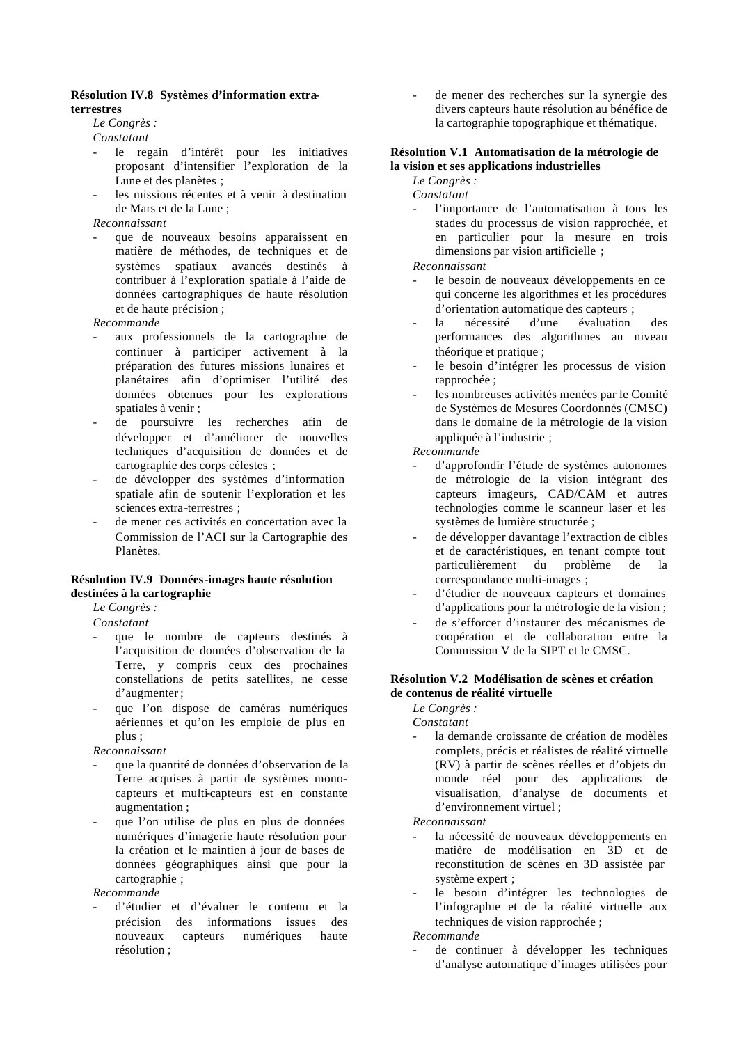**Résolution IV.8 Systèmes d'information extra-terrestres**

*Le Congrès :*

*Constatant*

- le regain d'intérêt pour les initiatives proposant d'intensifier l'exploration de la Lune et des planètes ;
- les missions récentes et à venir à destination de Mars et de la Lune ;

*Reconnaissant*

- que de nouveaux besoins apparaissent en matière de méthodes, de techniques et de systèmes spatiaux avancés destinés à contribuer à l'exploration spatiale à l'aide de données cartographiques de haute résolution et de haute précision ;

*Recommande*

- aux professionnels de la cartographie de continuer à participer activement à la préparation des futures missions lunaires et planétaires afin d'optimiser l'utilité des données obtenues pour les explorations spatiales à venir ;
- de poursuivre les recherches afin de développer et d'améliorer de nouvelles techniques d'acquisition de données et de cartographie des corps célestes ;
- de développer des systèmes d'information spatiale afin de soutenir l'exploration et les sciences extra-terrestres ;
- de mener ces activités en concertation avec la Commission de l'ACI sur la Cartographie des Planètes.

**Résolution IV.9 Données-images haute résolution destinées à la cartographie**

*Le Congrès :*

*Constatant*

- que le nombre de capteurs destinés à l'acquisition de données d'observation de la Terre, y compris ceux des prochaines constellations de petits satellites, ne cesse d'augmenter ;
- que l'on dispose de caméras numériques aériennes et qu'on les emploie de plus en plus ;

*Reconnaissant*

- que la quantité de données d'observation de la Terre acquises à partir de systèmes mono-capteurs et multi-capteurs est en constante augmentation ;
- que l'on utilise de plus en plus de données numériques d'imagerie haute résolution pour la création et le maintien à jour de bases de données géographiques ainsi que pour la cartographie ;

*Recommande*

- d'étudier et d'évaluer le contenu et la précision des informations issues des nouveaux capteurs numériques haute résolution ;
- de mener des recherches sur la synergie des divers capteurs haute résolution au bénéfice de la cartographie topographique et thématique.

**Résolution V.1 Automatisation de la métrologie de la vision et ses applications industrielles**

*Le Congrès :*

*Constatant*

- l'importance de l'automatisation à tous les stades du processus de vision rapprochée, et en particulier pour la mesure en trois dimensions par vision artificielle ;

*Reconnaissant*

- le besoin de nouveaux développements en ce qui concerne les algorithmes et les procédures d'orientation automatique des capteurs ;
- la nécessité d'une évaluation des performances des algorithmes au niveau théorique et pratique ;
- le besoin d'intégrer les processus de vision rapprochée ;
- les nombreuses activités menées par le Comité de Systèmes de Mesures Coordonnés (CMSC) dans le domaine de la métrologie de la vision appliquée à l'industrie ;

*Recommande*

- d'approfondir l'étude de systèmes autonomes de métrologie de la vision intégrant des capteurs imageurs, CAD/CAM et autres technologies comme le scanneur laser et les systèmes de lumière structurée ;
- de développer davantage l'extraction de cibles et de caractéristiques, en tenant compte tout particulièrement du problème de la correspondance multi-images ;
- d'étudier de nouveaux capteurs et domaines d'applications pour la métrologie de la vision ;
- de s'efforcer d'instaurer des mécanismes de coopération et de collaboration entre la Commission V de la SIPT et le CMSC.

**Résolution V.2 Modélisation de scènes et création de contenus de réalité virtuelle**

*Le Congrès :*

*Constatant*

- la demande croissante de création de modèles complets, précis et réalistes de réalité virtuelle (RV) à partir de scènes réelles et d'objets du monde réel pour des applications de visualisation, d'analyse de documents et d'environnement virtuel ;

*Reconnaissant*

- la nécessité de nouveaux développements en matière de modélisation en 3D et de reconstitution de scènes en 3D assistée par système expert ;
- le besoin d'intégrer les technologies de l'infographie et de la réalité virtuelle aux techniques de vision rapprochée ;

*Recommande*

- de continuer à développer les techniques d'analyse automatique d'images utilisées pour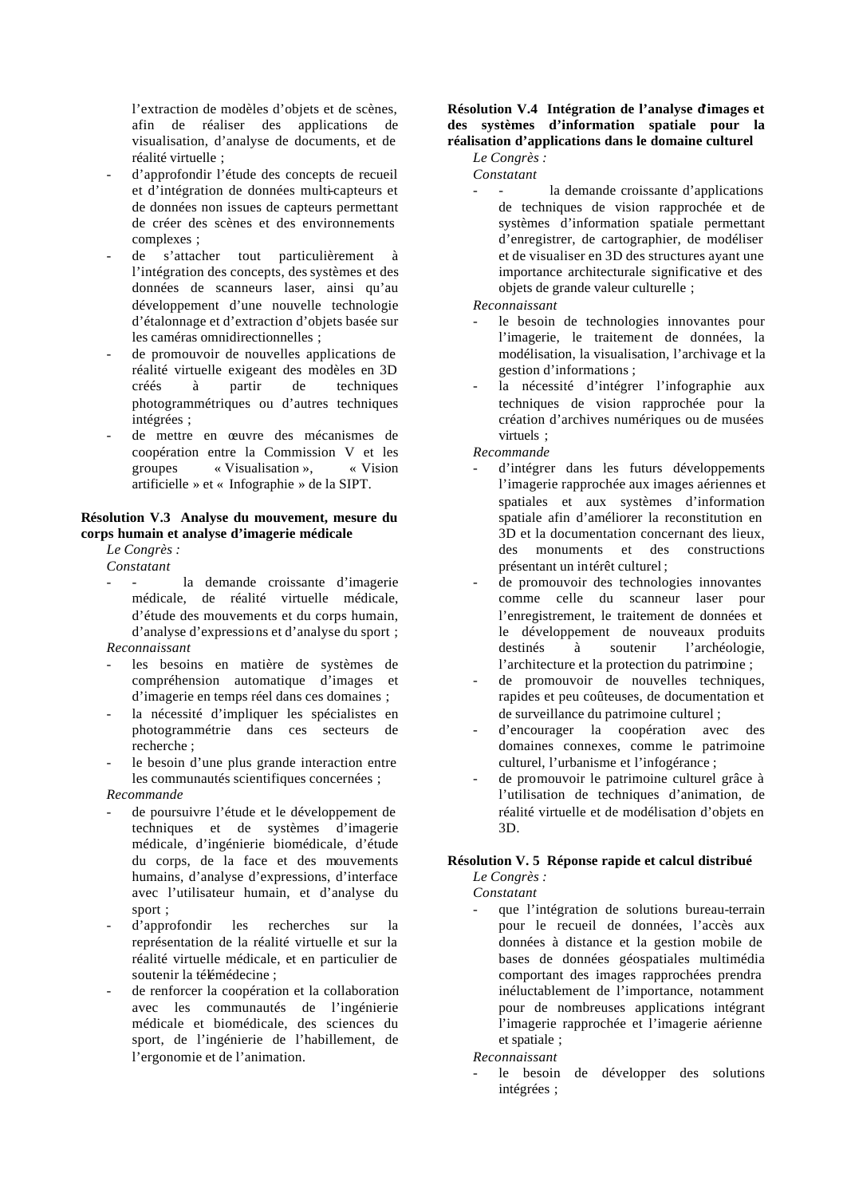l'extraction de modèles d'objets et de scènes, afin de réaliser des applications de visualisation, d'analyse de documents, et de réalité virtuelle ;

- d'approfondir l'étude des concepts de recueil et d'intégration de données multi-capteurs et de données non issues de capteurs permettant de créer des scènes et des environnements complexes ;
- de s'attacher tout particulièrement à l'intégration des concepts, des systèmes et des données de scanneurs laser, ainsi qu'au développement d'une nouvelle technologie d'étalonnage et d'extraction d'objets basée sur les caméras omnidirectionnelles ;
- de promouvoir de nouvelles applications de réalité virtuelle exigeant des modèles en 3D créés à partir de techniques photogrammétriques ou d'autres techniques intégrées ;
- de mettre en œuvre des mécanismes de coopération entre la Commission V et les groupes « Visualisation », « Vision artificielle » et « Infographie » de la SIPT.

**Résolution V.3 Analyse du mouvement, mesure du corps humain et analyse d'imagerie médicale**

*Le Congrès :*

*Constatant*

- la demande croissante d'imagerie médicale, de réalité virtuelle médicale, d'étude des mouvements et du corps humain, d'analyse d'expressions et d'analyse du sport ;

*Reconnaissant*

- les besoins en matière de systèmes de compréhension automatique d'images et d'imagerie en temps réel dans ces domaines ;
- la nécessité d'impliquer les spécialistes en photogrammétrie dans ces secteurs de recherche ;
- le besoin d'une plus grande interaction entre les communautés scientifiques concernées ;

*Recommande*

- de poursuivre l'étude et le développement de techniques et de systèmes d'imagerie médicale, d'ingénierie biomédicale, d'étude du corps, de la face et des mouvements humains, d'analyse d'expressions, d'interface avec l'utilisateur humain, et d'analyse du sport ;
- d'approfondir les recherches sur la représentation de la réalité virtuelle et sur la réalité virtuelle médicale, et en particulier de soutenir la télémédecine ;
- de renforcer la coopération et la collaboration avec les communautés de l'ingénierie médicale et biomédicale, des sciences du sport, de l'ingénierie de l'habillement, de l'ergonomie et de l'animation.

**Résolution V.4 Intégration de l'analyse d'images et des systèmes d'information spatiale pour la réalisation d'applications dans le domaine culturel**

*Le Congrès :*

*Constatant*

- la demande croissante d'applications de techniques de vision rapprochée et de systèmes d'information spatiale permettant d'enregistrer, de cartographier, de modéliser et de visualiser en 3D des structures ayant une importance architecturale significative et des objets de grande valeur culturelle ;

*Reconnaissant*

- le besoin de technologies innovantes pour l'imagerie, le traitement de données, la modélisation, la visualisation, l'archivage et la gestion d'informations ;
- la nécessité d'intégrer l'infographie aux techniques de vision rapprochée pour la création d'archives numériques ou de musées virtuels ;

*Recommande*

- d'intégrer dans les futurs développements l'imagerie rapprochée aux images aériennes et spatiales et aux systèmes d'information spatiale afin d'améliorer la reconstitution en 3D et la documentation concernant des lieux, des monuments et des constructions présentant un intérêt culturel ;
- de promouvoir des technologies innovantes comme celle du scanneur laser pour l'enregistrement, le traitement de données et le développement de nouveaux produits destinés à soutenir l'archéologie, l'architecture et la protection du patrimoine ;
- de promouvoir de nouvelles techniques, rapides et peu coûteuses, de documentation et de surveillance du patrimoine culturel ;
- d'encourager la coopération avec des domaines connexes, comme le patrimoine culturel, l'urbanisme et l'infogérance ;
- de promouvoir le patrimoine culturel grâce à l'utilisation de techniques d'animation, de réalité virtuelle et de modélisation d'objets en 3D.

**Résolution V. 5 Réponse rapide et calcul distribué**

*Le Congrès :*

*Constatant*

- que l'intégration de solutions bureau-terrain pour le recueil de données, l'accès aux données à distance et la gestion mobile de bases de données géospatiales multimédia comportant des images rapprochées prendra inéluctablement de l'importance, notamment pour de nombreuses applications intégrant l'imagerie rapprochée et l'imagerie aérienne et spatiale ;

*Reconnaissant*

- le besoin de développer des solutions intégrées ;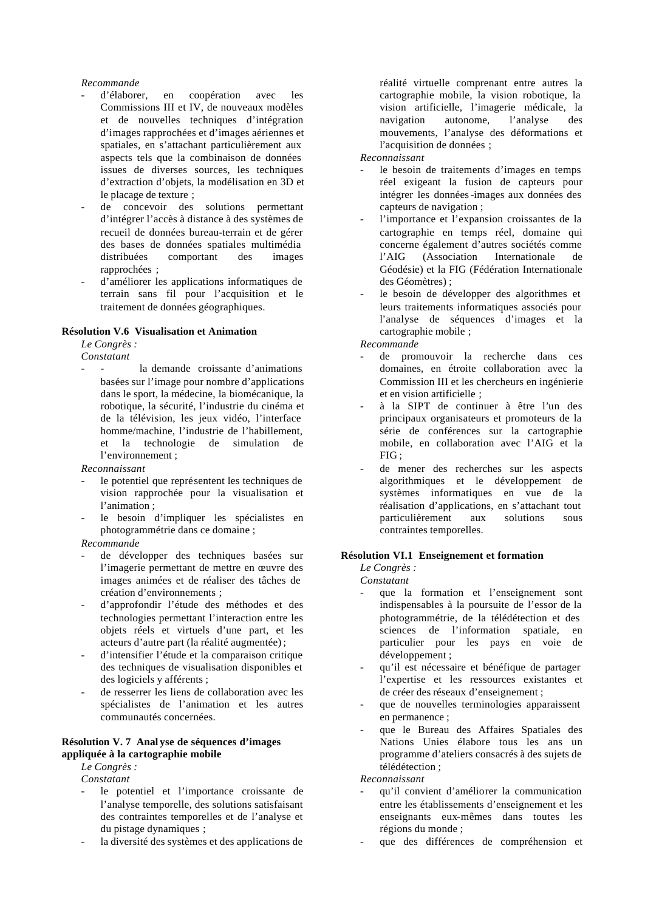*Recommande*

- d'élaborer, en coopération avec les Commissions III et IV, de nouveaux modèles et de nouvelles techniques d'intégration d'images rapprochées et d'images aériennes et spatiales, en s'attachant particulièrement aux aspects tels que la combinaison de données issues de diverses sources, les techniques d'extraction d'objets, la modélisation en 3D et le placage de texture ;
- de concevoir des solutions permettant d'intégrer l'accès à distance à des systèmes de recueil de données bureau-terrain et de gérer des bases de données spatiales multimédia distribuées comportant des images rapprochées ;
- d'améliorer les applications informatiques de terrain sans fil pour l'acquisition et le traitement de données géographiques.

**Résolution V.6 Visualisation et Animation**

*Le Congrès :*

*Constatant*

- - la demande croissante d'animations basées sur l'image pour nombre d'applications dans le sport, la médecine, la biomécanique, la robotique, la sécurité, l'industrie du cinéma et de la télévision, les jeux vidéo, l'interface homme/machine, l'industrie de l'habillement, et la technologie de simulation de l'environnement ;

*Reconnaissant*

- le potentiel que représentent les techniques de vision rapprochée pour la visualisation et l'animation ;
- le besoin d'impliquer les spécialistes en photogrammétrie dans ce domaine ;

*Recommande*

- de développer des techniques basées sur l'imagerie permettant de mettre en œuvre des images animées et de réaliser des tâches de création d'environnements ;
- d'approfondir l'étude des méthodes et des technologies permettant l'interaction entre les objets réels et virtuels d'une part, et les acteurs d'autre part (la réalité augmentée) ;
- d'intensifier l'étude et la comparaison critique des techniques de visualisation disponibles et des logiciels y afférents ;
- de resserrer les liens de collaboration avec les spécialistes de l'animation et les autres communautés concernées.

**Résolution V. 7 Analyse de séquences d'images appliquée à la cartographie mobile**

*Le Congrès :*

*Constatant*

- le potentiel et l'importance croissante de l'analyse temporelle, des solutions satisfaisant des contraintes temporelles et de l'analyse et du pistage dynamiques ;
- la diversité des systèmes et des applications de réalité virtuelle comprenant entre autres la cartographie mobile, la vision robotique, la vision artificielle, l'imagerie médicale, la navigation autonome, l'analyse des mouvements, l'analyse des déformations et l'acquisition de données ;

*Reconnaissant*

- le besoin de traitements d'images en temps réel exigeant la fusion de capteurs pour intégrer les données-images aux données des capteurs de navigation ;
- l'importance et l'expansion croissantes de la cartographie en temps réel, domaine qui concerne également d'autres sociétés comme l'AIG (Association Internationale de Géodésie) et la FIG (Fédération Internationale des Géomètres) ;
- le besoin de développer des algorithmes et leurs traitements informatiques associés pour l'analyse de séquences d'images et la cartographie mobile ;

*Recommande*

- de promouvoir la recherche dans ces domaines, en étroite collaboration avec la Commission III et les chercheurs en ingénierie et en vision artificielle ;
- à la SIPT de continuer à être l'un des principaux organisateurs et promoteurs de la série de conférences sur la cartographie mobile, en collaboration avec l'AIG et la FIG ;
- de mener des recherches sur les aspects algorithmiques et le développement de systèmes informatiques en vue de la réalisation d'applications, en s'attachant tout particulièrement aux solutions sous contraintes temporelles.

**Résolution VI.1 Enseignement et formation**

*Le Congrès :*

*Constatant*

- que la formation et l'enseignement sont indispensables à la poursuite de l'essor de la photogrammétrie, de la télédétection et des sciences de l'information spatiale, en particulier pour les pays en voie de développement ;
- qu'il est nécessaire et bénéfique de partager l'expertise et les ressources existantes et de créer des réseaux d'enseignement ;
- que de nouvelles terminologies apparaissent en permanence ;
- que le Bureau des Affaires Spatiales des Nations Unies élabore tous les ans un programme d'ateliers consacrés à des sujets de télédétection ;

*Reconnaissant*

- qu'il convient d'améliorer la communication entre les établissements d'enseignement et les enseignants eux-mêmes dans toutes les régions du monde ;
- que des différences de compréhension et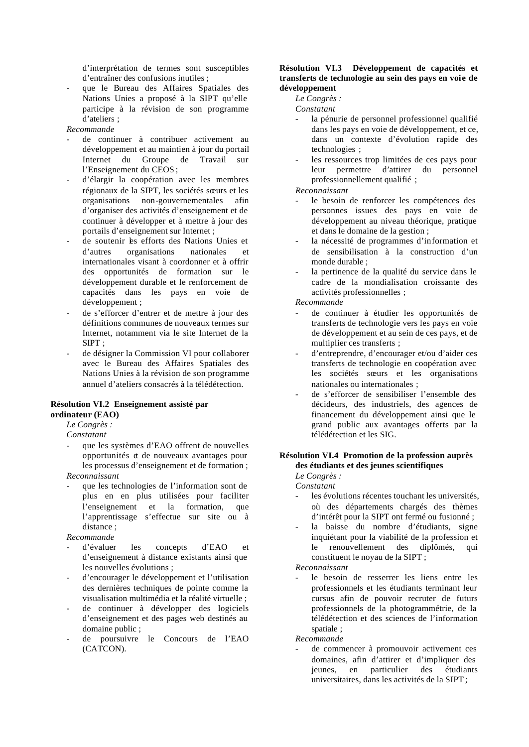d'interprétation de termes sont susceptibles d'entraîner des confusions inutiles ;

- que le Bureau des Affaires Spatiales des Nations Unies a proposé à la SIPT qu'elle participe à la révision de son programme d'ateliers ;

*Recommande*

- de continuer à contribuer activement au développement et au maintien à jour du portail Internet du Groupe de Travail sur l'Enseignement du CEOS ;
- d'élargir la coopération avec les membres régionaux de la SIPT, les sociétés sœurs et les organisations non-gouvernementales afin d'organiser des activités d'enseignement et de continuer à développer et à mettre à jour des portails d'enseignement sur Internet ;
- de soutenir les efforts des Nations Unies et d'autres organisations nationales et internationales visant à coordonner et à offrir des opportunités de formation sur le développement durable et le renforcement de capacités dans les pays en voie de développement ;
- de s'efforcer d'entrer et de mettre à jour des définitions communes de nouveaux termes sur Internet, notamment via le site Internet de la SIPT ;
- de désigner la Commission VI pour collaborer avec le Bureau des Affaires Spatiales des Nations Unies à la révision de son programme annuel d'ateliers consacrés à la télédétection.

**Résolution VI.2 Enseignement assisté par ordinateur (EAO)**

*Le Congrès :*

*Constatant*

- que les systèmes d'EAO offrent de nouvelles opportunités et de nouveaux avantages pour les processus d'enseignement et de formation ;

*Reconnaissant*

- que les technologies de l'information sont de plus en en plus utilisées pour faciliter l'enseignement et la formation, que l'apprentissage s'effectue sur site ou à distance ;

*Recommande*

- d'évaluer les concepts d'EAO et d'enseignement à distance existants ainsi que les nouvelles évolutions ;
- d'encourager le développement et l'utilisation des dernières techniques de pointe comme la visualisation multimédia et la réalité virtuelle ;
- de continuer à développer des logiciels d'enseignement et des pages web destinés au domaine public ;
- de poursuivre le Concours de l'EAO (CATCON).

**Résolution VI.3 Développement de capacités et transferts de technologie au sein des pays en voie de développement**

*Le Congrès :*

*Constatant*

- la pénurie de personnel professionnel qualifié dans les pays en voie de développement, et ce, dans un contexte d'évolution rapide des technologies ;
- les ressources trop limitées de ces pays pour leur permettre d'attirer du personnel professionnellement qualifié ;

*Reconnaissant*

- le besoin de renforcer les compétences des personnes issues des pays en voie de développement au niveau théorique, pratique et dans le domaine de la gestion ;
- la nécessité de programmes d'information et de sensibilisation à la construction d'un monde durable ;
- la pertinence de la qualité du service dans le cadre de la mondialisation croissante des activités professionnelles ;

*Recommande*

- de continuer à étudier les opportunités de transferts de technologie vers les pays en voie de développement et au sein de ces pays, et de multiplier ces transferts ;
- d'entreprendre, d'encourager et/ou d'aider ces transferts de technologie en coopération avec les sociétés sœurs et les organisations nationales ou internationales ;
- de s'efforcer de sensibiliser l'ensemble des décideurs, des industriels, des agences de financement du développement ainsi que le grand public aux avantages offerts par la télédétection et les SIG.

**Résolution VI.4 Promotion de la profession auprès des étudiants et des jeunes scientifiques**

*Le Congrès :*

*Constatant*

- les évolutions récentes touchant les universités, où des départements chargés des thèmes d'intérêt pour la SIPT ont fermé ou fusionné ;
- la baisse du nombre d'étudiants, signe inquiétant pour la viabilité de la profession et le renouvellement des diplômés, qui constituent le noyau de la SIPT ;

*Reconnaissant*

- le besoin de resserrer les liens entre les professionnels et les étudiants terminant leur cursus afin de pouvoir recruter de futurs professionnels de la photogrammétrie, de la télédétection et des sciences de l'information spatiale ;

*Recommande*

- de commencer à promouvoir activement ces domaines, afin d'attirer et d'impliquer des jeunes, en particulier des étudiants universitaires, dans les activités de la SIPT ;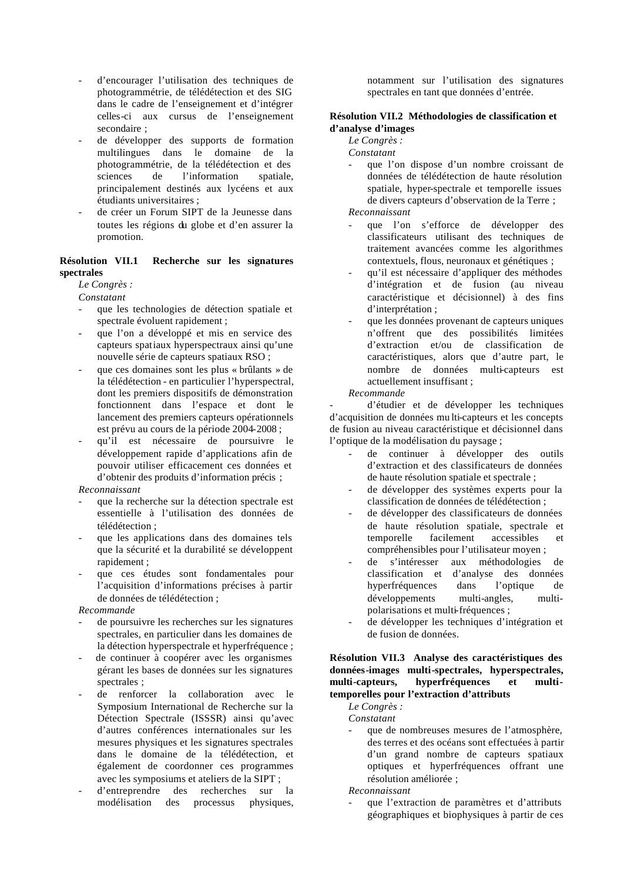- d'encourager l'utilisation des techniques de photogrammétrie, de télédétection et des SIG dans le cadre de l'enseignement et d'intégrer celles-ci aux cursus de l'enseignement secondaire ;
- de développer des supports de formation multilingues dans le domaine de la photogrammétrie, de la télédétection et des sciences de l'information spatiale, principalement destinés aux lycéens et aux étudiants universitaires ;
- de créer un Forum SIPT de la Jeunesse dans toutes les régions du globe et d'en assurer la promotion.

**Résolution VII.1 Recherche sur les signatures spectrales**

*Le Congrès :*

*Constatant*

- que les technologies de détection spatiale et spectrale évoluent rapidement ;
- que l'on a développé et mis en service des capteurs spatiaux hyperspectraux ainsi qu'une nouvelle série de capteurs spatiaux RSO ;
- que ces domaines sont les plus « brûlants » de la télédétection - en particulier l'hyperspectral, dont les premiers dispositifs de démonstration fonctionnent dans l'espace et dont le lancement des premiers capteurs opérationnels est prévu au cours de la période 2004-2008 ;
- qu'il est nécessaire de poursuivre le développement rapide d'applications afin de pouvoir utiliser efficacement ces données et d'obtenir des produits d'information précis ;

*Reconnaissant*

- que la recherche sur la détection spectrale est essentielle à l'utilisation des données de télédétection ;
- que les applications dans des domaines tels que la sécurité et la durabilité se développent rapidement ;
- que ces études sont fondamentales pour l'acquisition d'informations précises à partir de données de télédétection ;

*Recommande*

- de poursuivre les recherches sur les signatures spectrales, en particulier dans les domaines de la détection hyperspectrale et hyperfréquence ;
- de continuer à coopérer avec les organismes gérant les bases de données sur les signatures spectrales ;
- de renforcer la collaboration avec le Symposium International de Recherche sur la Détection Spectrale (ISSSR) ainsi qu'avec d'autres conférences internationales sur les mesures physiques et les signatures spectrales dans le domaine de la télédétection, et également de coordonner ces programmes avec les symposiums et ateliers de la SIPT ;
- d'entreprendre des recherches sur la modélisation des processus physiques, notamment sur l'utilisation des signatures spectrales en tant que données d'entrée.

**Résolution VII.2 Méthodologies de classification et d'analyse d'images**

*Le Congrès :*

*Constatant*

- que l'on dispose d'un nombre croissant de données de télédétection de haute résolution spatiale, hyper-spectrale et temporelle issues de divers capteurs d'observation de la Terre ;

*Reconnaissant*

- que l'on s'efforce de développer des classificateurs utilisant des techniques de traitement avancées comme les algorithmes contextuels, flous, neuronaux et génétiques ;
- qu'il est nécessaire d'appliquer des méthodes d'intégration et de fusion (au niveau caractéristique et décisionnel) à des fins d'interprétation ;
- que les données provenant de capteurs uniques n'offrent que des possibilités limitées d'extraction et/ou de classification de caractéristiques, alors que d'autre part, le nombre de données multi-capteurs est actuellement insuffisant ;

*Recommande*

- d'étudier et de développer les techniques d'acquisition de données multi-capteurs et les concepts de fusion au niveau caractéristique et décisionnel dans l'optique de la modélisation du paysage ;
- de continuer à développer des outils d'extraction et des classificateurs de données de haute résolution spatiale et spectrale ;
- de développer des systèmes experts pour la classification de données de télédétection ;
- de développer des classificateurs de données de haute résolution spatiale, spectrale et temporelle facilement accessibles et compréhensibles pour l'utilisateur moyen ;
- de s'intéresser aux méthodologies de classification et d'analyse des données hyperfréquences dans l'optique de développements multi-angles, multi-polarisations et multi-fréquences ;
- de développer les techniques d'intégration et de fusion de données.

**Résolution VII.3 Analyse des caractéristiques des données-images multi-spectrales, hyperspectrales, multi-capteurs, hyperfréquences et multi-temporelles pour l'extraction d'attributs**

*Le Congrès :*

*Constatant*

- que de nombreuses mesures de l'atmosphère, des terres et des océans sont effectuées à partir d'un grand nombre de capteurs spatiaux optiques et hyperfréquences offrant une résolution améliorée ;

*Reconnaissant*

- que l'extraction de paramètres et d'attributs géographiques et biophysiques à partir de ces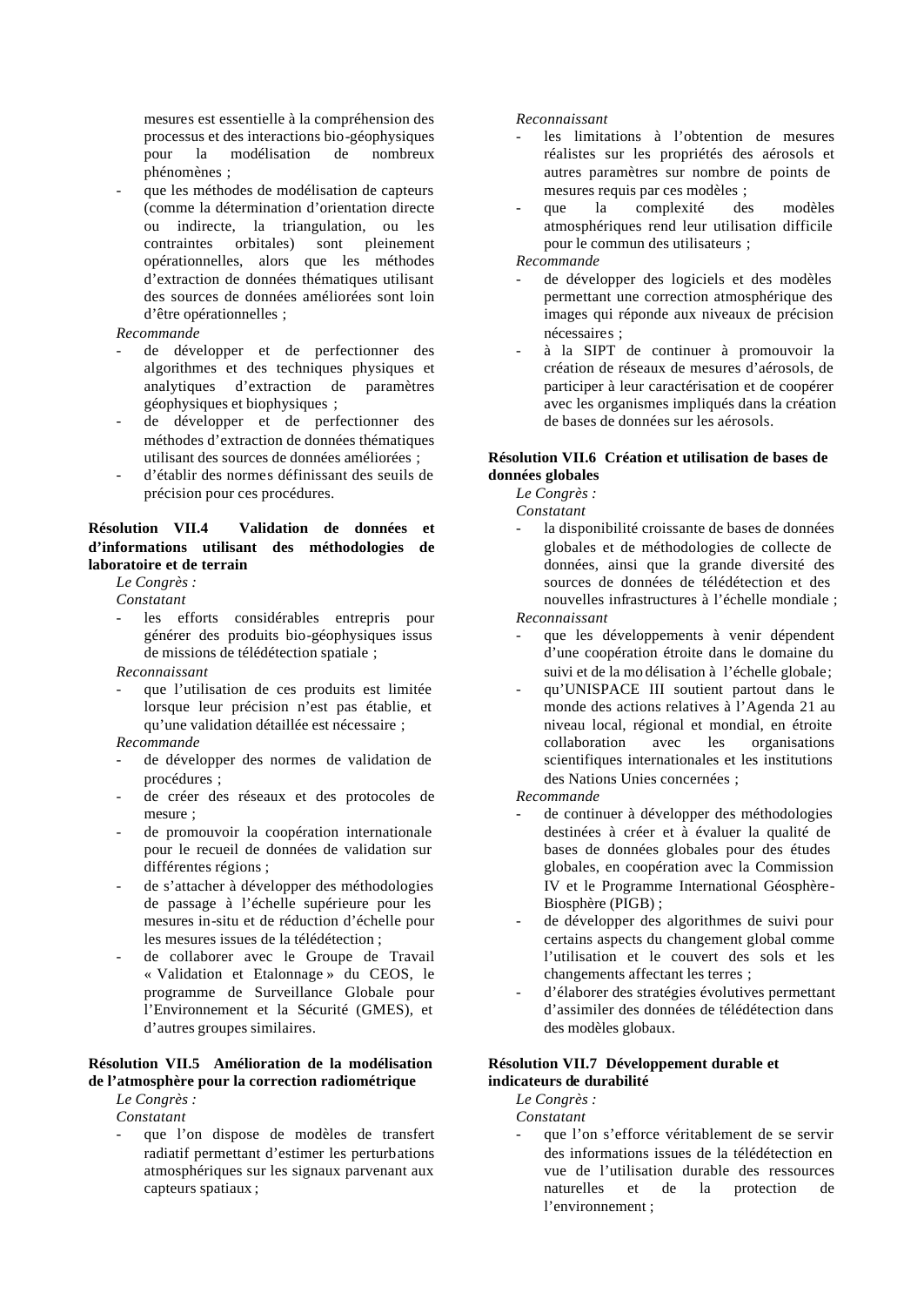mesures est essentielle à la compréhension des processus et des interactions bio-géophysiques pour la modélisation de nombreux phénomènes ;

- que les méthodes de modélisation de capteurs (comme la détermination d'orientation directe ou indirecte, la triangulation, ou les contraintes orbitales) sont pleinement opérationnelles, alors que les méthodes d'extraction de données thématiques utilisant des sources de données améliorées sont loin d'être opérationnelles ;

*Recommande*

- de développer et de perfectionner des algorithmes et des techniques physiques et analytiques d'extraction de paramètres géophysiques et biophysiques ;
- de développer et de perfectionner des méthodes d'extraction de données thématiques utilisant des sources de données améliorées ;
- d'établir des normes définissant des seuils de précision pour ces procédures.

**Résolution VII.4 Validation de données et d'informations utilisant des méthodologies de laboratoire et de terrain**

*Le Congrès :*

*Constatant*

- les efforts considérables entrepris pour générer des produits bio-géophysiques issus de missions de télédétection spatiale ;

*Reconnaissant*

- que l'utilisation de ces produits est limitée lorsque leur précision n'est pas établie, et qu'une validation détaillée est nécessaire ;

*Recommande*

- de développer des normes de validation de procédures ;
- de créer des réseaux et des protocoles de mesure ;
- de promouvoir la coopération internationale pour le recueil de données de validation sur différentes régions ;
- de s'attacher à développer des méthodologies de passage à l'échelle supérieure pour les mesures in-situ et de réduction d'échelle pour les mesures issues de la télédétection ;
- de collaborer avec le Groupe de Travail « Validation et Etalonnage » du CEOS, le programme de Surveillance Globale pour l'Environnement et la Sécurité (GMES), et d'autres groupes similaires.

**Résolution VII.5 Amélioration de la modélisation de l'atmosphère pour la correction radiométrique**

*Le Congrès :*

*Constatant*

- que l'on dispose de modèles de transfert radiatif permettant d'estimer les perturbations atmosphériques sur les signaux parvenant aux capteurs spatiaux ;

*Reconnaissant*

- les limitations à l'obtention de mesures réalistes sur les propriétés des aérosols et autres paramètres sur nombre de points de mesures requis par ces modèles ;
- que la complexité des modèles atmosphériques rend leur utilisation difficile pour le commun des utilisateurs ;

*Recommande*

- de développer des logiciels et des modèles permettant une correction atmosphérique des images qui réponde aux niveaux de précision nécessaires ;
- à la SIPT de continuer à promouvoir la création de réseaux de mesures d'aérosols, de participer à leur caractérisation et de coopérer avec les organismes impliqués dans la création de bases de données sur les aérosols.

**Résolution VII.6 Création et utilisation de bases de données globales**

*Le Congrès :*

*Constatant*

- la disponibilité croissante de bases de données globales et de méthodologies de collecte de données, ainsi que la grande diversité des sources de données de télédétection et des nouvelles infrastructures à l'échelle mondiale ;

*Reconnaissant*

- que les développements à venir dépendent d'une coopération étroite dans le domaine du suivi et de la modélisation à l'échelle globale ;
- qu'UNISPACE III soutient partout dans le monde des actions relatives à l'Agenda 21 au niveau local, régional et mondial, en étroite collaboration avec les organisations scientifiques internationales et les institutions des Nations Unies concernées ;

*Recommande*

- de continuer à développer des méthodologies destinées à créer et à évaluer la qualité de bases de données globales pour des études globales, en coopération avec la Commission IV et le Programme International Géosphère-Biosphère (PIGB) ;
- de développer des algorithmes de suivi pour certains aspects du changement global comme l'utilisation et le couvert des sols et les changements affectant les terres ;
- d'élaborer des stratégies évolutives permettant d'assimiler des données de télédétection dans des modèles globaux.

**Résolution VII.7 Développement durable et indicateurs de durabilité**

*Le Congrès :*

*Constatant*

- que l'on s'efforce véritablement de se servir des informations issues de la télédétection en vue de l'utilisation durable des ressources naturelles et de la protection de l'environnement ;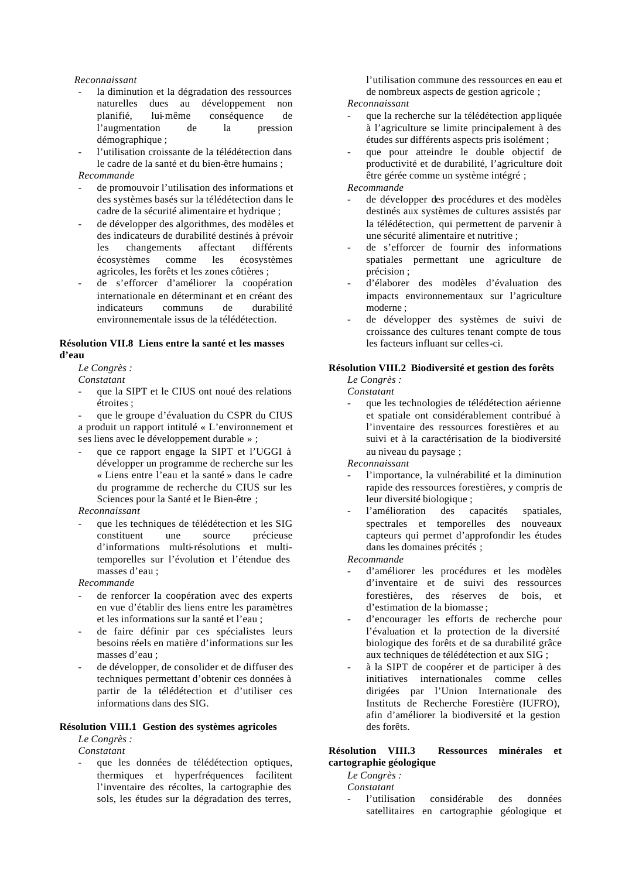*Reconnaissant*

- la diminution et la dégradation des ressources naturelles dues au développement non planifié, lui-même conséquence de l'augmentation de la pression démographique ;
- l'utilisation croissante de la télédétection dans le cadre de la santé et du bien-être humains ;

*Recommande*

- de promouvoir l'utilisation des informations et des systèmes basés sur la télédétection dans le cadre de la sécurité alimentaire et hydrique ;
- de développer des algorithmes, des modèles et des indicateurs de durabilité destinés à prévoir les changements affectant différents écosystèmes comme les écosystèmes agricoles, les forêts et les zones côtières ;
- de s'efforcer d'améliorer la coopération internationale en déterminant et en créant des indicateurs communs de durabilité environnementale issus de la télédétection.

**Résolution VII.8 Liens entre la santé et les masses d'eau**

*Le Congrès :*

*Constatant*

- que la SIPT et le CIUS ont noué des relations étroites ;
- que le groupe d'évaluation du CSPR du CIUS a produit un rapport intitulé « L'environnement et ses liens avec le développement durable » ;
- que ce rapport engage la SIPT et l'UGGI à développer un programme de recherche sur les « Liens entre l'eau et la santé » dans le cadre du programme de recherche du CIUS sur les Sciences pour la Santé et le Bien-être ;

*Reconnaissant*

- que les techniques de télédétection et les SIG constituent une source précieuse d'informations multi-résolutions et multi-temporelles sur l'évolution et l'étendue des masses d'eau ;

*Recommande*

- de renforcer la coopération avec des experts en vue d'établir des liens entre les paramètres et les informations sur la santé et l'eau ;
- de faire définir par ces spécialistes leurs besoins réels en matière d'informations sur les masses d'eau ;
- de développer, de consolider et de diffuser des techniques permettant d'obtenir ces données à partir de la télédétection et d'utiliser ces informations dans des SIG.

**Résolution VIII.1 Gestion des systèmes agricoles**

*Le Congrès :*

*Constatant*

- que les données de télédétection optiques, thermiques et hyperfréquences facilitent l'inventaire des récoltes, la cartographie des sols, les études sur la dégradation des terres, l'utilisation commune des ressources en eau et de nombreux aspects de gestion agricole ;

*Reconnaissant*

- que la recherche sur la télédétection appliquée à l'agriculture se limite principalement à des études sur différents aspects pris isolément ;
- que pour atteindre le double objectif de productivité et de durabilité, l'agriculture doit être gérée comme un système intégré ;

*Recommande*

- de développer des procédures et des modèles destinés aux systèmes de cultures assistés par la télédétection, qui permettent de parvenir à une sécurité alimentaire et nutritive ;
- de s'efforcer de fournir des informations spatiales permettant une agriculture de précision ;
- d'élaborer des modèles d'évaluation des impacts environnementaux sur l'agriculture moderne ;
- de développer des systèmes de suivi de croissance des cultures tenant compte de tous les facteurs influant sur celles-ci.

**Résolution VIII.2 Biodiversité et gestion des forêts**

*Le Congrès :*

*Constatant*

- que les technologies de télédétection aérienne et spatiale ont considérablement contribué à l'inventaire des ressources forestières et au suivi et à la caractérisation de la biodiversité au niveau du paysage ;

*Reconnaissant*

- l'importance, la vulnérabilité et la diminution rapide des ressources forestières, y compris de leur diversité biologique ;
- l'amélioration des capacités spatiales, spectrales et temporelles des nouveaux capteurs qui permet d'approfondir les études dans les domaines précités ;

*Recommande*

- d'améliorer les procédures et les modèles d'inventaire et de suivi des ressources forestières, des réserves de bois, et d'estimation de la biomasse ;
- d'encourager les efforts de recherche pour l'évaluation et la protection de la diversité biologique des forêts et de sa durabilité grâce aux techniques de télédétection et aux SIG ;
- à la SIPT de coopérer et de participer à des initiatives internationales comme celles dirigées par l'Union Internationale des Instituts de Recherche Forestière (IUFRO), afin d'améliorer la biodiversité et la gestion des forêts.

**Résolution VIII.3 Ressources minérales et cartographie géologique**

*Le Congrès :*

*Constatant*

- l'utilisation considérable des données satellitaires en cartographie géologique et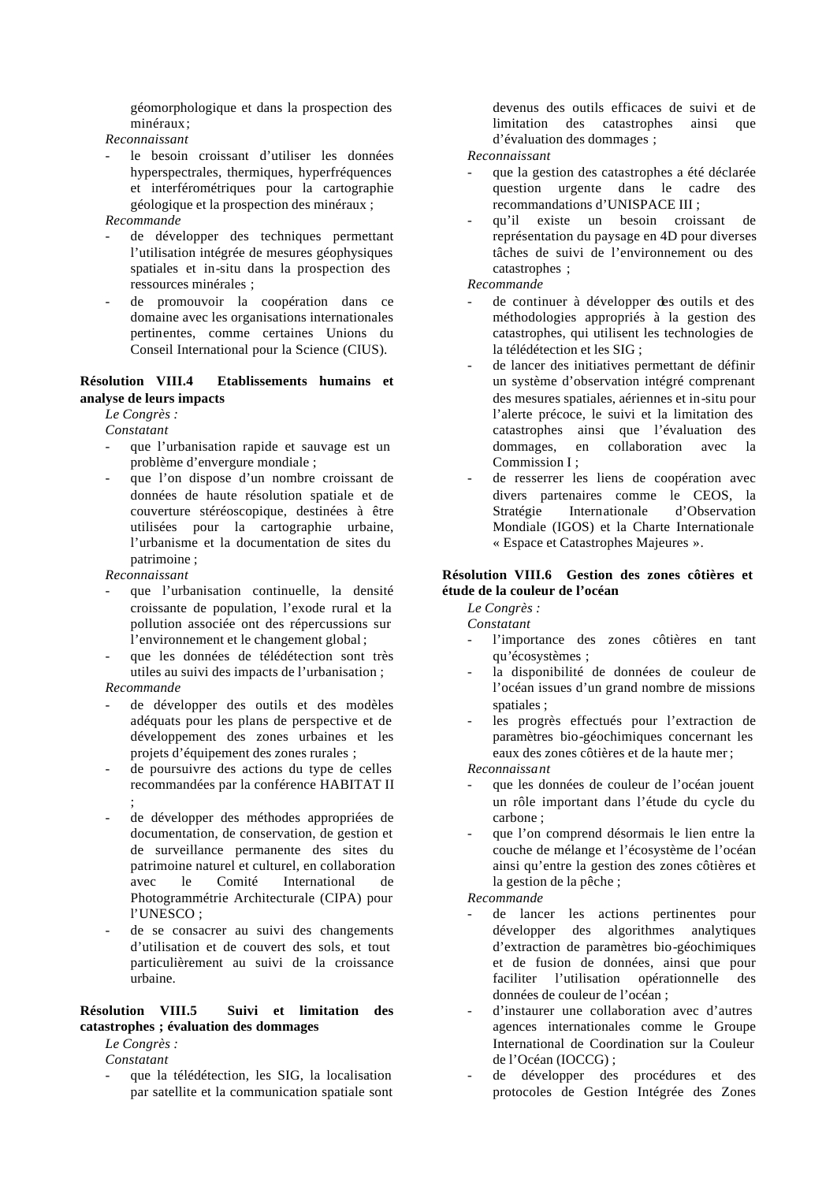géomorphologique et dans la prospection des minéraux;

*Reconnaissant*

- le besoin croissant d'utiliser les données hyperspectrales, thermiques, hyperfréquences et interférométriques pour la cartographie géologique et la prospection des minéraux ;

*Recommande*

- de développer des techniques permettant l'utilisation intégrée de mesures géophysiques spatiales et in-situ dans la prospection des ressources minérales ;
- de promouvoir la coopération dans ce domaine avec les organisations internationales pertinentes, comme certaines Unions du Conseil International pour la Science (CIUS).

**Résolution VIII.4 Etablissements humains et analyse de leurs impacts**

*Le Congrès :*

*Constatant*

- que l'urbanisation rapide et sauvage est un problème d'envergure mondiale ;
- que l'on dispose d'un nombre croissant de données de haute résolution spatiale et de couverture stéréoscopique, destinées à être utilisées pour la cartographie urbaine, l'urbanisme et la documentation de sites du patrimoine ;

*Reconnaissant*

- que l'urbanisation continuelle, la densité croissante de population, l'exode rural et la pollution associée ont des répercussions sur l'environnement et le changement global ;
- que les données de télédétection sont très utiles au suivi des impacts de l'urbanisation ;

*Recommande*

- de développer des outils et des modèles adéquats pour les plans de perspective et de développement des zones urbaines et les projets d'équipement des zones rurales ;
- de poursuivre des actions du type de celles recommandées par la conférence HABITAT II ;
- de développer des méthodes appropriées de documentation, de conservation, de gestion et de surveillance permanente des sites du patrimoine naturel et culturel, en collaboration avec le Comité International de Photogrammétrie Architecturale (CIPA) pour l'UNESCO ;
- de se consacrer au suivi des changements d'utilisation et de couvert des sols, et tout particulièrement au suivi de la croissance urbaine.

**Résolution VIII.5 Suivi et limitation des catastrophes ; évaluation des dommages**

*Le Congrès :*

*Constatant*

- que la télédétection, les SIG, la localisation par satellite et la communication spatiale sont devenus des outils efficaces de suivi et de limitation des catastrophes ainsi que d'évaluation des dommages ;

*Reconnaissant*

- que la gestion des catastrophes a été déclarée question urgente dans le cadre des recommandations d'UNISPACE III ;
- qu'il existe un besoin croissant de représentation du paysage en 4D pour diverses tâches de suivi de l'environnement ou des catastrophes ;

*Recommande*

- de continuer à développer des outils et des méthodologies appropriés à la gestion des catastrophes, qui utilisent les technologies de la télédétection et les SIG ;
- de lancer des initiatives permettant de définir un système d'observation intégré comprenant des mesures spatiales, aériennes et in-situ pour l'alerte précoce, le suivi et la limitation des catastrophes ainsi que l'évaluation des dommages, en collaboration avec la Commission I ;
- de resserrer les liens de coopération avec divers partenaires comme le CEOS, la Stratégie Internationale d'Observation Mondiale (IGOS) et la Charte Internationale « Espace et Catastrophes Majeures ».

**Résolution VIII.6 Gestion des zones côtières et étude de la couleur de l'océan**

*Le Congrès :*

*Constatant*

- l'importance des zones côtières en tant qu'écosystèmes ;
- la disponibilité de données de couleur de l'océan issues d'un grand nombre de missions spatiales ;
- les progrès effectués pour l'extraction de paramètres bio-géochimiques concernant les eaux des zones côtières et de la haute mer ;

*Reconnaissant*

- que les données de couleur de l'océan jouent un rôle important dans l'étude du cycle du carbone ;
- que l'on comprend désormais le lien entre la couche de mélange et l'écosystème de l'océan ainsi qu'entre la gestion des zones côtières et la gestion de la pêche ;

*Recommande*

- de lancer les actions pertinentes pour développer des algorithmes analytiques d'extraction de paramètres bio-géochimiques et de fusion de données, ainsi que pour faciliter l'utilisation opérationnelle des données de couleur de l'océan ;
- d'instaurer une collaboration avec d'autres agences internationales comme le Groupe International de Coordination sur la Couleur de l'Océan (IOCCG) ;
- de développer des procédures et des protocoles de Gestion Intégrée des Zones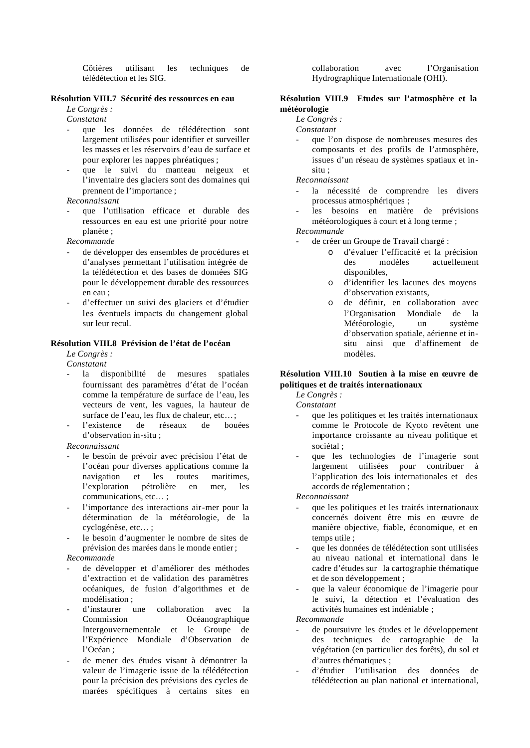Côtières utilisant les techniques de télédétection et les SIG.

**Résolution VIII.7 Sécurité des ressources en eau**

*Le Congrès :*

*Constatant*

- que les données de télédétection sont largement utilisées pour identifier et surveiller les masses et les réservoirs d'eau de surface et pour explorer les nappes phréatiques ;
- que le suivi du manteau neigeux et l'inventaire des glaciers sont des domaines qui prennent de l'importance ;

*Reconnaissant*

- que l'utilisation efficace et durable des ressources en eau est une priorité pour notre planète ;

*Recommande*

- de développer des ensembles de procédures et d'analyses permettant l'utilisation intégrée de la télédétection et des bases de données SIG pour le développement durable des ressources en eau ;
- d'effectuer un suivi des glaciers et d'étudier les éventuels impacts du changement global sur leur recul.

**Résolution VIII.8 Prévision de l'état de l'océan**

*Le Congrès :*

*Constatant*

- la disponibilité de mesures spatiales fournissant des paramètres d'état de l'océan comme la température de surface de l'eau, les vecteurs de vent, les vagues, la hauteur de surface de l'eau, les flux de chaleur, etc… ;
- l'existence de réseaux de bouées d'observation in-situ ;

*Reconnaissant*

- le besoin de prévoir avec précision l'état de l'océan pour diverses applications comme la navigation et les routes maritimes, l'exploration pétrolière en mer, les communications, etc… ;
- l'importance des interactions air-mer pour la détermination de la météorologie, de la cyclogénèse, etc… ;
- le besoin d'augmenter le nombre de sites de prévision des marées dans le monde entier ;

*Recommande*

- de développer et d'améliorer des méthodes d'extraction et de validation des paramètres océaniques, de fusion d'algorithmes et de modélisation ;
- d'instaurer une collaboration avec la Commission Océanographique Intergouvernementale et le Groupe de l'Expérience Mondiale d'Observation de l'Océan ;
- de mener des études visant à démontrer la valeur de l'imagerie issue de la télédétection pour la précision des prévisions des cycles de marées spécifiques à certains sites en collaboration avec l'Organisation Hydrographique Internationale (OHI).

**Résolution VIII.9 Etudes sur l'atmosphère et la météorologie**

*Le Congrès :*

*Constatant*

- que l'on dispose de nombreuses mesures des composants et des profils de l'atmosphère, issues d'un réseau de systèmes spatiaux et in-situ ;

*Reconnaissant*

- la nécessité de comprendre les divers processus atmosphériques ;
- les besoins en matière de prévisions météorologiques à court et à long terme ;

*Recommande*

- de créer un Groupe de Travail chargé :
  - d'évaluer l'efficacité et la précision des modèles actuellement disponibles,
  - d'identifier les lacunes des moyens d'observation existants,
  - de définir, en collaboration avec l'Organisation Mondiale de la Météorologie, un système d'observation spatiale, aérienne et in-situ ainsi que d'affinement de modèles.

**Résolution VIII.10 Soutien à la mise en œuvre de politiques et de traités internationaux**

*Le Congrès :*

*Constatant*

- que les politiques et les traités internationaux comme le Protocole de Kyoto revêtent une importance croissante au niveau politique et sociétal ;
- que les technologies de l'imagerie sont largement utilisées pour contribuer à l'application des lois internationales et des accords de réglementation ;

*Reconnaissant*

- que les politiques et les traités internationaux concernés doivent être mis en œuvre de manière objective, fiable, économique, et en temps utile ;
- que les données de télédétection sont utilisées au niveau national et international dans le cadre d'études sur la cartographie thématique et de son développement ;
- que la valeur économique de l'imagerie pour le suivi, la détection et l'évaluation des activités humaines est indéniable ;

*Recommande*

- de poursuivre les études et le développement des techniques de cartographie de la végétation (en particulier des forêts), du sol et d'autres thématiques ;
- d'étudier l'utilisation des données de télédétection au plan national et international,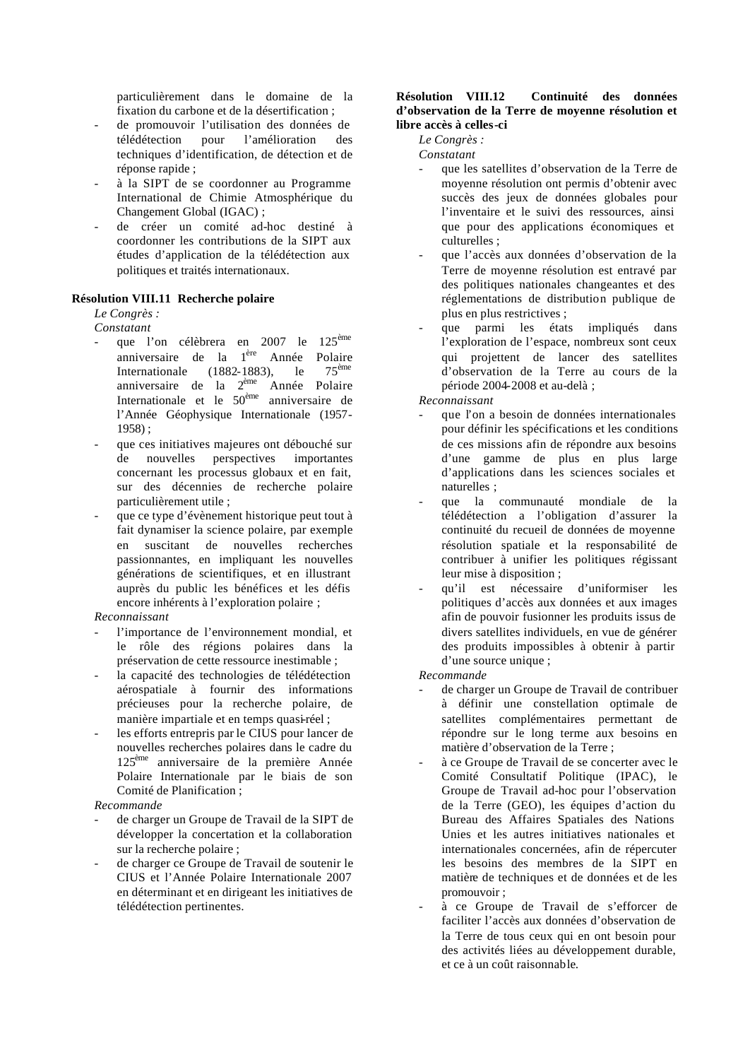particulièrement dans le domaine de la fixation du carbone et de la désertification ;
- de promouvoir l'utilisation des données de télédétection pour l'amélioration des techniques d'identification, de détection et de réponse rapide ;
- à la SIPT de se coordonner au Programme International de Chimie Atmosphérique du Changement Global (IGAC) ;
- de créer un comité ad-hoc destiné à coordonner les contributions de la SIPT aux études d'application de la télédétection aux politiques et traités internationaux.

**Résolution VIII.11 Recherche polaire**

*Le Congrès :*

*Constatant*

- que l'on célèbrera en 2007 le 125ème anniversaire de la 1ère Année Polaire Internationale (1882-1883), le 75ème anniversaire de la 2ème Année Polaire Internationale et le 50ème anniversaire de l'Année Géophysique Internationale (1957-1958) ;
- que ces initiatives majeures ont débouché sur de nouvelles perspectives importantes concernant les processus globaux et en fait, sur des décennies de recherche polaire particulièrement utile ;
- que ce type d'évènement historique peut tout à fait dynamiser la science polaire, par exemple en suscitant de nouvelles recherches passionnantes, en impliquant les nouvelles générations de scientifiques, et en illustrant auprès du public les bénéfices et les défis encore inhérents à l'exploration polaire ;

*Reconnaissant*

- l'importance de l'environnement mondial, et le rôle des régions polaires dans la préservation de cette ressource inestimable ;
- la capacité des technologies de télédétection aérospatiale à fournir des informations précieuses pour la recherche polaire, de manière impartiale et en temps quasi-réel ;
- les efforts entrepris par le CIUS pour lancer de nouvelles recherches polaires dans le cadre du 125ème anniversaire de la première Année Polaire Internationale par le biais de son Comité de Planification ;

*Recommande*

- de charger un Groupe de Travail de la SIPT de développer la concertation et la collaboration sur la recherche polaire ;
- de charger ce Groupe de Travail de soutenir le CIUS et l'Année Polaire Internationale 2007 en déterminant et en dirigeant les initiatives de télédétection pertinentes.

**Résolution VIII.12 Continuité des données d'observation de la Terre de moyenne résolution et libre accès à celles-ci**

*Le Congrès :*

*Constatant*

- que les satellites d'observation de la Terre de moyenne résolution ont permis d'obtenir avec succès des jeux de données globales pour l'inventaire et le suivi des ressources, ainsi que pour des applications économiques et culturelles ;
- que l'accès aux données d'observation de la Terre de moyenne résolution est entravé par des politiques nationales changeantes et des réglementations de distribution publique de plus en plus restrictives ;
- que parmi les états impliqués dans l'exploration de l'espace, nombreux sont ceux qui projettent de lancer des satellites d'observation de la Terre au cours de la période 2004-2008 et au-delà ;

*Reconnaissant*

- que l'on a besoin de données internationales pour définir les spécifications et les conditions de ces missions afin de répondre aux besoins d'une gamme de plus en plus large d'applications dans les sciences sociales et naturelles ;
- que la communauté mondiale de la télédétection a l'obligation d'assurer la continuité du recueil de données de moyenne résolution spatiale et la responsabilité de contribuer à unifier les politiques régissant leur mise à disposition ;
- qu'il est nécessaire d'uniformiser les politiques d'accès aux données et aux images afin de pouvoir fusionner les produits issus de divers satellites individuels, en vue de générer des produits impossibles à obtenir à partir d'une source unique ;

*Recommande*

- de charger un Groupe de Travail de contribuer à définir une constellation optimale de satellites complémentaires permettant de répondre sur le long terme aux besoins en matière d'observation de la Terre ;
- à ce Groupe de Travail de se concerter avec le Comité Consultatif Politique (IPAC), le Groupe de Travail ad-hoc pour l'observation de la Terre (GEO), les équipes d'action du Bureau des Affaires Spatiales des Nations Unies et les autres initiatives nationales et internationales concernées, afin de répercuter les besoins des membres de la SIPT en matière de techniques et de données et de les promouvoir ;
- à ce Groupe de Travail de s'efforcer de faciliter l'accès aux données d'observation de la Terre de tous ceux qui en ont besoin pour des activités liées au développement durable, et ce à un coût raisonnable.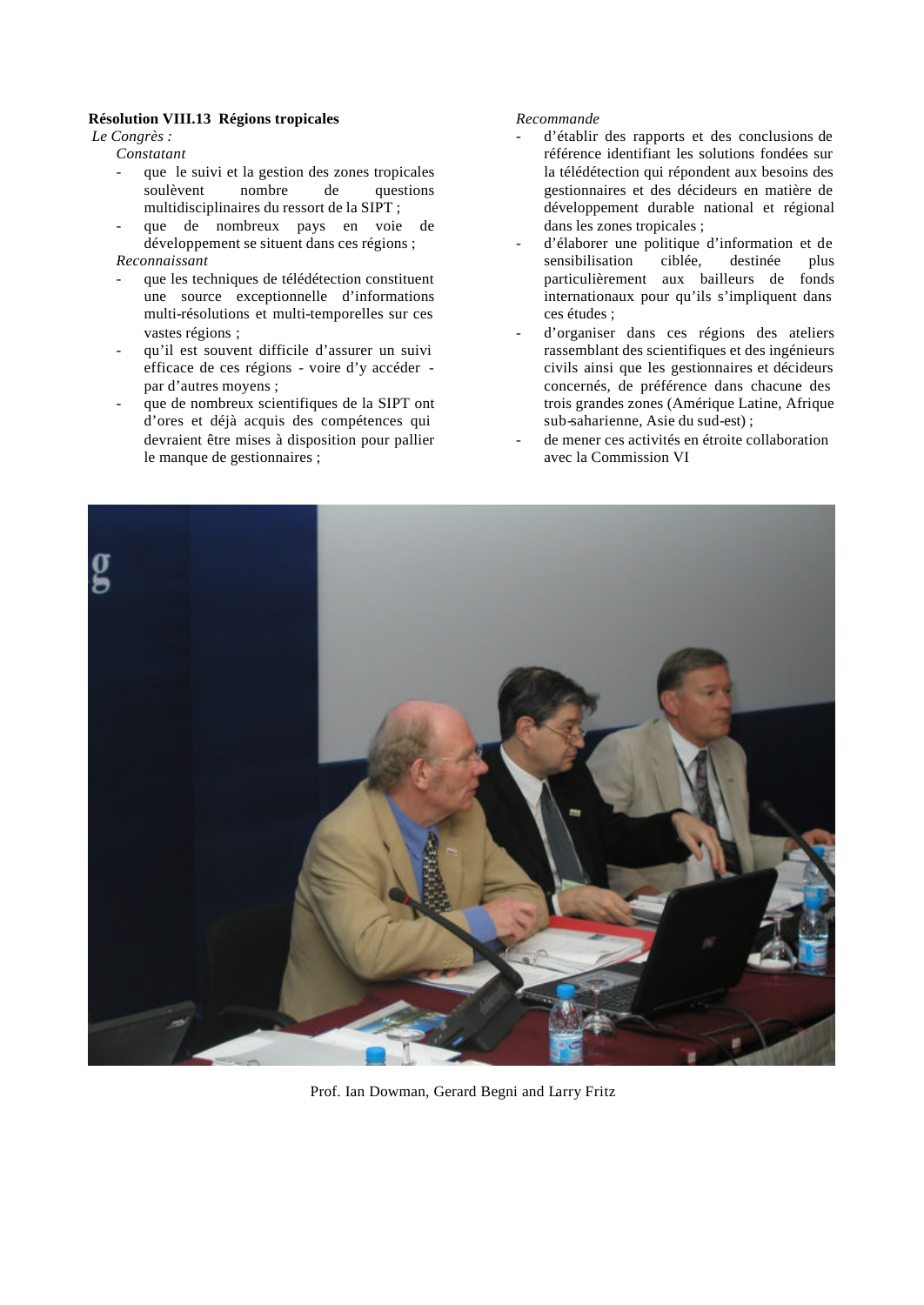**Résolution VIII.13 Régions tropicales**

*Le Congrès :*

*Constatant*

- que le suivi et la gestion des zones tropicales soulèvent nombre de questions multidisciplinaires du ressort de la SIPT ;
- que de nombreux pays en voie de développement se situent dans ces régions ;

*Reconnaissant*

- que les techniques de télédétection constituent une source exceptionnelle d'informations multi-résolutions et multi-temporelles sur ces vastes régions ;
- qu'il est souvent difficile d'assurer un suivi efficace de ces régions - voire d'y accéder - par d'autres moyens ;
- que de nombreux scientifiques de la SIPT ont d'ores et déjà acquis des compétences qui devraient être mises à disposition pour pallier le manque de gestionnaires ;

*Recommande*

- d'établir des rapports et des conclusions de référence identifiant les solutions fondées sur la télédétection qui répondent aux besoins des gestionnaires et des décideurs en matière de développement durable national et régional dans les zones tropicales ;
- d'élaborer une politique d'information et de sensibilisation ciblée, destinée plus particulièrement aux bailleurs de fonds internationaux pour qu'ils s'impliquent dans ces études ;
- d'organiser dans ces régions des ateliers rassemblant des scientifiques et des ingénieurs civils ainsi que les gestionnaires et décideurs concernés, de préférence dans chacune des trois grandes zones (Amérique Latine, Afrique sub-saharienne, Asie du sud-est) ;
- de mener ces activités en étroite collaboration avec la Commission VI

Prof. Ian Dowman, Gerard Begni and Larry Fritz